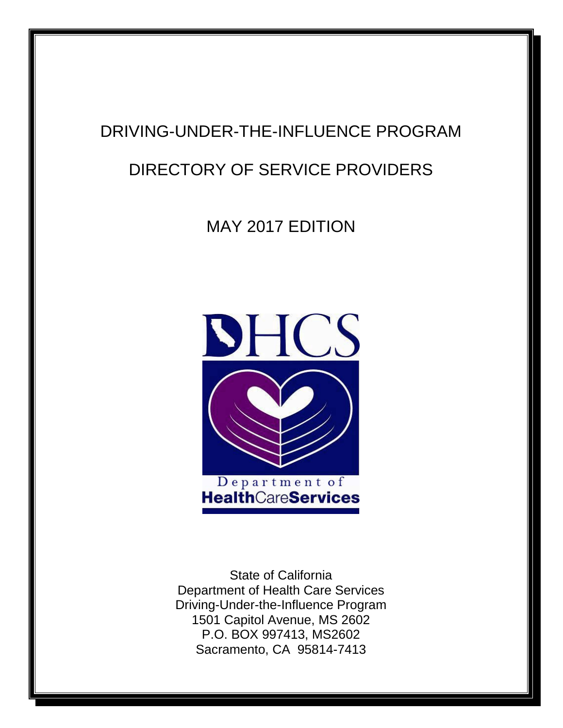# DRIVING-UNDER-THE-INFLUENCE PROGRAM

## DIRECTORY OF SERVICE PROVIDERS

MAY 2017 EDITION

DHCS

Department of
**Health**Care**Services**

State of California
Department of Health Care Services
Driving-Under-the-Influence Program
1501 Capitol Avenue, MS 2602
P.O. BOX 997413, MS2602
Sacramento, CA 95814-7413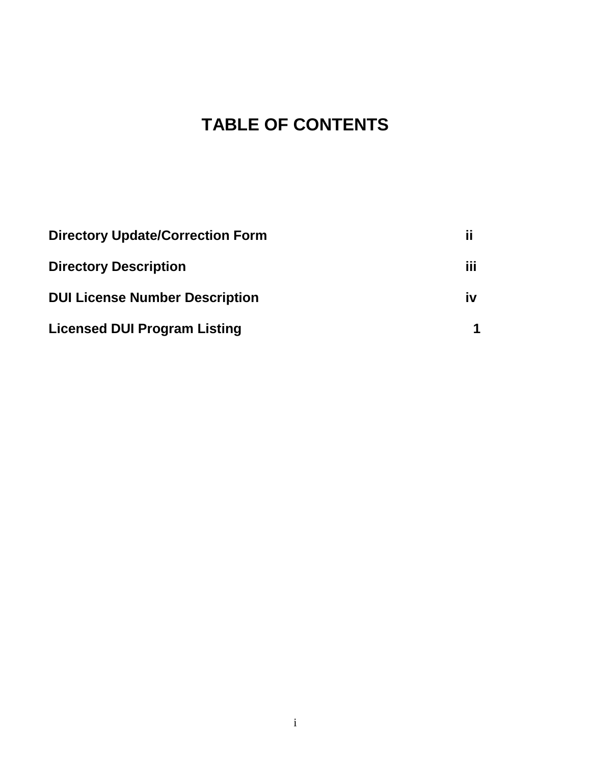# TABLE OF CONTENTS

| | |
|---|---|
| **Directory Update/Correction Form** | **ii** |
| **Directory Description** | **iii** |
| **DUI License Number Description** | **iv** |
| **Licensed DUI Program Listing** | **1** |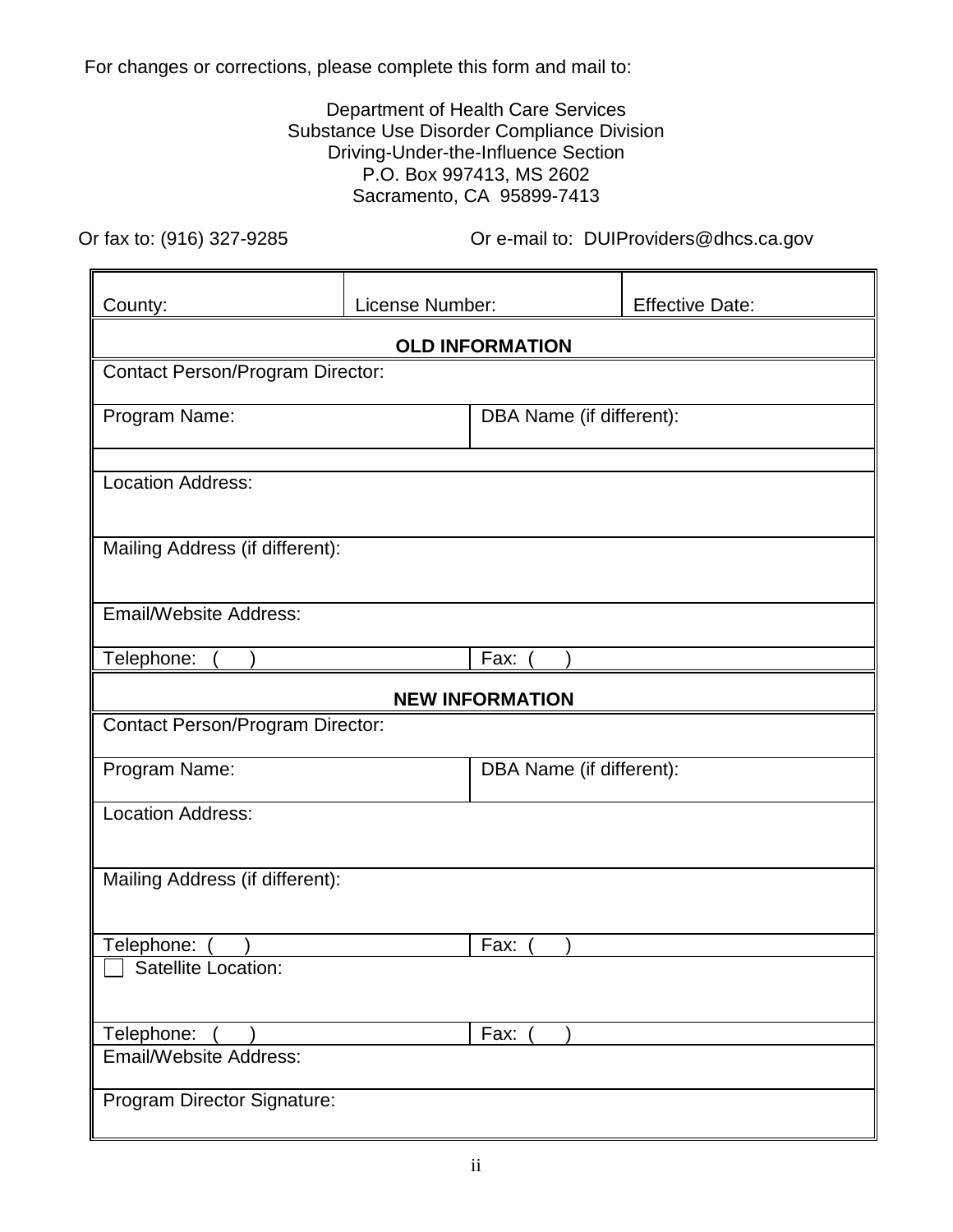For changes or corrections, please complete this form and mail to:

Department of Health Care Services
Substance Use Disorder Compliance Division
Driving-Under-the-Influence Section
P.O. Box 997413, MS 2602
Sacramento, CA 95899-7413

Or fax to: (916) 327-9285 Or e-mail to: DUIProviders@dhcs.ca.gov

| County: | License Number: | Effective Date: |
|---|---|---|
| **OLD INFORMATION** | | |
| Contact Person/Program Director: | | |
| Program Name: | DBA Name (if different): | |
| | | |
| Location Address: | | |
| Mailing Address (if different): | | |
| Email/Website Address: | | |
| Telephone: ( ) | Fax: ( ) | |
| **NEW INFORMATION** | | |
| Contact Person/Program Director: | | |
| Program Name: | DBA Name (if different): | |
| Location Address: | | |
| Mailing Address (if different): | | |
| Telephone: ( ) | Fax: ( ) | |
| ☐ Satellite Location: | | |
| Telephone: ( ) | Fax: ( ) | |
| Email/Website Address: | | |
| Program Director Signature: | | |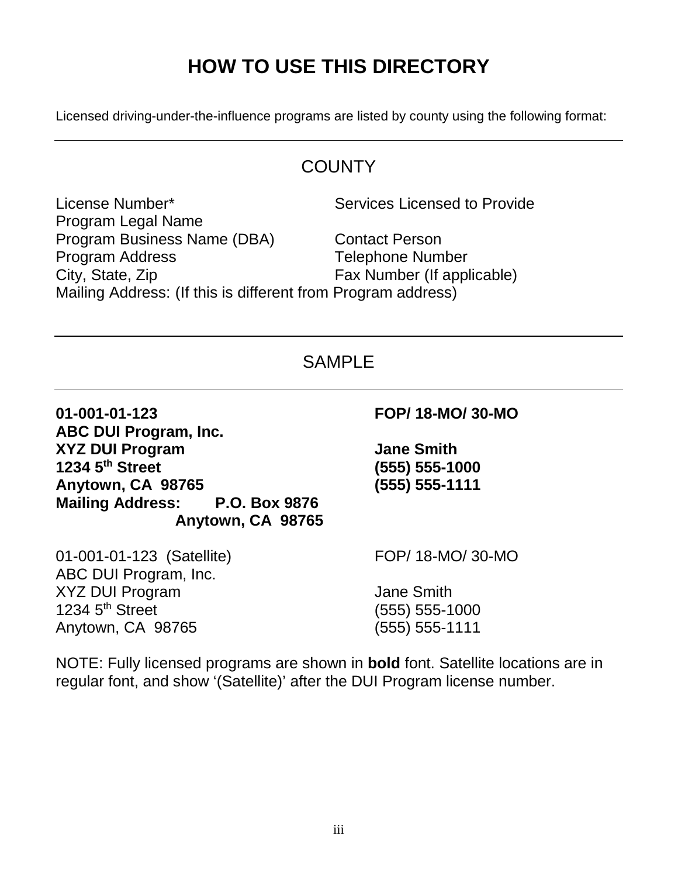# HOW TO USE THIS DIRECTORY

Licensed driving-under-the-influence programs are listed by county using the following format:

---

## COUNTY

| | |
|---|---|
| License Number* | Services Licensed to Provide |
| Program Legal Name | |
| Program Business Name (DBA) | Contact Person |
| Program Address | Telephone Number |
| City, State, Zip | Fax Number (If applicable) |

Mailing Address: (If this is different from Program address)

---

## SAMPLE

---

| | |
|---|---|
| **01-001-01-123** | **FOP/ 18-MO/ 30-MO** |
| **ABC DUI Program, Inc.** | |
| **XYZ DUI Program** | **Jane Smith** |
| **1234 5th Street** | **(555) 555-1000** |
| **Anytown, CA 98765** | **(555) 555-1111** |

**Mailing Address: P.O. Box 9876**
**Anytown, CA 98765**

| | |
|---|---|
| 01-001-01-123 (Satellite) | FOP/ 18-MO/ 30-MO |
| ABC DUI Program, Inc. | |
| XYZ DUI Program | Jane Smith |
| 1234 5th Street | (555) 555-1000 |
| Anytown, CA 98765 | (555) 555-1111 |

NOTE: Fully licensed programs are shown in **bold** font. Satellite locations are in regular font, and show '(Satellite)' after the DUI Program license number.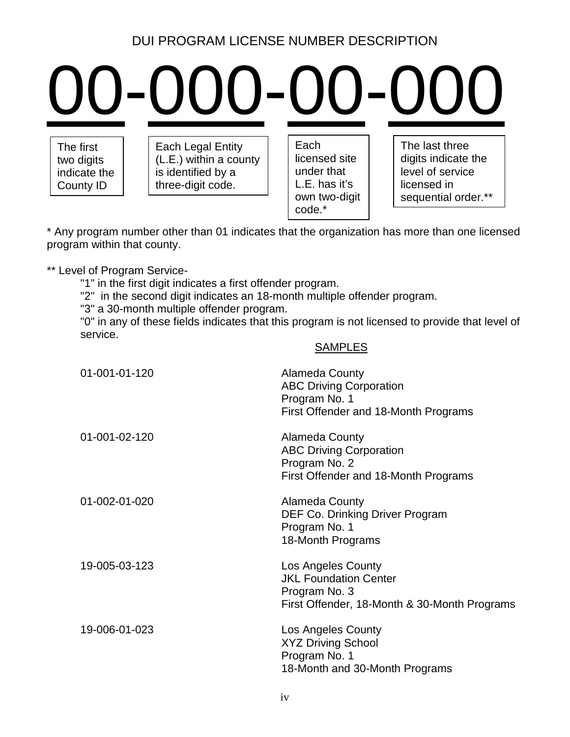# DUI PROGRAM LICENSE NUMBER DESCRIPTION

# 00-000-00-000

| 00 | 000 | 00 | 000 |
|---|---|---|---|
| The first two digits indicate the County ID | Each Legal Entity (L.E.) within a county is identified by a three-digit code. | Each licensed site under that L.E. has it's own two-digit code.* | The last three digits indicate the level of service licensed in sequential order.** |

\* Any program number other than 01 indicates that the organization has more than one licensed program within that county.

\*\* Level of Program Service-

"1" in the first digit indicates a first offender program.
"2" in the second digit indicates an 18-month multiple offender program.
"3" a 30-month multiple offender program.
"0" in any of these fields indicates that this program is not licensed to provide that level of service.

SAMPLES

| | |
|---|---|
| 01-001-01-120 | Alameda County<br>ABC Driving Corporation<br>Program No. 1<br>First Offender and 18-Month Programs |
| 01-001-02-120 | Alameda County<br>ABC Driving Corporation<br>Program No. 2<br>First Offender and 18-Month Programs |
| 01-002-01-020 | Alameda County<br>DEF Co. Drinking Driver Program<br>Program No. 1<br>18-Month Programs |
| 19-005-03-123 | Los Angeles County<br>JKL Foundation Center<br>Program No. 3<br>First Offender, 18-Month & 30-Month Programs |
| 19-006-01-023 | Los Angeles County<br>XYZ Driving School<br>Program No. 1<br>18-Month and 30-Month Programs |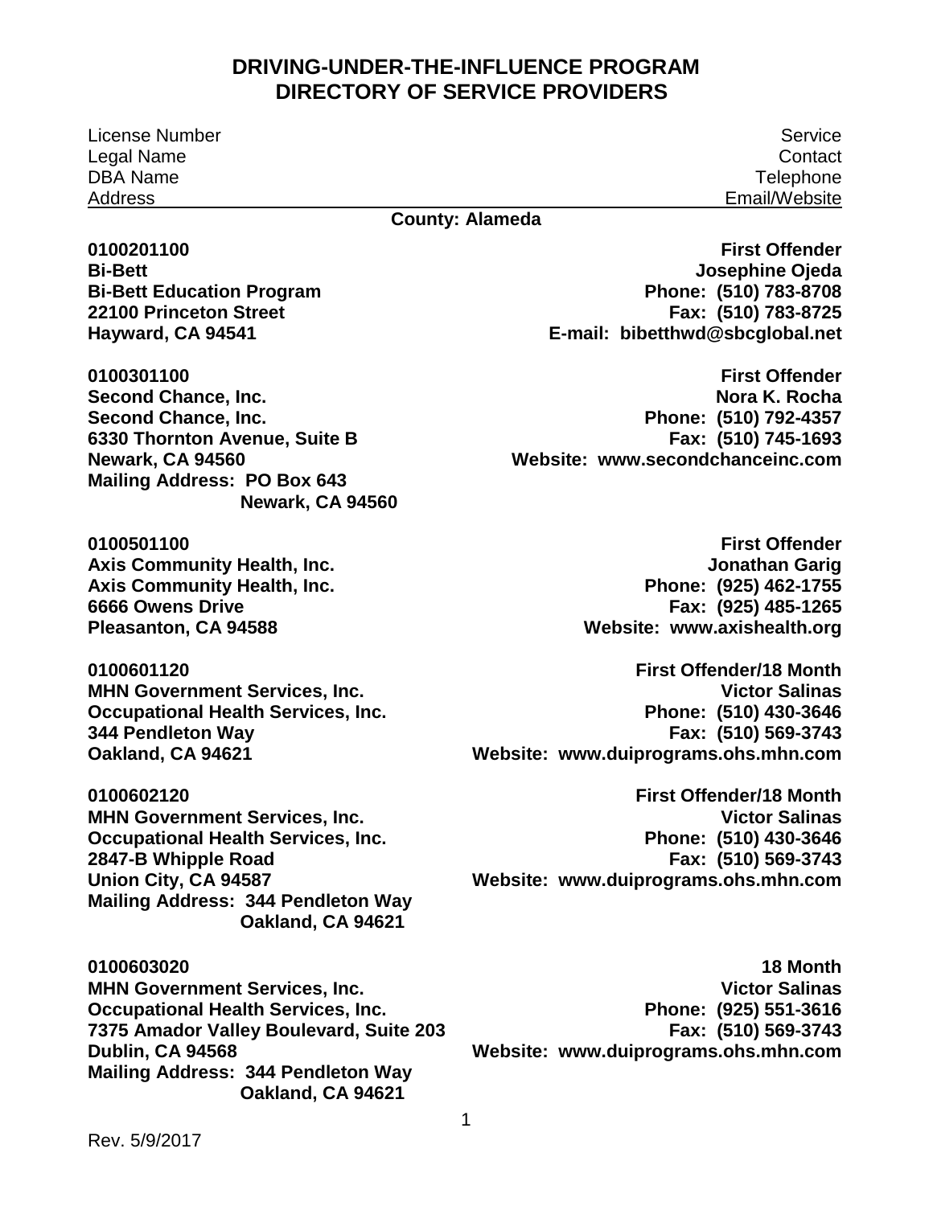# DRIVING-UNDER-THE-INFLUENCE PROGRAM
# DIRECTORY OF SERVICE PROVIDERS

| License Number<br>Legal Name<br>DBA Name<br>Address | Service<br>Contact<br>Telephone<br>Email/Website |
|---|---|

**County: Alameda**

| | |
|---|---|
| **0100201100**<br>**Bi-Bett**<br>**Bi-Bett Education Program**<br>**22100 Princeton Street**<br>**Hayward, CA 94541** | **First Offender**<br>**Josephine Ojeda**<br>**Phone: (510) 783-8708**<br>**Fax: (510) 783-8725**<br>**E-mail: bibetthwd@sbcglobal.net** |
| **0100301100**<br>**Second Chance, Inc.**<br>**Second Chance, Inc.**<br>**6330 Thornton Avenue, Suite B**<br>**Newark, CA 94560**<br>**Mailing Address: PO Box 643**<br>**Newark, CA 94560** | **First Offender**<br>**Nora K. Rocha**<br>**Phone: (510) 792-4357**<br>**Fax: (510) 745-1693**<br>**Website: www.secondchanceinc.com** |
| **0100501100**<br>**Axis Community Health, Inc.**<br>**Axis Community Health, Inc.**<br>**6666 Owens Drive**<br>**Pleasanton, CA 94588** | **First Offender**<br>**Jonathan Garig**<br>**Phone: (925) 462-1755**<br>**Fax: (925) 485-1265**<br>**Website: www.axishealth.org** |
| **0100601120**<br>**MHN Government Services, Inc.**<br>**Occupational Health Services, Inc.**<br>**344 Pendleton Way**<br>**Oakland, CA 94621** | **First Offender/18 Month**<br>**Victor Salinas**<br>**Phone: (510) 430-3646**<br>**Fax: (510) 569-3743**<br>**Website: www.duiprograms.ohs.mhn.com** |
| **0100602120**<br>**MHN Government Services, Inc.**<br>**Occupational Health Services, Inc.**<br>**2847-B Whipple Road**<br>**Union City, CA 94587**<br>**Mailing Address: 344 Pendleton Way**<br>**Oakland, CA 94621** | **First Offender/18 Month**<br>**Victor Salinas**<br>**Phone: (510) 430-3646**<br>**Fax: (510) 569-3743**<br>**Website: www.duiprograms.ohs.mhn.com** |
| **0100603020**<br>**MHN Government Services, Inc.**<br>**Occupational Health Services, Inc.**<br>**7375 Amador Valley Boulevard, Suite 203**<br>**Dublin, CA 94568**<br>**Mailing Address: 344 Pendleton Way**<br>**Oakland, CA 94621** | **18 Month**<br>**Victor Salinas**<br>**Phone: (925) 551-3616**<br>**Fax: (510) 569-3743**<br>**Website: www.duiprograms.ohs.mhn.com** |

Rev. 5/9/2017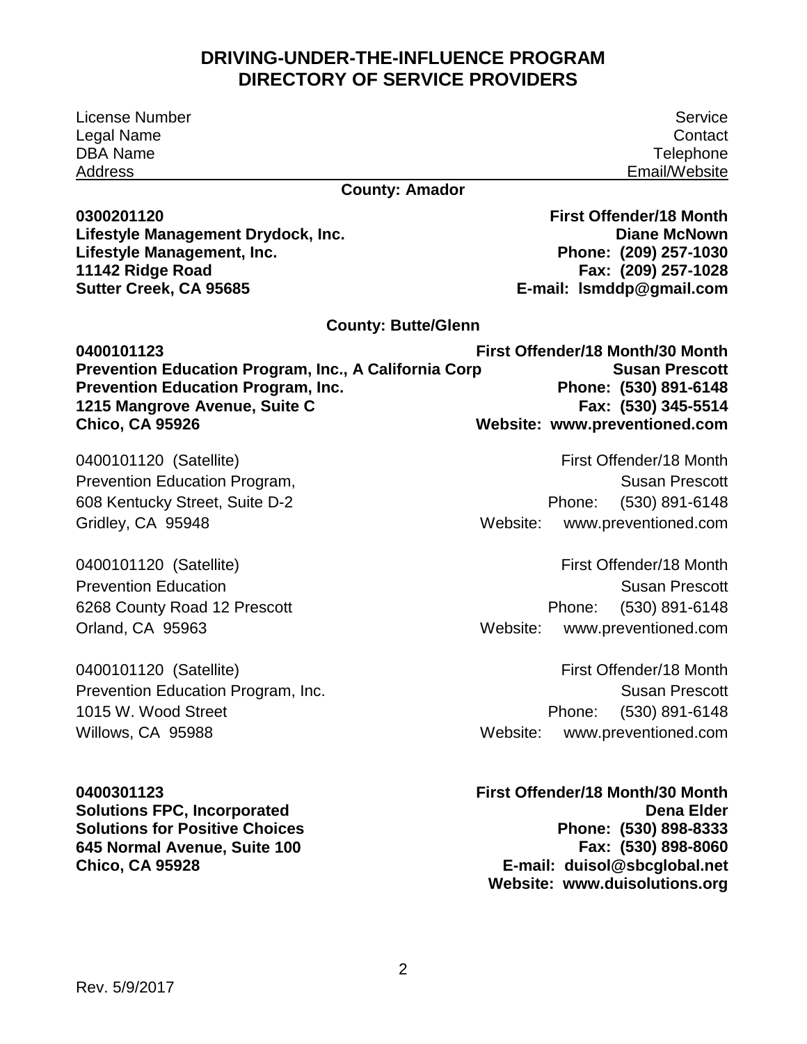# DRIVING-UNDER-THE-INFLUENCE PROGRAM
# DIRECTORY OF SERVICE PROVIDERS

| License Number<br>Legal Name<br>DBA Name<br>Address | Service<br>Contact<br>Telephone<br>Email/Website |
|---|---|

## County: Amador

**0300201120**
**Lifestyle Management Drydock, Inc.**
**Lifestyle Management, Inc.**
**11142 Ridge Road**
**Sutter Creek, CA 95685**

**First Offender/18 Month**
**Diane McNown**
**Phone: (209) 257-1030**
**Fax: (209) 257-1028**
**E-mail: lsmddp@gmail.com**

## County: Butte/Glenn

**0400101123**
**Prevention Education Program, Inc., A California Corp**
**Prevention Education Program, Inc.**
**1215 Mangrove Avenue, Suite C**
**Chico, CA 95926**

**First Offender/18 Month/30 Month**
**Susan Prescott**
**Phone: (530) 891-6148**
**Fax: (530) 345-5514**
**Website: www.preventioned.com**

0400101120 (Satellite)
Prevention Education Program,
608 Kentucky Street, Suite D-2
Gridley, CA 95948

First Offender/18 Month
Susan Prescott
Phone: (530) 891-6148
Website: www.preventioned.com

0400101120 (Satellite)
Prevention Education
6268 County Road 12 Prescott
Orland, CA 95963

First Offender/18 Month
Susan Prescott
Phone: (530) 891-6148
Website: www.preventioned.com

0400101120 (Satellite)
Prevention Education Program, Inc.
1015 W. Wood Street
Willows, CA 95988

First Offender/18 Month
Susan Prescott
Phone: (530) 891-6148
Website: www.preventioned.com

**0400301123**
**Solutions FPC, Incorporated**
**Solutions for Positive Choices**
**645 Normal Avenue, Suite 100**
**Chico, CA 95928**

**First Offender/18 Month/30 Month**
**Dena Elder**
**Phone: (530) 898-8333**
**Fax: (530) 898-8060**
**E-mail: duisol@sbcglobal.net**
**Website: www.duisolutions.org**

Rev. 5/9/2017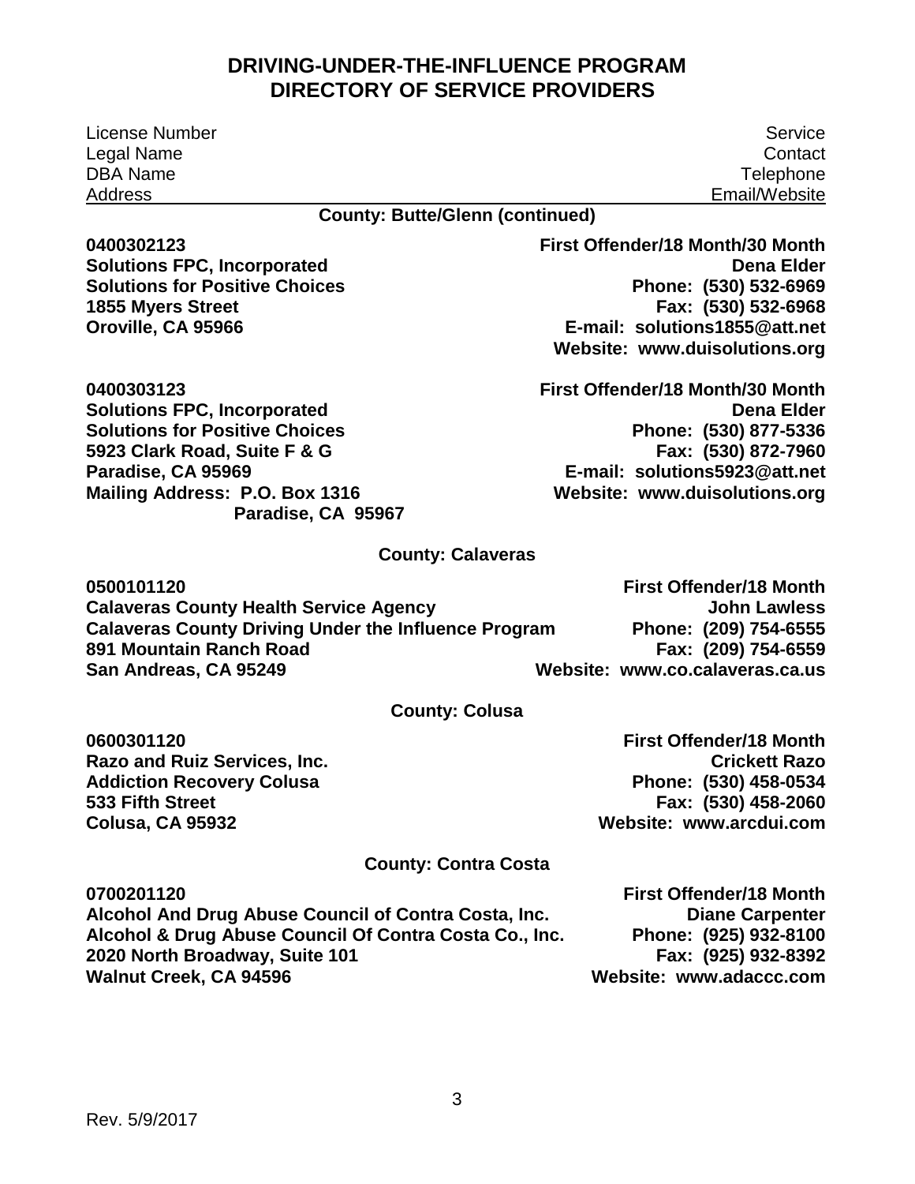# DRIVING-UNDER-THE-INFLUENCE PROGRAM
# DIRECTORY OF SERVICE PROVIDERS

| License Number<br>Legal Name<br>DBA Name<br>Address | Service<br>Contact<br>Telephone<br>Email/Website |
|---|---|

### County: Butte/Glenn (continued)

**0400302123**
**Solutions FPC, Incorporated**
**Solutions for Positive Choices**
**1855 Myers Street**
**Oroville, CA 95966**

**First Offender/18 Month/30 Month**
**Dena Elder**
**Phone: (530) 532-6969**
**Fax: (530) 532-6968**
**E-mail: solutions1855@att.net**
**Website: www.duisolutions.org**

**0400303123**
**Solutions FPC, Incorporated**
**Solutions for Positive Choices**
**5923 Clark Road, Suite F & G**
**Paradise, CA 95969**
**Mailing Address: P.O. Box 1316**
**Paradise, CA 95967**

**First Offender/18 Month/30 Month**
**Dena Elder**
**Phone: (530) 877-5336**
**Fax: (530) 872-7960**
**E-mail: solutions5923@att.net**
**Website: www.duisolutions.org**

### County: Calaveras

**0500101120**
**Calaveras County Health Service Agency**
**Calaveras County Driving Under the Influence Program**
**891 Mountain Ranch Road**
**San Andreas, CA 95249**

**First Offender/18 Month**
**John Lawless**
**Phone: (209) 754-6555**
**Fax: (209) 754-6559**
**Website: www.co.calaveras.ca.us**

### County: Colusa

**0600301120**
**Razo and Ruiz Services, Inc.**
**Addiction Recovery Colusa**
**533 Fifth Street**
**Colusa, CA 95932**

**First Offender/18 Month**
**Crickett Razo**
**Phone: (530) 458-0534**
**Fax: (530) 458-2060**
**Website: www.arcdui.com**

### County: Contra Costa

**0700201120**
**Alcohol And Drug Abuse Council of Contra Costa, Inc.**
**Alcohol & Drug Abuse Council Of Contra Costa Co., Inc.**
**2020 North Broadway, Suite 101**
**Walnut Creek, CA 94596**

**First Offender/18 Month**
**Diane Carpenter**
**Phone: (925) 932-8100**
**Fax: (925) 932-8392**
**Website: www.adaccc.com**

Rev. 5/9/2017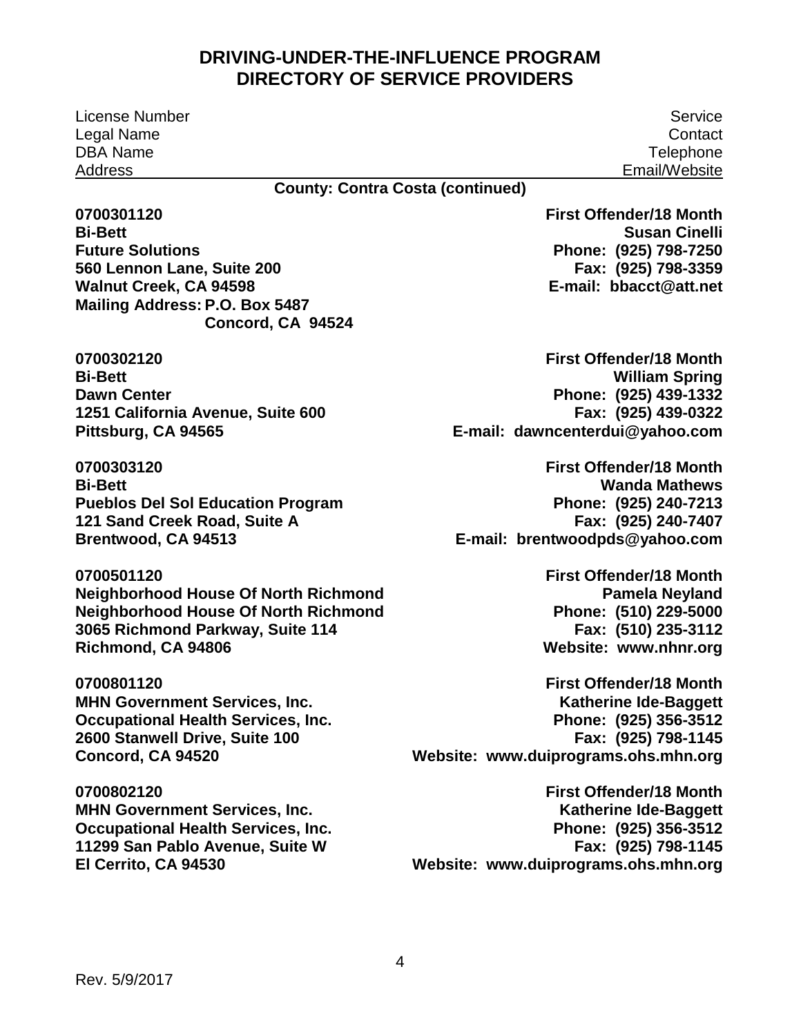# DRIVING-UNDER-THE-INFLUENCE PROGRAM
# DIRECTORY OF SERVICE PROVIDERS

| License Number<br>Legal Name<br>DBA Name<br>Address | Service<br>Contact<br>Telephone<br>Email/Website |
|---|---|

**County: Contra Costa (continued)**

| License Number / Legal Name / DBA Name / Address | Service / Contact / Telephone / Email/Website |
|---|---|
| **0700301120**<br>**Bi-Bett**<br>**Future Solutions**<br>**560 Lennon Lane, Suite 200**<br>**Walnut Creek, CA 94598**<br>**Mailing Address: P.O. Box 5487**<br>**Concord, CA 94524** | **First Offender/18 Month**<br>**Susan Cinelli**<br>**Phone: (925) 798-7250**<br>**Fax: (925) 798-3359**<br>**E-mail: bbacct@att.net** |
| **0700302120**<br>**Bi-Bett**<br>**Dawn Center**<br>**1251 California Avenue, Suite 600**<br>**Pittsburg, CA 94565** | **First Offender/18 Month**<br>**William Spring**<br>**Phone: (925) 439-1332**<br>**Fax: (925) 439-0322**<br>**E-mail: dawncenterdui@yahoo.com** |
| **0700303120**<br>**Bi-Bett**<br>**Pueblos Del Sol Education Program**<br>**121 Sand Creek Road, Suite A**<br>**Brentwood, CA 94513** | **First Offender/18 Month**<br>**Wanda Mathews**<br>**Phone: (925) 240-7213**<br>**Fax: (925) 240-7407**<br>**E-mail: brentwoodpds@yahoo.com** |
| **0700501120**<br>**Neighborhood House Of North Richmond**<br>**Neighborhood House Of North Richmond**<br>**3065 Richmond Parkway, Suite 114**<br>**Richmond, CA 94806** | **First Offender/18 Month**<br>**Pamela Neyland**<br>**Phone: (510) 229-5000**<br>**Fax: (510) 235-3112**<br>**Website: www.nhnr.org** |
| **0700801120**<br>**MHN Government Services, Inc.**<br>**Occupational Health Services, Inc.**<br>**2600 Stanwell Drive, Suite 100**<br>**Concord, CA 94520** | **First Offender/18 Month**<br>**Katherine Ide-Baggett**<br>**Phone: (925) 356-3512**<br>**Fax: (925) 798-1145**<br>**Website: www.duiprograms.ohs.mhn.org** |
| **0700802120**<br>**MHN Government Services, Inc.**<br>**Occupational Health Services, Inc.**<br>**11299 San Pablo Avenue, Suite W**<br>**El Cerrito, CA 94530** | **First Offender/18 Month**<br>**Katherine Ide-Baggett**<br>**Phone: (925) 356-3512**<br>**Fax: (925) 798-1145**<br>**Website: www.duiprograms.ohs.mhn.org** |

Rev. 5/9/2017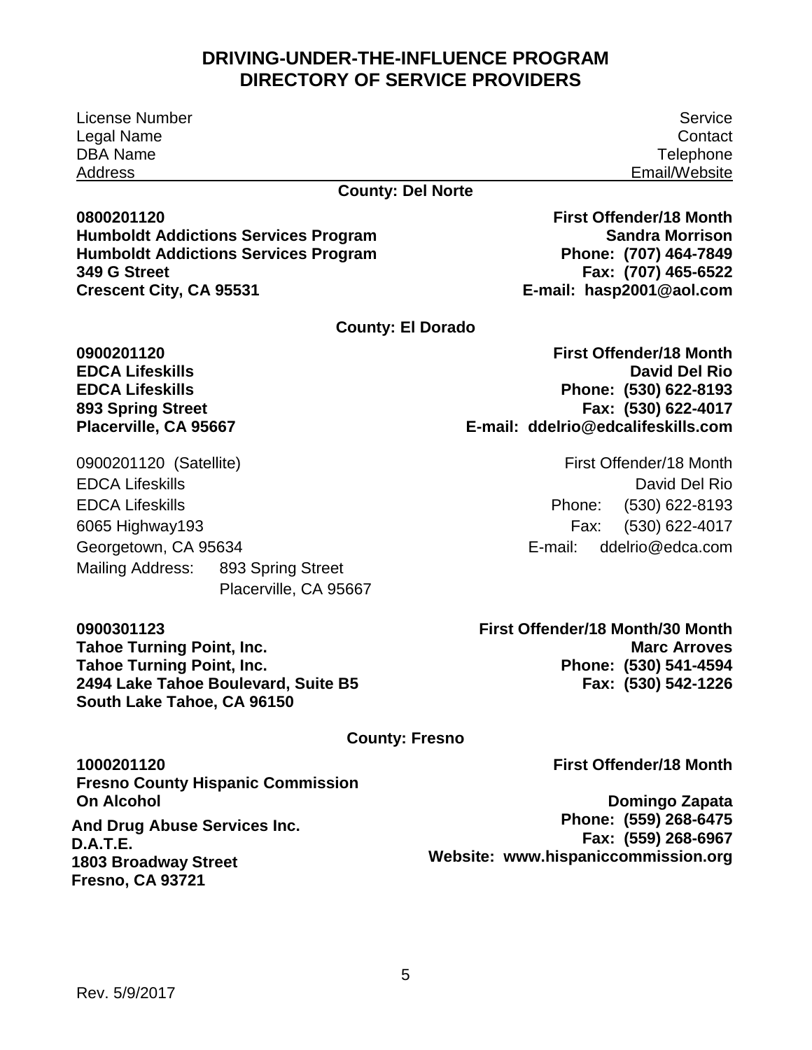# DRIVING-UNDER-THE-INFLUENCE PROGRAM
# DIRECTORY OF SERVICE PROVIDERS

| License Number<br>Legal Name<br>DBA Name<br>Address | Service<br>Contact<br>Telephone<br>Email/Website |
|---|---|

## County: Del Norte

| | |
|---|---|
| **0800201120**<br>**Humboldt Addictions Services Program**<br>**Humboldt Addictions Services Program**<br>**349 G Street**<br>**Crescent City, CA 95531** | **First Offender/18 Month**<br>**Sandra Morrison**<br>**Phone: (707) 464-7849**<br>**Fax: (707) 465-6522**<br>**E-mail: hasp2001@aol.com** |

## County: El Dorado

| | |
|---|---|
| **0900201120**<br>**EDCA Lifeskills**<br>**EDCA Lifeskills**<br>**893 Spring Street**<br>**Placerville, CA 95667** | **First Offender/18 Month**<br>**David Del Rio**<br>**Phone: (530) 622-8193**<br>**Fax: (530) 622-4017**<br>**E-mail: ddelrio@edcalifeskills.com** |
| 0900201120 (Satellite)<br>EDCA Lifeskills<br>EDCA Lifeskills<br>6065 Highway193<br>Georgetown, CA 95634<br>Mailing Address: 893 Spring Street<br>Placerville, CA 95667 | First Offender/18 Month<br>David Del Rio<br>Phone: (530) 622-8193<br>Fax: (530) 622-4017<br>E-mail: ddelrio@edca.com |
| **0900301123**<br>**Tahoe Turning Point, Inc.**<br>**Tahoe Turning Point, Inc.**<br>**2494 Lake Tahoe Boulevard, Suite B5**<br>**South Lake Tahoe, CA 96150** | **First Offender/18 Month/30 Month**<br>**Marc Arroves**<br>**Phone: (530) 541-4594**<br>**Fax: (530) 542-1226** |

## County: Fresno

| | |
|---|---|
| **1000201120**<br>**Fresno County Hispanic Commission On Alcohol And Drug Abuse Services Inc.**<br>**D.A.T.E.**<br>**1803 Broadway Street**<br>**Fresno, CA 93721** | **First Offender/18 Month**<br>**Domingo Zapata**<br>**Phone: (559) 268-6475**<br>**Fax: (559) 268-6967**<br>**Website: www.hispaniccommission.org** |

Rev. 5/9/2017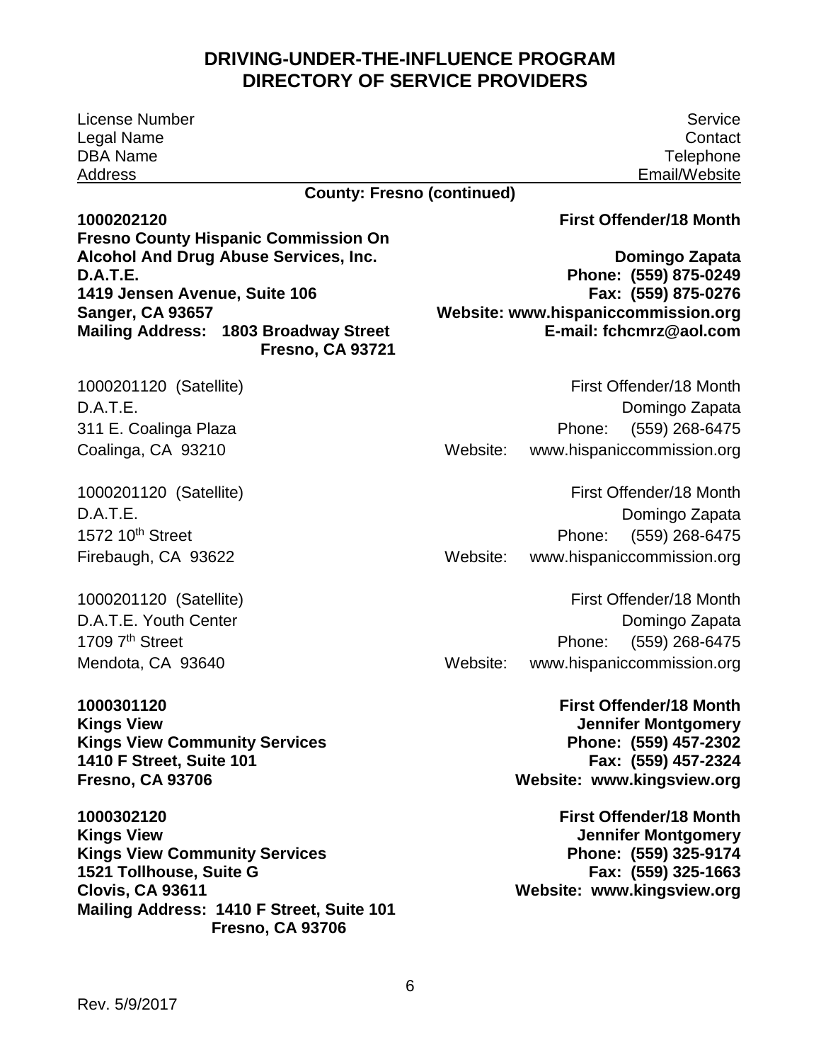# DRIVING-UNDER-THE-INFLUENCE PROGRAM
# DIRECTORY OF SERVICE PROVIDERS

| License Number<br>Legal Name<br>DBA Name<br>Address | Service<br>Contact<br>Telephone<br>Email/Website |
|---|---|

**County: Fresno (continued)**

**1000202120**
**Fresno County Hispanic Commission On Alcohol And Drug Abuse Services, Inc.**
**D.A.T.E.**
**1419 Jensen Avenue, Suite 106**
**Sanger, CA 93657**
**Mailing Address: 1803 Broadway Street**
**Fresno, CA 93721**

**First Offender/18 Month**
**Domingo Zapata**
**Phone: (559) 875-0249**
**Fax: (559) 875-0276**
**Website: www.hispaniccommission.org**
**E-mail: fchcmrz@aol.com**

1000201120 (Satellite)
D.A.T.E.
311 E. Coalinga Plaza
Coalinga, CA 93210

First Offender/18 Month
Domingo Zapata
Phone: (559) 268-6475
Website: www.hispaniccommission.org

1000201120 (Satellite)
D.A.T.E.
1572 10th Street
Firebaugh, CA 93622

First Offender/18 Month
Domingo Zapata
Phone: (559) 268-6475
Website: www.hispaniccommission.org

1000201120 (Satellite)
D.A.T.E. Youth Center
1709 7th Street
Mendota, CA 93640

First Offender/18 Month
Domingo Zapata
Phone: (559) 268-6475
Website: www.hispaniccommission.org

**1000301120**
**Kings View**
**Kings View Community Services**
**1410 F Street, Suite 101**
**Fresno, CA 93706**

**First Offender/18 Month**
**Jennifer Montgomery**
**Phone: (559) 457-2302**
**Fax: (559) 457-2324**
**Website: www.kingsview.org**

**1000302120**
**Kings View**
**Kings View Community Services**
**1521 Tollhouse, Suite G**
**Clovis, CA 93611**
**Mailing Address: 1410 F Street, Suite 101**
**Fresno, CA 93706**

**First Offender/18 Month**
**Jennifer Montgomery**
**Phone: (559) 325-9174**
**Fax: (559) 325-1663**
**Website: www.kingsview.org**

Rev. 5/9/2017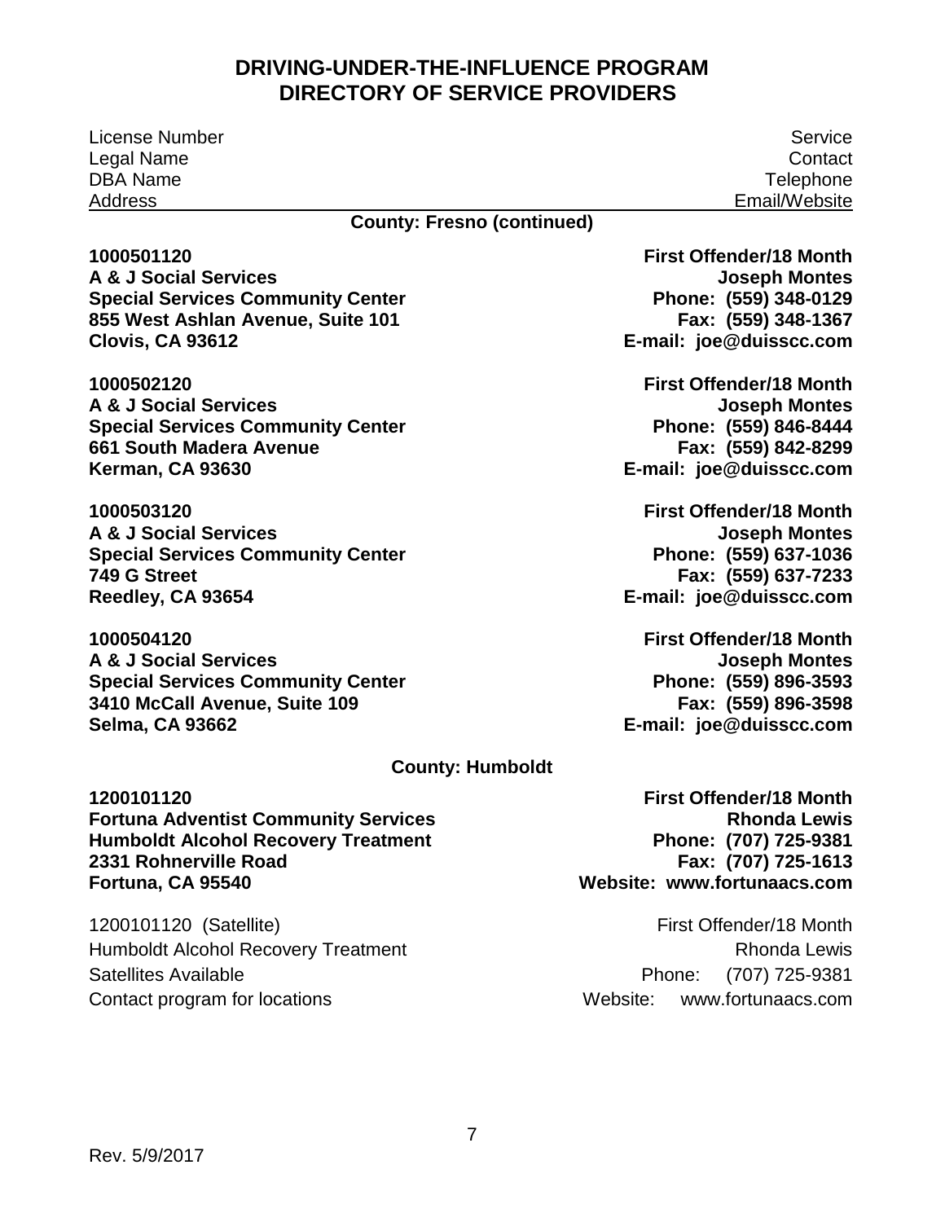# DRIVING-UNDER-THE-INFLUENCE PROGRAM
# DIRECTORY OF SERVICE PROVIDERS

| License Number<br>Legal Name<br>DBA Name<br>Address | Service<br>Contact<br>Telephone<br>Email/Website |
|---|---|

**County: Fresno (continued)**

| | |
|---|---|
| **1000501120**<br>**A & J Social Services**<br>**Special Services Community Center**<br>**855 West Ashlan Avenue, Suite 101**<br>**Clovis, CA 93612** | **First Offender/18 Month**<br>**Joseph Montes**<br>**Phone: (559) 348-0129**<br>**Fax: (559) 348-1367**<br>**E-mail: joe@duisscc.com** |
| **1000502120**<br>**A & J Social Services**<br>**Special Services Community Center**<br>**661 South Madera Avenue**<br>**Kerman, CA 93630** | **First Offender/18 Month**<br>**Joseph Montes**<br>**Phone: (559) 846-8444**<br>**Fax: (559) 842-8299**<br>**E-mail: joe@duisscc.com** |
| **1000503120**<br>**A & J Social Services**<br>**Special Services Community Center**<br>**749 G Street**<br>**Reedley, CA 93654** | **First Offender/18 Month**<br>**Joseph Montes**<br>**Phone: (559) 637-1036**<br>**Fax: (559) 637-7233**<br>**E-mail: joe@duisscc.com** |
| **1000504120**<br>**A & J Social Services**<br>**Special Services Community Center**<br>**3410 McCall Avenue, Suite 109**<br>**Selma, CA 93662** | **First Offender/18 Month**<br>**Joseph Montes**<br>**Phone: (559) 896-3593**<br>**Fax: (559) 896-3598**<br>**E-mail: joe@duisscc.com** |

**County: Humboldt**

| | |
|---|---|
| **1200101120**<br>**Fortuna Adventist Community Services**<br>**Humboldt Alcohol Recovery Treatment**<br>**2331 Rohnerville Road**<br>**Fortuna, CA 95540** | **First Offender/18 Month**<br>**Rhonda Lewis**<br>**Phone: (707) 725-9381**<br>**Fax: (707) 725-1613**<br>**Website: www.fortunaacs.com** |
| 1200101120 (Satellite)<br>Humboldt Alcohol Recovery Treatment<br>Satellites Available<br>Contact program for locations | First Offender/18 Month<br>Rhonda Lewis<br>Phone: (707) 725-9381<br>Website: www.fortunaacs.com |

Rev. 5/9/2017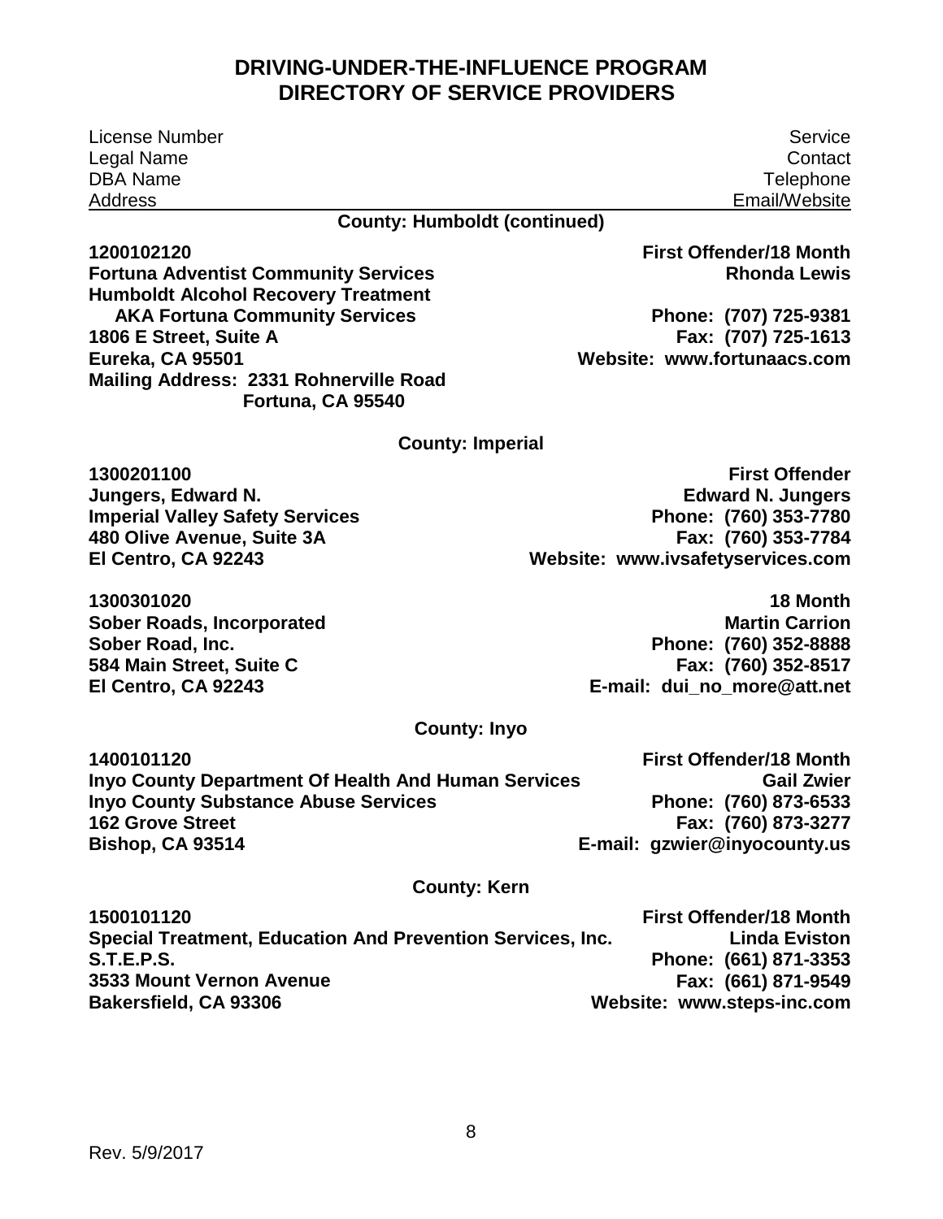# DRIVING-UNDER-THE-INFLUENCE PROGRAM
# DIRECTORY OF SERVICE PROVIDERS

| License Number<br>Legal Name<br>DBA Name<br>Address | Service<br>Contact<br>Telephone<br>Email/Website |
|---|---|

### County: Humboldt (continued)

| | |
|---|---|
| **1200102120**<br>**Fortuna Adventist Community Services**<br>**Humboldt Alcohol Recovery Treatment**<br>**AKA Fortuna Community Services**<br>**1806 E Street, Suite A**<br>**Eureka, CA 95501**<br>**Mailing Address: 2331 Rohnerville Road**<br>**Fortuna, CA 95540** | **First Offender/18 Month**<br>**Rhonda Lewis**<br><br>**Phone: (707) 725-9381**<br>**Fax: (707) 725-1613**<br>**Website: www.fortunaacs.com** |

### County: Imperial

| | |
|---|---|
| **1300201100**<br>**Jungers, Edward N.**<br>**Imperial Valley Safety Services**<br>**480 Olive Avenue, Suite 3A**<br>**El Centro, CA 92243** | **First Offender**<br>**Edward N. Jungers**<br>**Phone: (760) 353-7780**<br>**Fax: (760) 353-7784**<br>**Website: www.ivsafetyservices.com** |
| **1300301020**<br>**Sober Roads, Incorporated**<br>**Sober Road, Inc.**<br>**584 Main Street, Suite C**<br>**El Centro, CA 92243** | **18 Month**<br>**Martin Carrion**<br>**Phone: (760) 352-8888**<br>**Fax: (760) 352-8517**<br>**E-mail: dui_no_more@att.net** |

### County: Inyo

| | |
|---|---|
| **1400101120**<br>**Inyo County Department Of Health And Human Services**<br>**Inyo County Substance Abuse Services**<br>**162 Grove Street**<br>**Bishop, CA 93514** | **First Offender/18 Month**<br>**Gail Zwier**<br>**Phone: (760) 873-6533**<br>**Fax: (760) 873-3277**<br>**E-mail: gzwier@inyocounty.us** |

### County: Kern

| | |
|---|---|
| **1500101120**<br>**Special Treatment, Education And Prevention Services, Inc.**<br>**S.T.E.P.S.**<br>**3533 Mount Vernon Avenue**<br>**Bakersfield, CA 93306** | **First Offender/18 Month**<br>**Linda Eviston**<br>**Phone: (661) 871-3353**<br>**Fax: (661) 871-9549**<br>**Website: www.steps-inc.com** |

Rev. 5/9/2017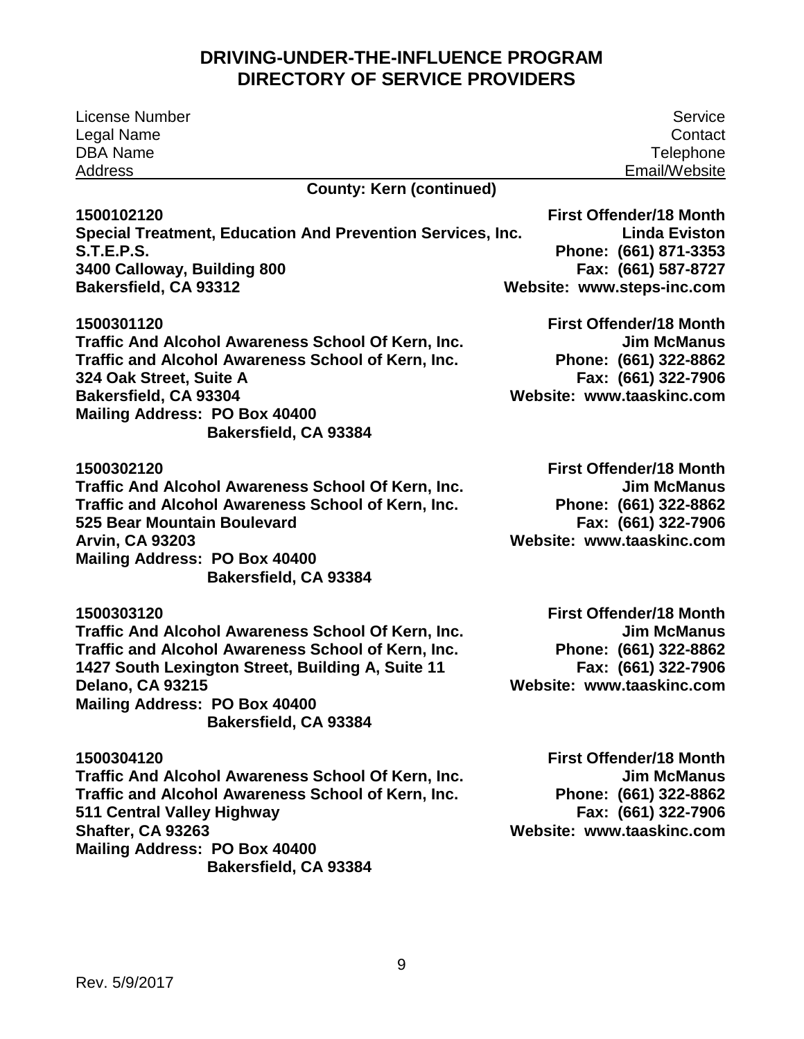# DRIVING-UNDER-THE-INFLUENCE PROGRAM
# DIRECTORY OF SERVICE PROVIDERS

| License Number<br>Legal Name<br>DBA Name<br>Address | Service<br>Contact<br>Telephone<br>Email/Website |
|---|---|

**County: Kern (continued)**

**1500102120**
**Special Treatment, Education And Prevention Services, Inc.**
**S.T.E.P.S.**
**3400 Calloway, Building 800**
**Bakersfield, CA 93312**

**First Offender/18 Month**
**Linda Eviston**
**Phone: (661) 871-3353**
**Fax: (661) 587-8727**
**Website: www.steps-inc.com**

**1500301120**
**Traffic And Alcohol Awareness School Of Kern, Inc.**
**Traffic and Alcohol Awareness School of Kern, Inc.**
**324 Oak Street, Suite A**
**Bakersfield, CA 93304**
**Mailing Address: PO Box 40400**
**Bakersfield, CA 93384**

**First Offender/18 Month**
**Jim McManus**
**Phone: (661) 322-8862**
**Fax: (661) 322-7906**
**Website: www.taaskinc.com**

**1500302120**
**Traffic And Alcohol Awareness School Of Kern, Inc.**
**Traffic and Alcohol Awareness School of Kern, Inc.**
**525 Bear Mountain Boulevard**
**Arvin, CA 93203**
**Mailing Address: PO Box 40400**
**Bakersfield, CA 93384**

**First Offender/18 Month**
**Jim McManus**
**Phone: (661) 322-8862**
**Fax: (661) 322-7906**
**Website: www.taaskinc.com**

**1500303120**
**Traffic And Alcohol Awareness School Of Kern, Inc.**
**Traffic and Alcohol Awareness School of Kern, Inc.**
**1427 South Lexington Street, Building A, Suite 11**
**Delano, CA 93215**
**Mailing Address: PO Box 40400**
**Bakersfield, CA 93384**

**First Offender/18 Month**
**Jim McManus**
**Phone: (661) 322-8862**
**Fax: (661) 322-7906**
**Website: www.taaskinc.com**

**1500304120**
**Traffic And Alcohol Awareness School Of Kern, Inc.**
**Traffic and Alcohol Awareness School of Kern, Inc.**
**511 Central Valley Highway**
**Shafter, CA 93263**
**Mailing Address: PO Box 40400**
**Bakersfield, CA 93384**

**First Offender/18 Month**
**Jim McManus**
**Phone: (661) 322-8862**
**Fax: (661) 322-7906**
**Website: www.taaskinc.com**

Rev. 5/9/2017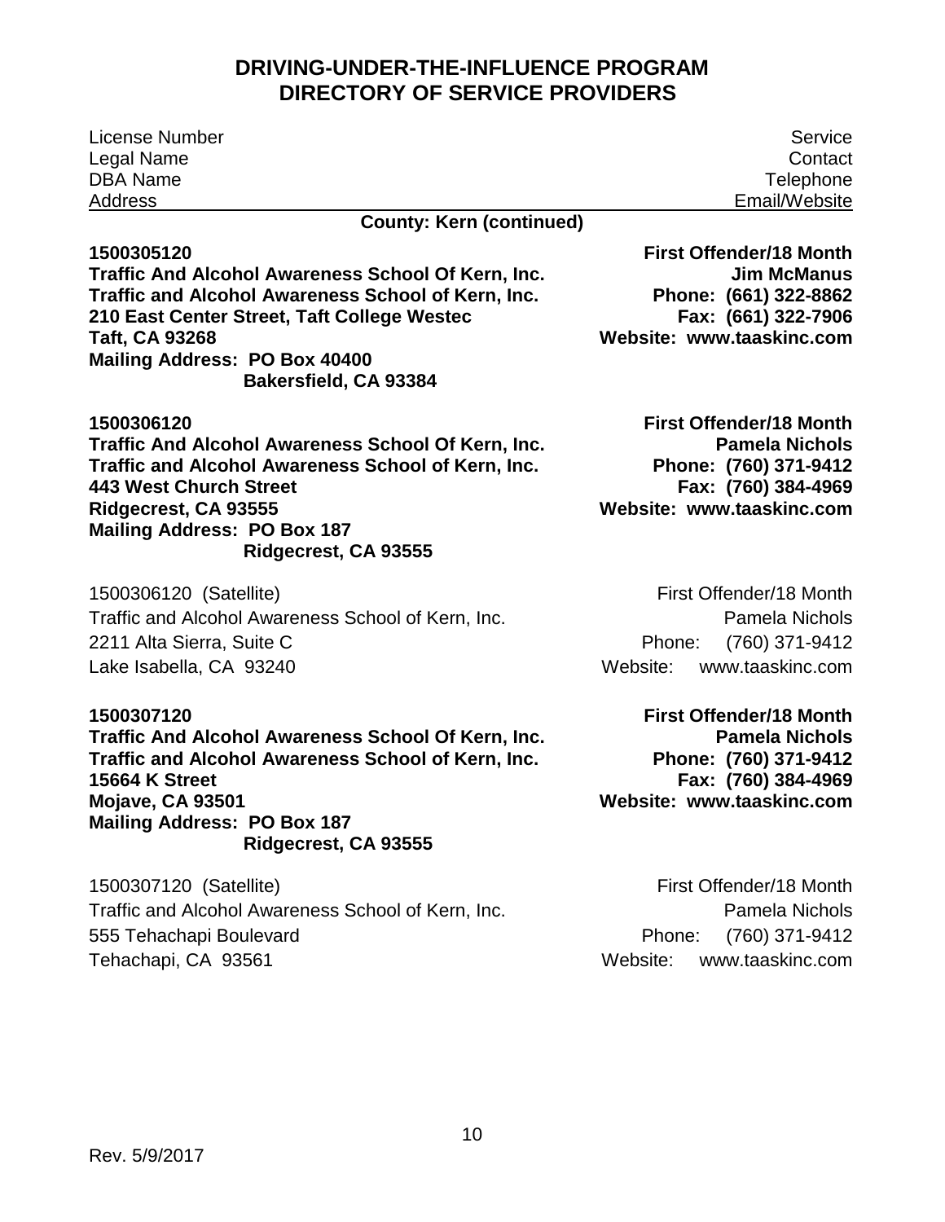# DRIVING-UNDER-THE-INFLUENCE PROGRAM
# DIRECTORY OF SERVICE PROVIDERS

| License Number<br>Legal Name<br>DBA Name<br>Address | Service<br>Contact<br>Telephone<br>Email/Website |
|---|---|

**County: Kern (continued)**

**1500305120**
**Traffic And Alcohol Awareness School Of Kern, Inc.**
**Traffic and Alcohol Awareness School of Kern, Inc.**
**210 East Center Street, Taft College Westec**
**Taft, CA 93268**
**Mailing Address: PO Box 40400**
**Bakersfield, CA 93384**

**First Offender/18 Month**
**Jim McManus**
**Phone: (661) 322-8862**
**Fax: (661) 322-7906**
**Website: www.taaskinc.com**

**1500306120**
**Traffic And Alcohol Awareness School Of Kern, Inc.**
**Traffic and Alcohol Awareness School of Kern, Inc.**
**443 West Church Street**
**Ridgecrest, CA 93555**
**Mailing Address: PO Box 187**
**Ridgecrest, CA 93555**

**First Offender/18 Month**
**Pamela Nichols**
**Phone: (760) 371-9412**
**Fax: (760) 384-4969**
**Website: www.taaskinc.com**

1500306120 (Satellite)
Traffic and Alcohol Awareness School of Kern, Inc.
2211 Alta Sierra, Suite C
Lake Isabella, CA 93240

First Offender/18 Month
Pamela Nichols
Phone: (760) 371-9412
Website: www.taaskinc.com

**1500307120**
**Traffic And Alcohol Awareness School Of Kern, Inc.**
**Traffic and Alcohol Awareness School of Kern, Inc.**
**15664 K Street**
**Mojave, CA 93501**
**Mailing Address: PO Box 187**
**Ridgecrest, CA 93555**

**First Offender/18 Month**
**Pamela Nichols**
**Phone: (760) 371-9412**
**Fax: (760) 384-4969**
**Website: www.taaskinc.com**

1500307120 (Satellite)
Traffic and Alcohol Awareness School of Kern, Inc.
555 Tehachapi Boulevard
Tehachapi, CA 93561

First Offender/18 Month
Pamela Nichols
Phone: (760) 371-9412
Website: www.taaskinc.com

Rev. 5/9/2017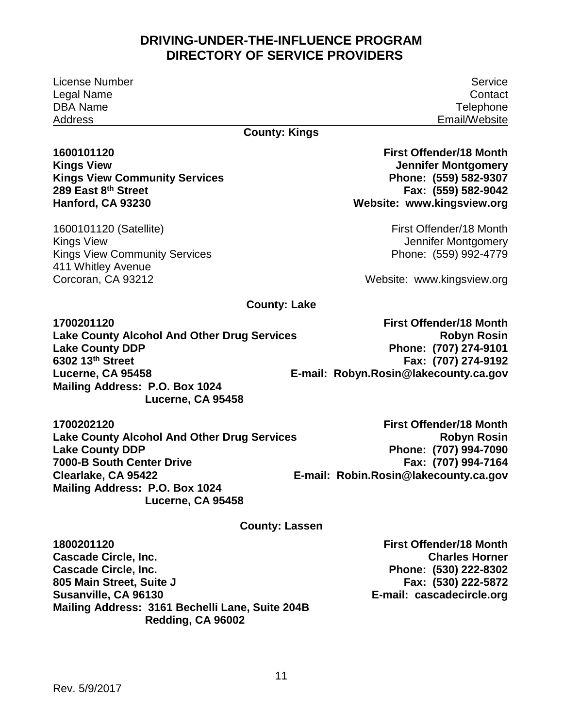# DRIVING-UNDER-THE-INFLUENCE PROGRAM
# DIRECTORY OF SERVICE PROVIDERS

| License Number / Legal Name / DBA Name / Address | Service / Contact / Telephone / Email/Website |
|---|---|

## County: Kings

**1600101120**
**Kings View**
**Kings View Community Services**
**289 East 8th Street**
**Hanford, CA 93230**

**First Offender/18 Month**
**Jennifer Montgomery**
**Phone: (559) 582-9307**
**Fax: (559) 582-9042**
**Website: www.kingsview.org**

1600101120 (Satellite)
Kings View
Kings View Community Services
411 Whitley Avenue
Corcoran, CA 93212

First Offender/18 Month
Jennifer Montgomery
Phone: (559) 992-4779
Website: www.kingsview.org

## County: Lake

**1700201120**
**Lake County Alcohol And Other Drug Services**
**Lake County DDP**
**6302 13th Street**
**Lucerne, CA 95458**
**Mailing Address: P.O. Box 1024**
**Lucerne, CA 95458**

**First Offender/18 Month**
**Robyn Rosin**
**Phone: (707) 274-9101**
**Fax: (707) 274-9192**
**E-mail: Robyn.Rosin@lakecounty.ca.gov**

**1700202120**
**Lake County Alcohol And Other Drug Services**
**Lake County DDP**
**7000-B South Center Drive**
**Clearlake, CA 95422**
**Mailing Address: P.O. Box 1024**
**Lucerne, CA 95458**

**First Offender/18 Month**
**Robyn Rosin**
**Phone: (707) 994-7090**
**Fax: (707) 994-7164**
**E-mail: Robin.Rosin@lakecounty.ca.gov**

## County: Lassen

**1800201120**
**Cascade Circle, Inc.**
**Cascade Circle, Inc.**
**805 Main Street, Suite J**
**Susanville, CA 96130**
**Mailing Address: 3161 Bechelli Lane, Suite 204B**
**Redding, CA 96002**

**First Offender/18 Month**
**Charles Horner**
**Phone: (530) 222-8302**
**Fax: (530) 222-5872**
**E-mail: cascadecircle.org**

Rev. 5/9/2017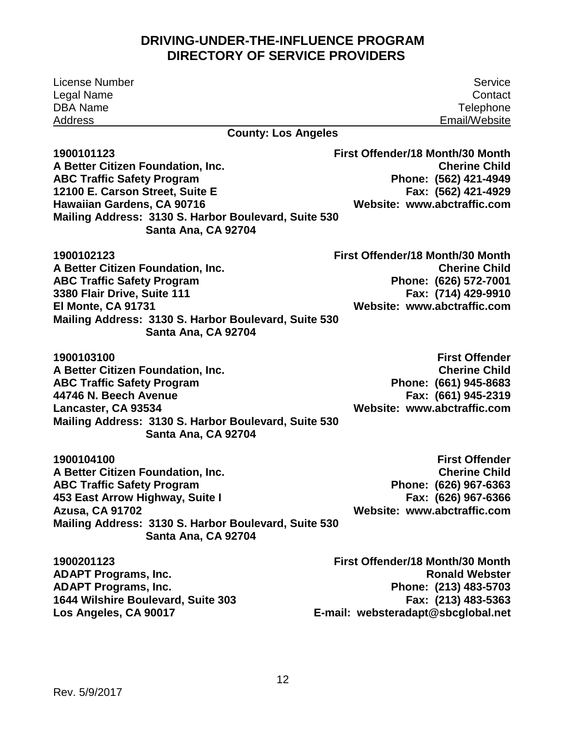# DRIVING-UNDER-THE-INFLUENCE PROGRAM
# DIRECTORY OF SERVICE PROVIDERS

| License Number<br>Legal Name<br>DBA Name<br>Address | Service<br>Contact<br>Telephone<br>Email/Website |
|---|---|

**County: Los Angeles**

**1900101123**
**A Better Citizen Foundation, Inc.**
**ABC Traffic Safety Program**
**12100 E. Carson Street, Suite E**
**Hawaiian Gardens, CA 90716**
**Mailing Address: 3130 S. Harbor Boulevard, Suite 530**
**Santa Ana, CA 92704**

**First Offender/18 Month/30 Month**
**Cherine Child**
**Phone: (562) 421-4949**
**Fax: (562) 421-4929**
**Website: www.abctraffic.com**

**1900102123**
**A Better Citizen Foundation, Inc.**
**ABC Traffic Safety Program**
**3380 Flair Drive, Suite 111**
**El Monte, CA 91731**
**Mailing Address: 3130 S. Harbor Boulevard, Suite 530**
**Santa Ana, CA 92704**

**First Offender/18 Month/30 Month**
**Cherine Child**
**Phone: (626) 572-7001**
**Fax: (714) 429-9910**
**Website: www.abctraffic.com**

**1900103100**
**A Better Citizen Foundation, Inc.**
**ABC Traffic Safety Program**
**44746 N. Beech Avenue**
**Lancaster, CA 93534**
**Mailing Address: 3130 S. Harbor Boulevard, Suite 530**
**Santa Ana, CA 92704**

**First Offender**
**Cherine Child**
**Phone: (661) 945-8683**
**Fax: (661) 945-2319**
**Website: www.abctraffic.com**

**1900104100**
**A Better Citizen Foundation, Inc.**
**ABC Traffic Safety Program**
**453 East Arrow Highway, Suite I**
**Azusa, CA 91702**
**Mailing Address: 3130 S. Harbor Boulevard, Suite 530**
**Santa Ana, CA 92704**

**First Offender**
**Cherine Child**
**Phone: (626) 967-6363**
**Fax: (626) 967-6366**
**Website: www.abctraffic.com**

**1900201123**
**ADAPT Programs, Inc.**
**ADAPT Programs, Inc.**
**1644 Wilshire Boulevard, Suite 303**
**Los Angeles, CA 90017**

**First Offender/18 Month/30 Month**
**Ronald Webster**
**Phone: (213) 483-5703**
**Fax: (213) 483-5363**
**E-mail: websteradapt@sbcglobal.net**

Rev. 5/9/2017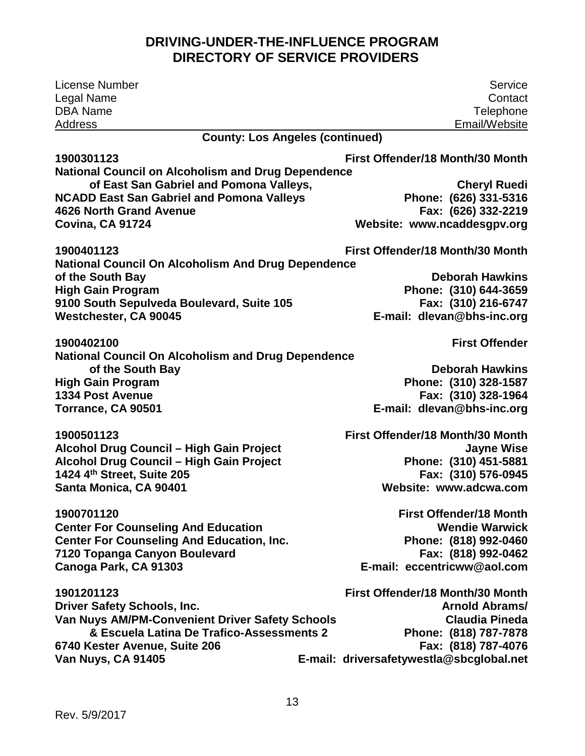# DRIVING-UNDER-THE-INFLUENCE PROGRAM
# DIRECTORY OF SERVICE PROVIDERS

| License Number<br>Legal Name<br>DBA Name<br>Address | Service<br>Contact<br>Telephone<br>Email/Website |
|---|---|

**County: Los Angeles (continued)**

**1900301123** — **First Offender/18 Month/30 Month**
**National Council on Alcoholism and Drug Dependence of East San Gabriel and Pomona Valleys,**
**NCADD East San Gabriel and Pomona Valleys**
**4626 North Grand Avenue**
**Covina, CA 91724**
**Cheryl Ruedi**
**Phone: (626) 331-5316**
**Fax: (626) 332-2219**
**Website: www.ncaddesgpv.org**

**1900401123** — **First Offender/18 Month/30 Month**
**National Council On Alcoholism And Drug Dependence of the South Bay**
**High Gain Program**
**9100 South Sepulveda Boulevard, Suite 105**
**Westchester, CA 90045**
**Deborah Hawkins**
**Phone: (310) 644-3659**
**Fax: (310) 216-6747**
**E-mail: dlevan@bhs-inc.org**

**1900402100** — **First Offender**
**National Council On Alcoholism and Drug Dependence of the South Bay**
**High Gain Program**
**1334 Post Avenue**
**Torrance, CA 90501**
**Deborah Hawkins**
**Phone: (310) 328-1587**
**Fax: (310) 328-1964**
**E-mail: dlevan@bhs-inc.org**

**1900501123** — **First Offender/18 Month/30 Month**
**Alcohol Drug Council – High Gain Project**
**Alcohol Drug Council – High Gain Project**
**1424 4th Street, Suite 205**
**Santa Monica, CA 90401**
**Jayne Wise**
**Phone: (310) 451-5881**
**Fax: (310) 576-0945**
**Website: www.adcwa.com**

**1900701120** — **First Offender/18 Month**
**Center For Counseling And Education**
**Center For Counseling And Education, Inc.**
**7120 Topanga Canyon Boulevard**
**Canoga Park, CA 91303**
**Wendie Warwick**
**Phone: (818) 992-0460**
**Fax: (818) 992-0462**
**E-mail: eccentricww@aol.com**

**1901201123** — **First Offender/18 Month/30 Month**
**Driver Safety Schools, Inc.**
**Van Nuys AM/PM-Convenient Driver Safety Schools & Escuela Latina De Trafico-Assessments 2**
**6740 Kester Avenue, Suite 206**
**Van Nuys, CA 91405**
**Arnold Abrams/ Claudia Pineda**
**Phone: (818) 787-7878**
**Fax: (818) 787-4076**
**E-mail: driversafetywestla@sbcglobal.net**

Rev. 5/9/2017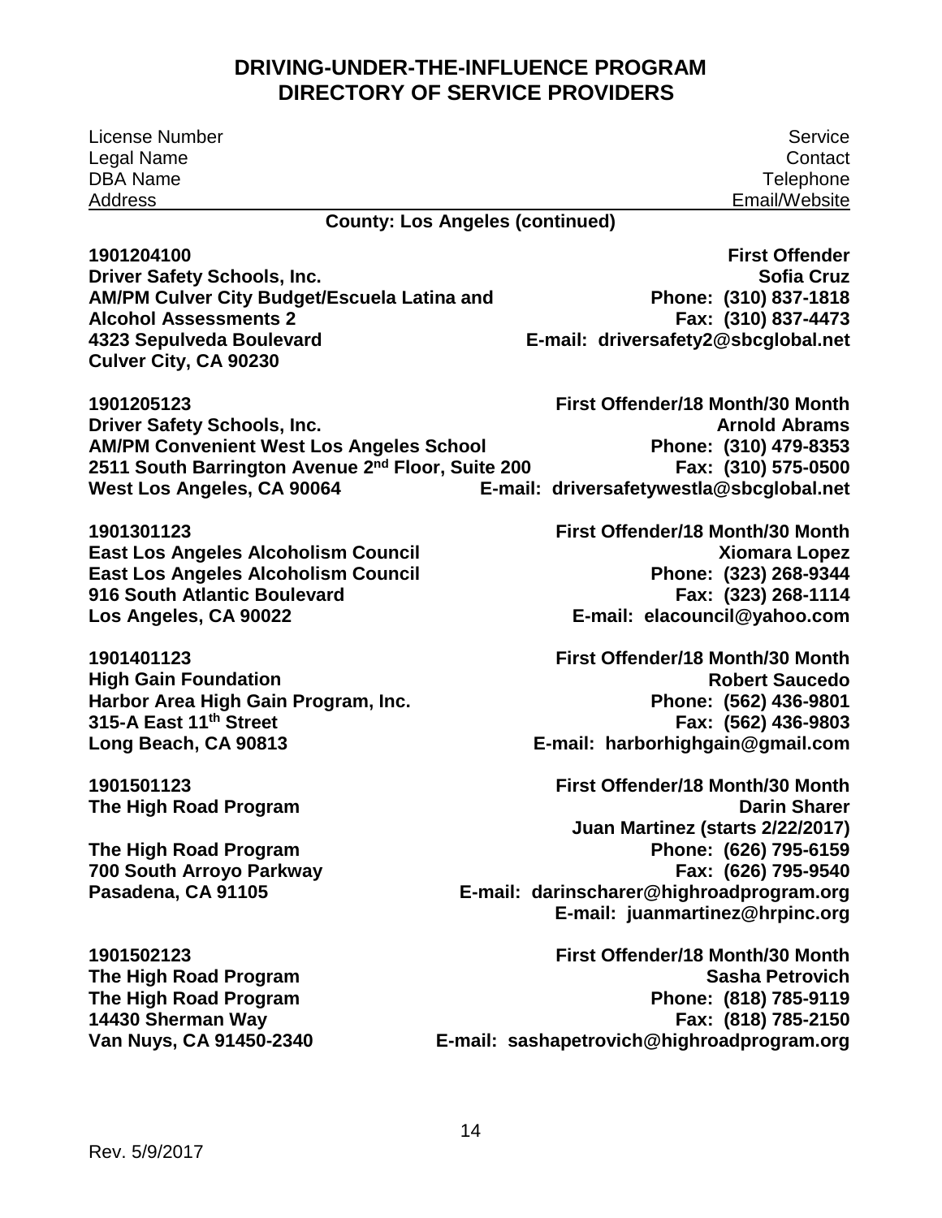## DRIVING-UNDER-THE-INFLUENCE PROGRAM
## DIRECTORY OF SERVICE PROVIDERS

| License Number<br>Legal Name<br>DBA Name<br>Address | Service<br>Contact<br>Telephone<br>Email/Website |
|---|---|

**County: Los Angeles (continued)**

| | |
|---|---|
| **1901204100**<br>**Driver Safety Schools, Inc.**<br>**AM/PM Culver City Budget/Escuela Latina and Alcohol Assessments 2**<br>**4323 Sepulveda Boulevard**<br>**Culver City, CA 90230** | **First Offender**<br>**Sofia Cruz**<br>**Phone: (310) 837-1818**<br>**Fax: (310) 837-4473**<br>**E-mail: driversafety2@sbcglobal.net** |
| **1901205123**<br>**Driver Safety Schools, Inc.**<br>**AM/PM Convenient West Los Angeles School**<br>**2511 South Barrington Avenue 2nd Floor, Suite 200**<br>**West Los Angeles, CA 90064** | **First Offender/18 Month/30 Month**<br>**Arnold Abrams**<br>**Phone: (310) 479-8353**<br>**Fax: (310) 575-0500**<br>**E-mail: driversafetywestla@sbcglobal.net** |
| **1901301123**<br>**East Los Angeles Alcoholism Council**<br>**East Los Angeles Alcoholism Council**<br>**916 South Atlantic Boulevard**<br>**Los Angeles, CA 90022** | **First Offender/18 Month/30 Month**<br>**Xiomara Lopez**<br>**Phone: (323) 268-9344**<br>**Fax: (323) 268-1114**<br>**E-mail: elacouncil@yahoo.com** |
| **1901401123**<br>**High Gain Foundation**<br>**Harbor Area High Gain Program, Inc.**<br>**315-A East 11th Street**<br>**Long Beach, CA 90813** | **First Offender/18 Month/30 Month**<br>**Robert Saucedo**<br>**Phone: (562) 436-9801**<br>**Fax: (562) 436-9803**<br>**E-mail: harborhighgain@gmail.com** |
| **1901501123**<br>**The High Road Program**<br>**The High Road Program**<br>**700 South Arroyo Parkway**<br>**Pasadena, CA 91105** | **First Offender/18 Month/30 Month**<br>**Darin Sharer**<br>**Juan Martinez (starts 2/22/2017)**<br>**Phone: (626) 795-6159**<br>**Fax: (626) 795-9540**<br>**E-mail: darinscharer@highroadprogram.org**<br>**E-mail: juanmartinez@hrpinc.org** |
| **1901502123**<br>**The High Road Program**<br>**The High Road Program**<br>**14430 Sherman Way**<br>**Van Nuys, CA 91450-2340** | **First Offender/18 Month/30 Month**<br>**Sasha Petrovich**<br>**Phone: (818) 785-9119**<br>**Fax: (818) 785-2150**<br>**E-mail: sashapetrovich@highroadprogram.org** |

Rev. 5/9/2017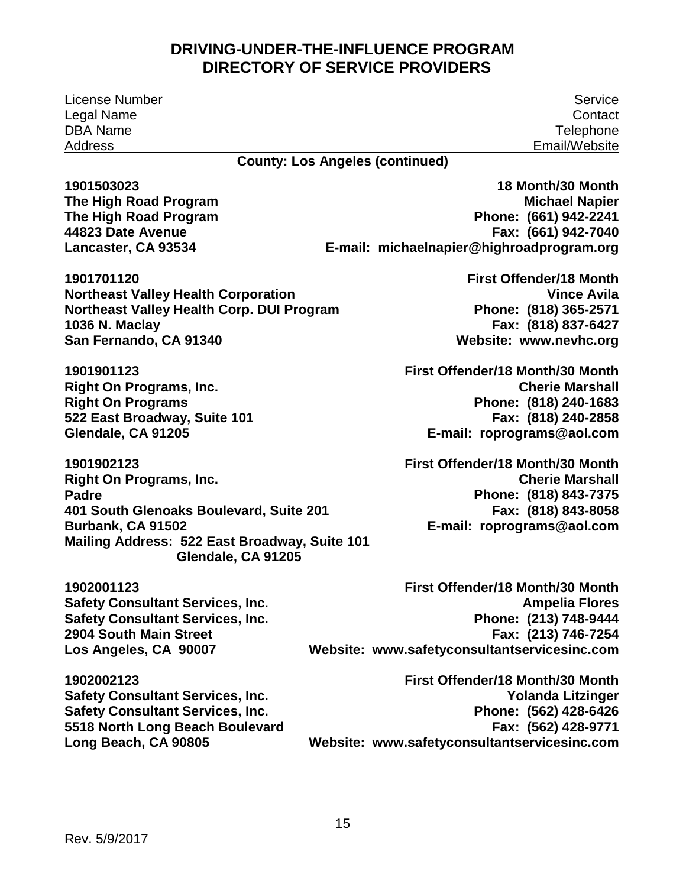# DRIVING-UNDER-THE-INFLUENCE PROGRAM
# DIRECTORY OF SERVICE PROVIDERS

| License Number | Service |
|---|---|
| Legal Name | Contact |
| DBA Name | Telephone |
| Address | Email/Website |

**County: Los Angeles (continued)**

| | |
|---|---|
| **1901503023** | **18 Month/30 Month** |
| **The High Road Program** | **Michael Napier** |
| **The High Road Program** | **Phone: (661) 942-2241** |
| **44823 Date Avenue** | **Fax: (661) 942-7040** |
| **Lancaster, CA 93534** | **E-mail: michaelnapier@highroadprogram.org** |

| | |
|---|---|
| **1901701120** | **First Offender/18 Month** |
| **Northeast Valley Health Corporation** | **Vince Avila** |
| **Northeast Valley Health Corp. DUI Program** | **Phone: (818) 365-2571** |
| **1036 N. Maclay** | **Fax: (818) 837-6427** |
| **San Fernando, CA 91340** | **Website: www.nevhc.org** |

| | |
|---|---|
| **1901901123** | **First Offender/18 Month/30 Month** |
| **Right On Programs, Inc.** | **Cherie Marshall** |
| **Right On Programs** | **Phone: (818) 240-1683** |
| **522 East Broadway, Suite 101** | **Fax: (818) 240-2858** |
| **Glendale, CA 91205** | **E-mail: roprograms@aol.com** |

| | |
|---|---|
| **1901902123** | **First Offender/18 Month/30 Month** |
| **Right On Programs, Inc.** | **Cherie Marshall** |
| **Padre** | **Phone: (818) 843-7375** |
| **401 South Glenoaks Boulevard, Suite 201** | **Fax: (818) 843-8058** |
| **Burbank, CA 91502** | **E-mail: roprograms@aol.com** |
| **Mailing Address: 522 East Broadway, Suite 101, Glendale, CA 91205** | |

| | |
|---|---|
| **1902001123** | **First Offender/18 Month/30 Month** |
| **Safety Consultant Services, Inc.** | **Ampelia Flores** |
| **Safety Consultant Services, Inc.** | **Phone: (213) 748-9444** |
| **2904 South Main Street** | **Fax: (213) 746-7254** |
| **Los Angeles, CA 90007** | **Website: www.safetyconsultantservicesinc.com** |

| | |
|---|---|
| **1902002123** | **First Offender/18 Month/30 Month** |
| **Safety Consultant Services, Inc.** | **Yolanda Litzinger** |
| **Safety Consultant Services, Inc.** | **Phone: (562) 428-6426** |
| **5518 North Long Beach Boulevard** | **Fax: (562) 428-9771** |
| **Long Beach, CA 90805** | **Website: www.safetyconsultantservicesinc.com** |

Rev. 5/9/2017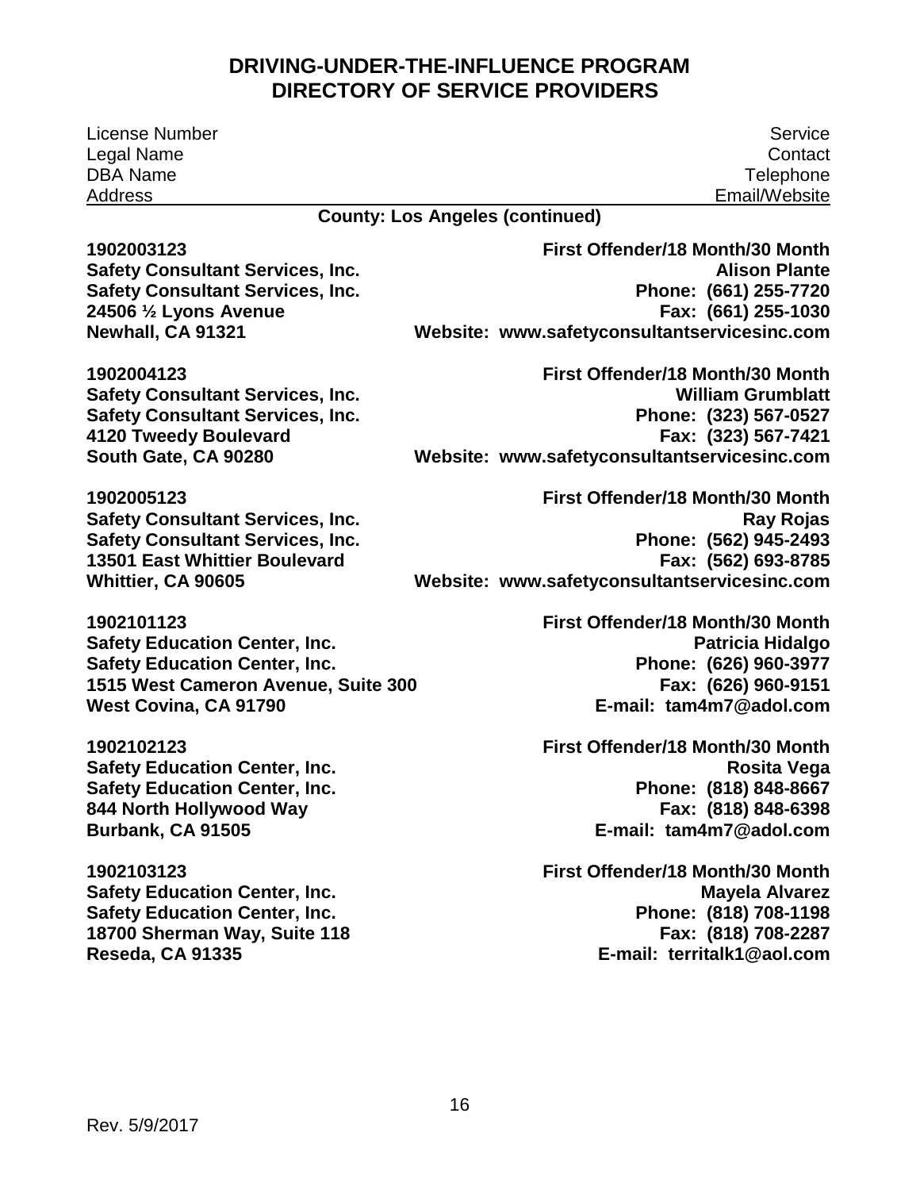# DRIVING-UNDER-THE-INFLUENCE PROGRAM
# DIRECTORY OF SERVICE PROVIDERS

| License Number<br>Legal Name<br>DBA Name<br>Address | Service<br>Contact<br>Telephone<br>Email/Website |
|---|---|

**County: Los Angeles (continued)**

| | |
|---|---|
| **1902003123**<br>**Safety Consultant Services, Inc.**<br>**Safety Consultant Services, Inc.**<br>**24506 ½ Lyons Avenue**<br>**Newhall, CA 91321** | **First Offender/18 Month/30 Month**<br>**Alison Plante**<br>**Phone: (661) 255-7720**<br>**Fax: (661) 255-1030**<br>**Website: www.safetyconsultantservicesinc.com** |
| **1902004123**<br>**Safety Consultant Services, Inc.**<br>**Safety Consultant Services, Inc.**<br>**4120 Tweedy Boulevard**<br>**South Gate, CA 90280** | **First Offender/18 Month/30 Month**<br>**William Grumblatt**<br>**Phone: (323) 567-0527**<br>**Fax: (323) 567-7421**<br>**Website: www.safetyconsultantservicesinc.com** |
| **1902005123**<br>**Safety Consultant Services, Inc.**<br>**Safety Consultant Services, Inc.**<br>**13501 East Whittier Boulevard**<br>**Whittier, CA 90605** | **First Offender/18 Month/30 Month**<br>**Ray Rojas**<br>**Phone: (562) 945-2493**<br>**Fax: (562) 693-8785**<br>**Website: www.safetyconsultantservicesinc.com** |
| **1902101123**<br>**Safety Education Center, Inc.**<br>**Safety Education Center, Inc.**<br>**1515 West Cameron Avenue, Suite 300**<br>**West Covina, CA 91790** | **First Offender/18 Month/30 Month**<br>**Patricia Hidalgo**<br>**Phone: (626) 960-3977**<br>**Fax: (626) 960-9151**<br>**E-mail: tam4m7@adol.com** |
| **1902102123**<br>**Safety Education Center, Inc.**<br>**Safety Education Center, Inc.**<br>**844 North Hollywood Way**<br>**Burbank, CA 91505** | **First Offender/18 Month/30 Month**<br>**Rosita Vega**<br>**Phone: (818) 848-8667**<br>**Fax: (818) 848-6398**<br>**E-mail: tam4m7@adol.com** |
| **1902103123**<br>**Safety Education Center, Inc.**<br>**Safety Education Center, Inc.**<br>**18700 Sherman Way, Suite 118**<br>**Reseda, CA 91335** | **First Offender/18 Month/30 Month**<br>**Mayela Alvarez**<br>**Phone: (818) 708-1198**<br>**Fax: (818) 708-2287**<br>**E-mail: territalk1@aol.com** |

Rev. 5/9/2017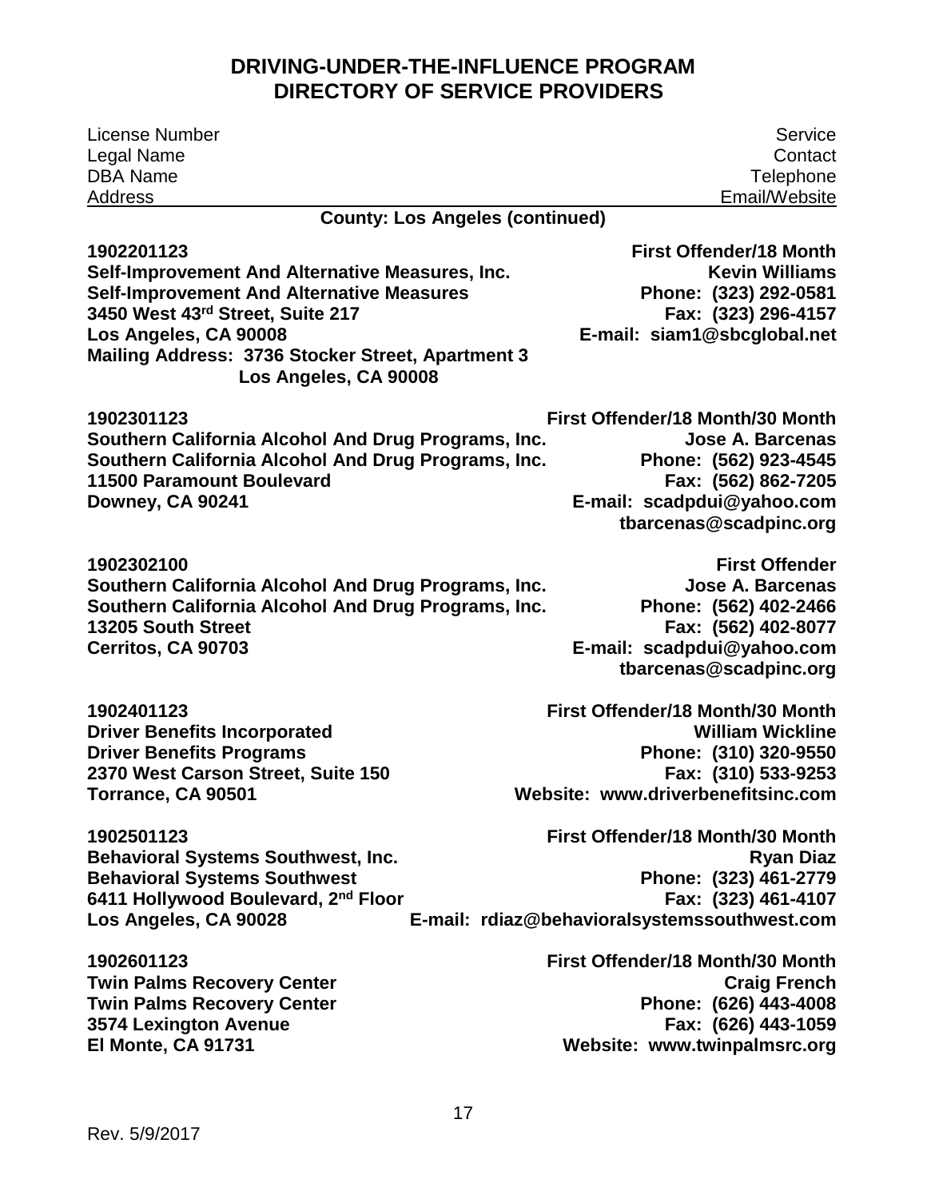# DRIVING-UNDER-THE-INFLUENCE PROGRAM
# DIRECTORY OF SERVICE PROVIDERS

| License Number<br>Legal Name<br>DBA Name<br>Address | Service<br>Contact<br>Telephone<br>Email/Website |
|---|---|

**County: Los Angeles (continued)**

| | |
|---|---|
| **1902201123**<br>**Self-Improvement And Alternative Measures, Inc.**<br>**Self-Improvement And Alternative Measures**<br>**3450 West 43rd Street, Suite 217**<br>**Los Angeles, CA 90008**<br>**Mailing Address: 3736 Stocker Street, Apartment 3**<br>**Los Angeles, CA 90008** | **First Offender/18 Month**<br>**Kevin Williams**<br>**Phone: (323) 292-0581**<br>**Fax: (323) 296-4157**<br>**E-mail: siam1@sbcglobal.net** |
| **1902301123**<br>**Southern California Alcohol And Drug Programs, Inc.**<br>**Southern California Alcohol And Drug Programs, Inc.**<br>**11500 Paramount Boulevard**<br>**Downey, CA 90241** | **First Offender/18 Month/30 Month**<br>**Jose A. Barcenas**<br>**Phone: (562) 923-4545**<br>**Fax: (562) 862-7205**<br>**E-mail: scadpdui@yahoo.com**<br>**tbarcenas@scadpinc.org** |
| **1902302100**<br>**Southern California Alcohol And Drug Programs, Inc.**<br>**Southern California Alcohol And Drug Programs, Inc.**<br>**13205 South Street**<br>**Cerritos, CA 90703** | **First Offender**<br>**Jose A. Barcenas**<br>**Phone: (562) 402-2466**<br>**Fax: (562) 402-8077**<br>**E-mail: scadpdui@yahoo.com**<br>**tbarcenas@scadpinc.org** |
| **1902401123**<br>**Driver Benefits Incorporated**<br>**Driver Benefits Programs**<br>**2370 West Carson Street, Suite 150**<br>**Torrance, CA 90501** | **First Offender/18 Month/30 Month**<br>**William Wickline**<br>**Phone: (310) 320-9550**<br>**Fax: (310) 533-9253**<br>**Website: www.driverbenefitsinc.com** |
| **1902501123**<br>**Behavioral Systems Southwest, Inc.**<br>**Behavioral Systems Southwest**<br>**6411 Hollywood Boulevard, 2nd Floor**<br>**Los Angeles, CA 90028** | **First Offender/18 Month/30 Month**<br>**Ryan Diaz**<br>**Phone: (323) 461-2779**<br>**Fax: (323) 461-4107**<br>**E-mail: rdiaz@behavioralsystemssouthwest.com** |
| **1902601123**<br>**Twin Palms Recovery Center**<br>**Twin Palms Recovery Center**<br>**3574 Lexington Avenue**<br>**El Monte, CA 91731** | **First Offender/18 Month/30 Month**<br>**Craig French**<br>**Phone: (626) 443-4008**<br>**Fax: (626) 443-1059**<br>**Website: www.twinpalmsrc.org** |

Rev. 5/9/2017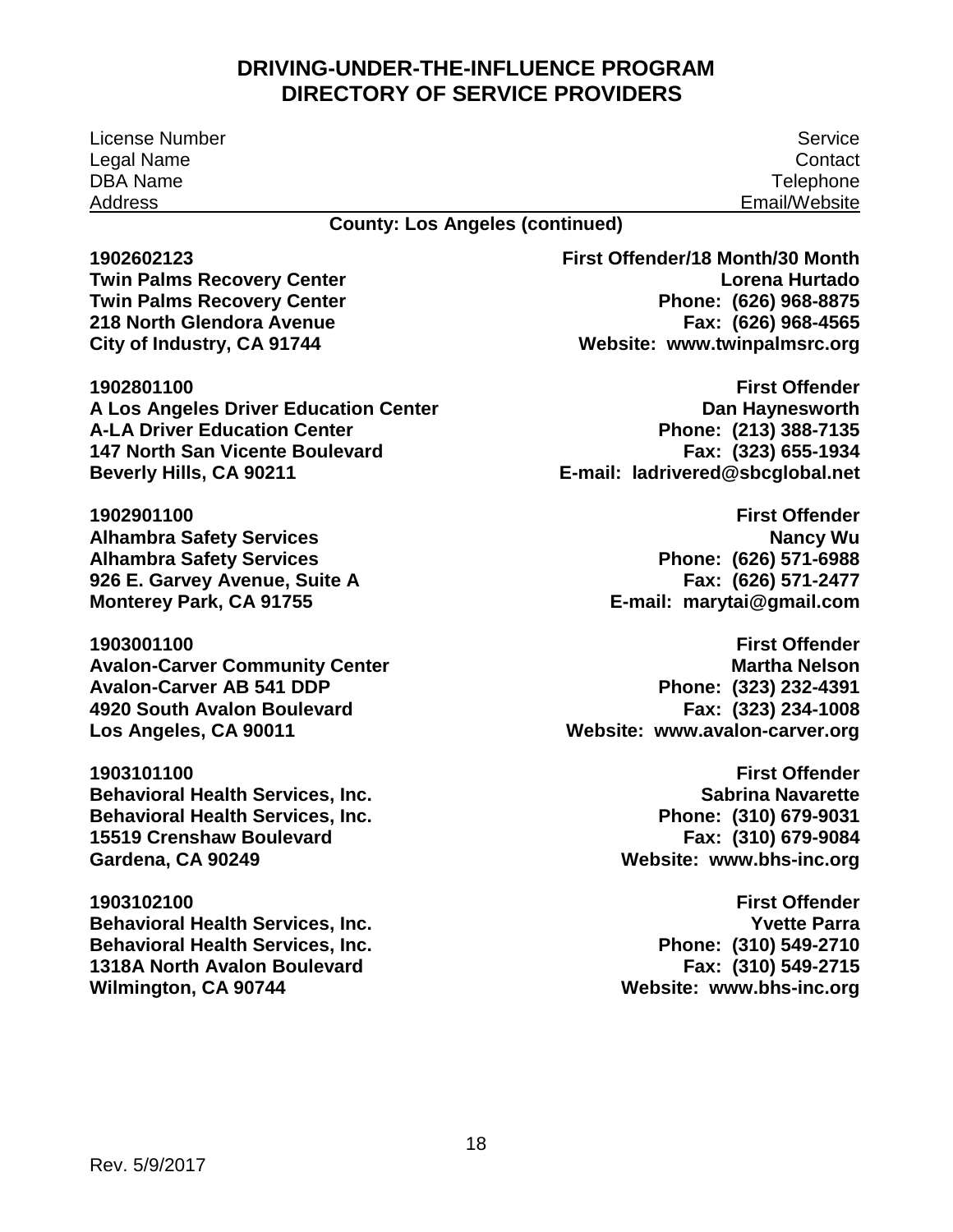# DRIVING-UNDER-THE-INFLUENCE PROGRAM
# DIRECTORY OF SERVICE PROVIDERS

| License Number<br>Legal Name<br>DBA Name<br>Address | Service<br>Contact<br>Telephone<br>Email/Website |
|---|---|

**County: Los Angeles (continued)**

| | |
|---|---|
| **1902602123**<br>**Twin Palms Recovery Center**<br>**Twin Palms Recovery Center**<br>**218 North Glendora Avenue**<br>**City of Industry, CA 91744** | **First Offender/18 Month/30 Month**<br>**Lorena Hurtado**<br>**Phone: (626) 968-8875**<br>**Fax: (626) 968-4565**<br>**Website: www.twinpalmsrc.org** |
| **1902801100**<br>**A Los Angeles Driver Education Center**<br>**A-LA Driver Education Center**<br>**147 North San Vicente Boulevard**<br>**Beverly Hills, CA 90211** | **First Offender**<br>**Dan Haynesworth**<br>**Phone: (213) 388-7135**<br>**Fax: (323) 655-1934**<br>**E-mail: ladrivered@sbcglobal.net** |
| **1902901100**<br>**Alhambra Safety Services**<br>**Alhambra Safety Services**<br>**926 E. Garvey Avenue, Suite A**<br>**Monterey Park, CA 91755** | **First Offender**<br>**Nancy Wu**<br>**Phone: (626) 571-6988**<br>**Fax: (626) 571-2477**<br>**E-mail: marytai@gmail.com** |
| **1903001100**<br>**Avalon-Carver Community Center**<br>**Avalon-Carver AB 541 DDP**<br>**4920 South Avalon Boulevard**<br>**Los Angeles, CA 90011** | **First Offender**<br>**Martha Nelson**<br>**Phone: (323) 232-4391**<br>**Fax: (323) 234-1008**<br>**Website: www.avalon-carver.org** |
| **1903101100**<br>**Behavioral Health Services, Inc.**<br>**Behavioral Health Services, Inc.**<br>**15519 Crenshaw Boulevard**<br>**Gardena, CA 90249** | **First Offender**<br>**Sabrina Navarette**<br>**Phone: (310) 679-9031**<br>**Fax: (310) 679-9084**<br>**Website: www.bhs-inc.org** |
| **1903102100**<br>**Behavioral Health Services, Inc.**<br>**Behavioral Health Services, Inc.**<br>**1318A North Avalon Boulevard**<br>**Wilmington, CA 90744** | **First Offender**<br>**Yvette Parra**<br>**Phone: (310) 549-2710**<br>**Fax: (310) 549-2715**<br>**Website: www.bhs-inc.org** |

Rev. 5/9/2017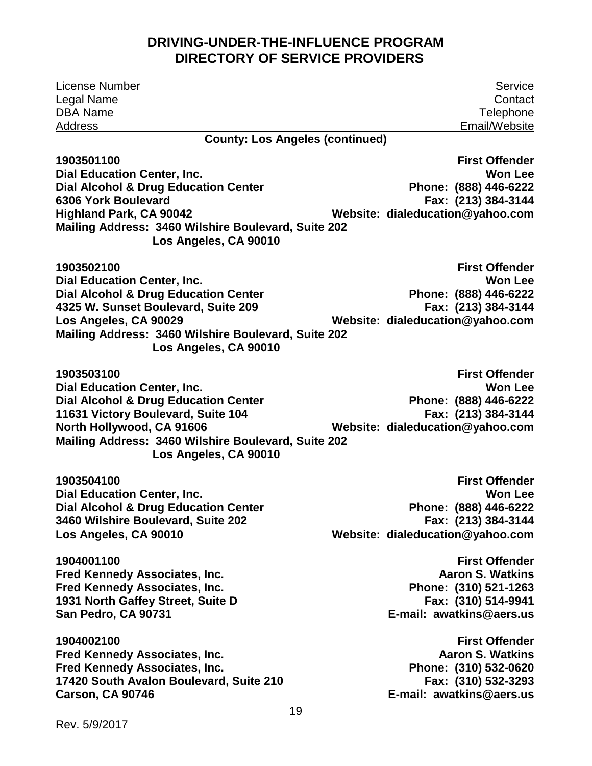# DRIVING-UNDER-THE-INFLUENCE PROGRAM
# DIRECTORY OF SERVICE PROVIDERS

| License Number<br>Legal Name<br>DBA Name<br>Address | Service<br>Contact<br>Telephone<br>Email/Website |
|---|---|

**County: Los Angeles (continued)**

| | |
|---|---|
| **1903501100**<br>**Dial Education Center, Inc.**<br>**Dial Alcohol & Drug Education Center**<br>**6306 York Boulevard**<br>**Highland Park, CA 90042**<br>**Mailing Address: 3460 Wilshire Boulevard, Suite 202**<br>**Los Angeles, CA 90010** | **First Offender**<br>**Won Lee**<br>**Phone: (888) 446-6222**<br>**Fax: (213) 384-3144**<br>**Website: dialeducation@yahoo.com** |
| **1903502100**<br>**Dial Education Center, Inc.**<br>**Dial Alcohol & Drug Education Center**<br>**4325 W. Sunset Boulevard, Suite 209**<br>**Los Angeles, CA 90029**<br>**Mailing Address: 3460 Wilshire Boulevard, Suite 202**<br>**Los Angeles, CA 90010** | **First Offender**<br>**Won Lee**<br>**Phone: (888) 446-6222**<br>**Fax: (213) 384-3144**<br>**Website: dialeducation@yahoo.com** |
| **1903503100**<br>**Dial Education Center, Inc.**<br>**Dial Alcohol & Drug Education Center**<br>**11631 Victory Boulevard, Suite 104**<br>**North Hollywood, CA 91606**<br>**Mailing Address: 3460 Wilshire Boulevard, Suite 202**<br>**Los Angeles, CA 90010** | **First Offender**<br>**Won Lee**<br>**Phone: (888) 446-6222**<br>**Fax: (213) 384-3144**<br>**Website: dialeducation@yahoo.com** |
| **1903504100**<br>**Dial Education Center, Inc.**<br>**Dial Alcohol & Drug Education Center**<br>**3460 Wilshire Boulevard, Suite 202**<br>**Los Angeles, CA 90010** | **First Offender**<br>**Won Lee**<br>**Phone: (888) 446-6222**<br>**Fax: (213) 384-3144**<br>**Website: dialeducation@yahoo.com** |
| **1904001100**<br>**Fred Kennedy Associates, Inc.**<br>**Fred Kennedy Associates, Inc.**<br>**1931 North Gaffey Street, Suite D**<br>**San Pedro, CA 90731** | **First Offender**<br>**Aaron S. Watkins**<br>**Phone: (310) 521-1263**<br>**Fax: (310) 514-9941**<br>**E-mail: awatkins@aers.us** |
| **1904002100**<br>**Fred Kennedy Associates, Inc.**<br>**Fred Kennedy Associates, Inc.**<br>**17420 South Avalon Boulevard, Suite 210**<br>**Carson, CA 90746** | **First Offender**<br>**Aaron S. Watkins**<br>**Phone: (310) 532-0620**<br>**Fax: (310) 532-3293**<br>**E-mail: awatkins@aers.us** |

Rev. 5/9/2017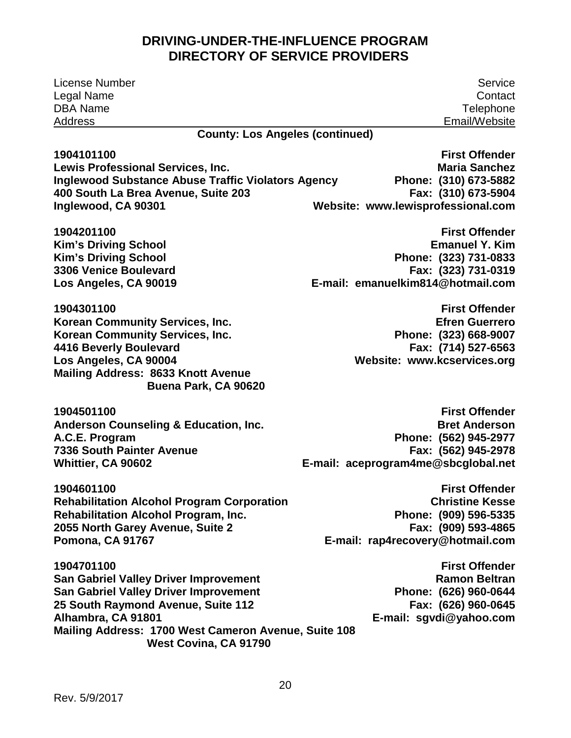# DRIVING-UNDER-THE-INFLUENCE PROGRAM
# DIRECTORY OF SERVICE PROVIDERS

| License Number<br>Legal Name<br>DBA Name<br>Address | Service<br>Contact<br>Telephone<br>Email/Website |
|---|---|

**County: Los Angeles (continued)**

| License Number / Legal Name / DBA Name / Address | Service / Contact / Telephone / Email/Website |
|---|---|
| **1904101100**<br>**Lewis Professional Services, Inc.**<br>**Inglewood Substance Abuse Traffic Violators Agency**<br>**400 South La Brea Avenue, Suite 203**<br>**Inglewood, CA 90301** | **First Offender**<br>**Maria Sanchez**<br>**Phone: (310) 673-5882**<br>**Fax: (310) 673-5904**<br>**Website: www.lewisprofessional.com** |
| **1904201100**<br>**Kim's Driving School**<br>**Kim's Driving School**<br>**3306 Venice Boulevard**<br>**Los Angeles, CA 90019** | **First Offender**<br>**Emanuel Y. Kim**<br>**Phone: (323) 731-0833**<br>**Fax: (323) 731-0319**<br>**E-mail: emanuelkim814@hotmail.com** |
| **1904301100**<br>**Korean Community Services, Inc.**<br>**Korean Community Services, Inc.**<br>**4416 Beverly Boulevard**<br>**Los Angeles, CA 90004**<br>**Mailing Address: 8633 Knott Avenue**<br>**Buena Park, CA 90620** | **First Offender**<br>**Efren Guerrero**<br>**Phone: (323) 668-9007**<br>**Fax: (714) 527-6563**<br>**Website: www.kcservices.org** |
| **1904501100**<br>**Anderson Counseling & Education, Inc.**<br>**A.C.E. Program**<br>**7336 South Painter Avenue**<br>**Whittier, CA 90602** | **First Offender**<br>**Bret Anderson**<br>**Phone: (562) 945-2977**<br>**Fax: (562) 945-2978**<br>**E-mail: aceprogram4me@sbcglobal.net** |
| **1904601100**<br>**Rehabilitation Alcohol Program Corporation**<br>**Rehabilitation Alcohol Program, Inc.**<br>**2055 North Garey Avenue, Suite 2**<br>**Pomona, CA 91767** | **First Offender**<br>**Christine Kesse**<br>**Phone: (909) 596-5335**<br>**Fax: (909) 593-4865**<br>**E-mail: rap4recovery@hotmail.com** |
| **1904701100**<br>**San Gabriel Valley Driver Improvement**<br>**San Gabriel Valley Driver Improvement**<br>**25 South Raymond Avenue, Suite 112**<br>**Alhambra, CA 91801**<br>**Mailing Address: 1700 West Cameron Avenue, Suite 108**<br>**West Covina, CA 91790** | **First Offender**<br>**Ramon Beltran**<br>**Phone: (626) 960-0644**<br>**Fax: (626) 960-0645**<br>**E-mail: sgvdi@yahoo.com** |

Rev. 5/9/2017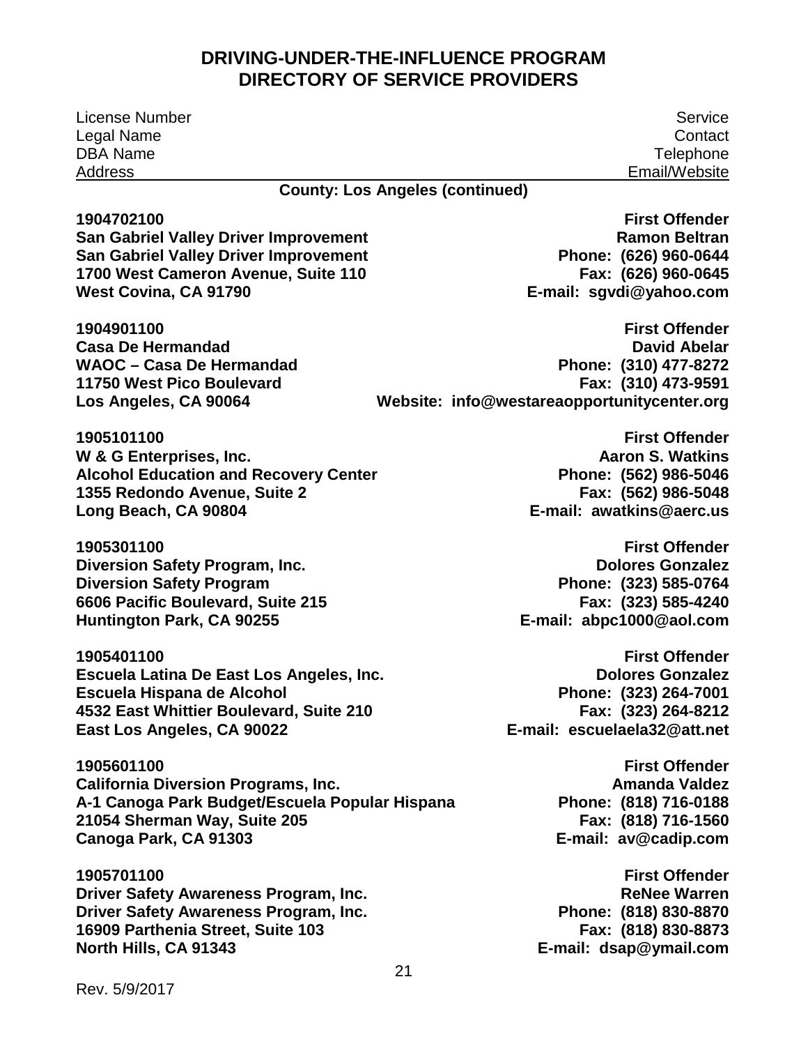# DRIVING-UNDER-THE-INFLUENCE PROGRAM
# DIRECTORY OF SERVICE PROVIDERS

| License Number<br>Legal Name<br>DBA Name<br>Address | Service<br>Contact<br>Telephone<br>Email/Website |
|---|---|

**County: Los Angeles (continued)**

| | |
|---|---|
| **1904702100**<br>**San Gabriel Valley Driver Improvement**<br>**San Gabriel Valley Driver Improvement**<br>**1700 West Cameron Avenue, Suite 110**<br>**West Covina, CA 91790** | **First Offender**<br>**Ramon Beltran**<br>**Phone: (626) 960-0644**<br>**Fax: (626) 960-0645**<br>**E-mail: sgvdi@yahoo.com** |
| **1904901100**<br>**Casa De Hermandad**<br>**WAOC – Casa De Hermandad**<br>**11750 West Pico Boulevard**<br>**Los Angeles, CA 90064** | **First Offender**<br>**David Abelar**<br>**Phone: (310) 477-8272**<br>**Fax: (310) 473-9591**<br>**Website: info@westareaopportunitycenter.org** |
| **1905101100**<br>**W & G Enterprises, Inc.**<br>**Alcohol Education and Recovery Center**<br>**1355 Redondo Avenue, Suite 2**<br>**Long Beach, CA 90804** | **First Offender**<br>**Aaron S. Watkins**<br>**Phone: (562) 986-5046**<br>**Fax: (562) 986-5048**<br>**E-mail: awatkins@aerc.us** |
| **1905301100**<br>**Diversion Safety Program, Inc.**<br>**Diversion Safety Program**<br>**6606 Pacific Boulevard, Suite 215**<br>**Huntington Park, CA 90255** | **First Offender**<br>**Dolores Gonzalez**<br>**Phone: (323) 585-0764**<br>**Fax: (323) 585-4240**<br>**E-mail: abpc1000@aol.com** |
| **1905401100**<br>**Escuela Latina De East Los Angeles, Inc.**<br>**Escuela Hispana de Alcohol**<br>**4532 East Whittier Boulevard, Suite 210**<br>**East Los Angeles, CA 90022** | **First Offender**<br>**Dolores Gonzalez**<br>**Phone: (323) 264-7001**<br>**Fax: (323) 264-8212**<br>**E-mail: escuelaela32@att.net** |
| **1905601100**<br>**California Diversion Programs, Inc.**<br>**A-1 Canoga Park Budget/Escuela Popular Hispana**<br>**21054 Sherman Way, Suite 205**<br>**Canoga Park, CA 91303** | **First Offender**<br>**Amanda Valdez**<br>**Phone: (818) 716-0188**<br>**Fax: (818) 716-1560**<br>**E-mail: av@cadip.com** |
| **1905701100**<br>**Driver Safety Awareness Program, Inc.**<br>**Driver Safety Awareness Program, Inc.**<br>**16909 Parthenia Street, Suite 103**<br>**North Hills, CA 91343** | **First Offender**<br>**ReNee Warren**<br>**Phone: (818) 830-8870**<br>**Fax: (818) 830-8873**<br>**E-mail: dsap@ymail.com** |

Rev. 5/9/2017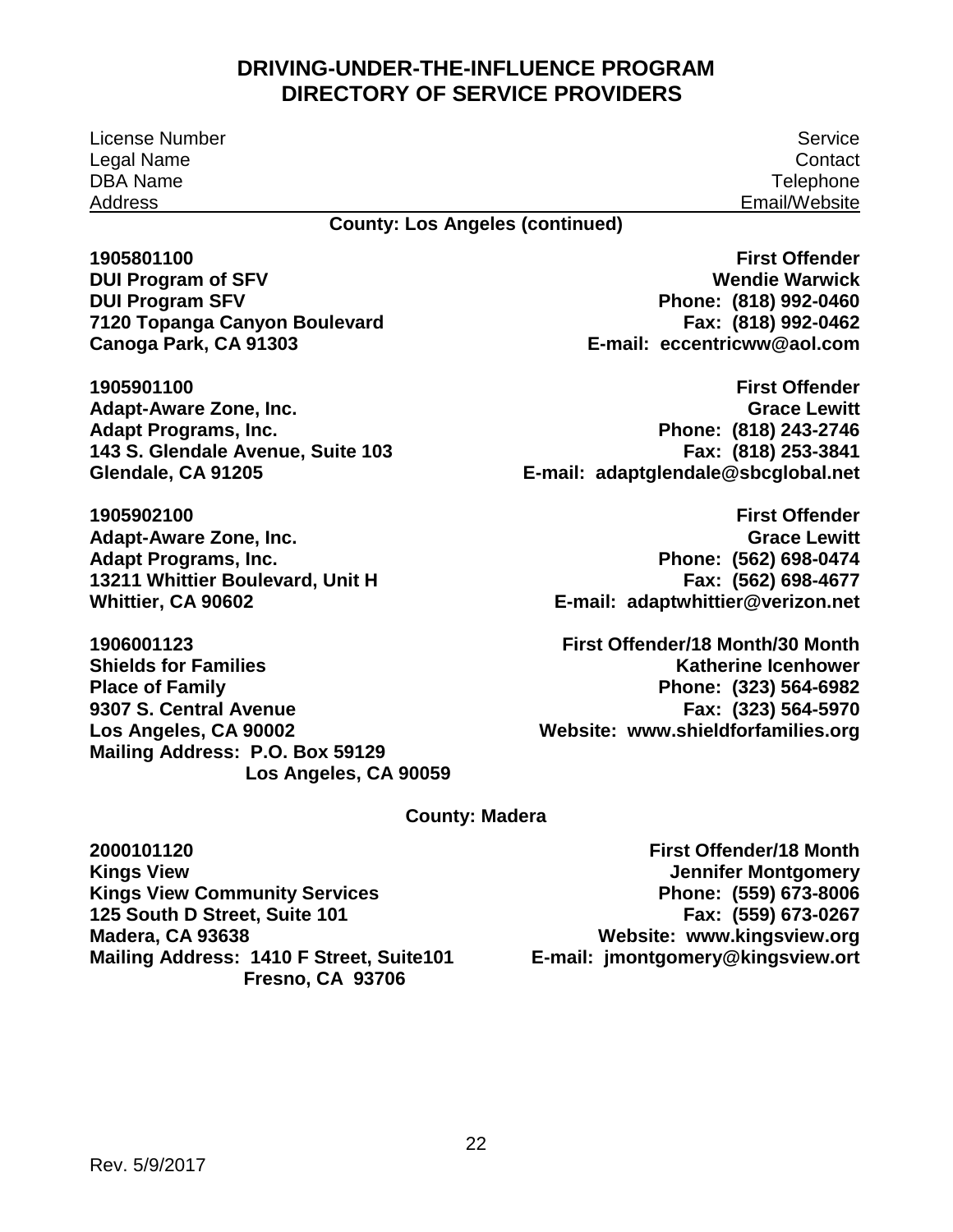## DRIVING-UNDER-THE-INFLUENCE PROGRAM
## DIRECTORY OF SERVICE PROVIDERS

| License Number / Legal Name / DBA Name / Address | Service / Contact / Telephone / Email/Website |
|---|---|

### County: Los Angeles (continued)

**1905801100**
**DUI Program of SFV**
**DUI Program SFV**
**7120 Topanga Canyon Boulevard**
**Canoga Park, CA 91303**

**First Offender**
**Wendie Warwick**
**Phone: (818) 992-0460**
**Fax: (818) 992-0462**
**E-mail: eccentricww@aol.com**

**1905901100**
**Adapt-Aware Zone, Inc.**
**Adapt Programs, Inc.**
**143 S. Glendale Avenue, Suite 103**
**Glendale, CA 91205**

**First Offender**
**Grace Lewitt**
**Phone: (818) 243-2746**
**Fax: (818) 253-3841**
**E-mail: adaptglendale@sbcglobal.net**

**1905902100**
**Adapt-Aware Zone, Inc.**
**Adapt Programs, Inc.**
**13211 Whittier Boulevard, Unit H**
**Whittier, CA 90602**

**First Offender**
**Grace Lewitt**
**Phone: (562) 698-0474**
**Fax: (562) 698-4677**
**E-mail: adaptwhittier@verizon.net**

**1906001123**
**Shields for Families**
**Place of Family**
**9307 S. Central Avenue**
**Los Angeles, CA 90002**
**Mailing Address: P.O. Box 59129**
**Los Angeles, CA 90059**

**First Offender/18 Month/30 Month**
**Katherine Icenhower**
**Phone: (323) 564-6982**
**Fax: (323) 564-5970**
**Website: www.shieldforfamilies.org**

### County: Madera

**2000101120**
**Kings View**
**Kings View Community Services**
**125 South D Street, Suite 101**
**Madera, CA 93638**
**Mailing Address: 1410 F Street, Suite101**
**Fresno, CA 93706**

**First Offender/18 Month**
**Jennifer Montgomery**
**Phone: (559) 673-8006**
**Fax: (559) 673-0267**
**Website: www.kingsview.org**
**E-mail: jmontgomery@kingsview.ort**

Rev. 5/9/2017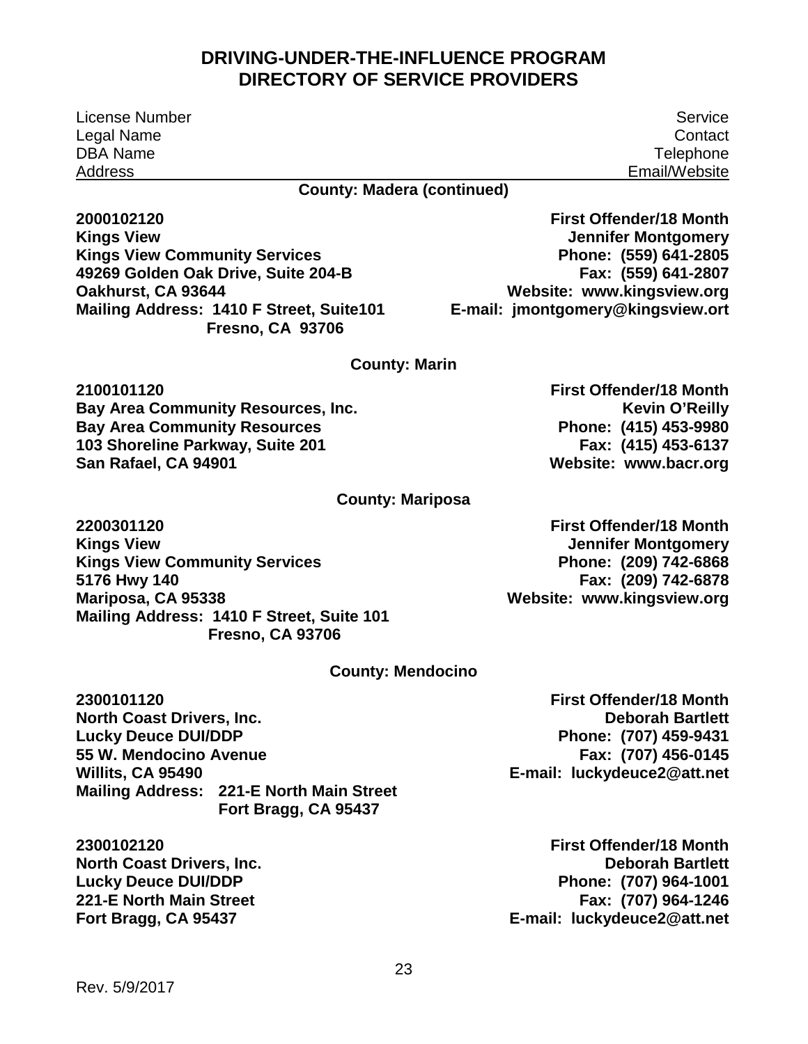# DRIVING-UNDER-THE-INFLUENCE PROGRAM
# DIRECTORY OF SERVICE PROVIDERS

| License Number | Service |
|---|---|
| Legal Name | Contact |
| DBA Name | Telephone |
| Address | Email/Website |

**County: Madera (continued)**

| | |
|---|---|
| **2000102120** | **First Offender/18 Month** |
| **Kings View** | **Jennifer Montgomery** |
| **Kings View Community Services** | **Phone: (559) 641-2805** |
| **49269 Golden Oak Drive, Suite 204-B** | **Fax: (559) 641-2807** |
| **Oakhurst, CA 93644** | **Website: www.kingsview.org** |
| **Mailing Address: 1410 F Street, Suite101** | **E-mail: jmontgomery@kingsview.ort** |
| **Fresno, CA 93706** | |

**County: Marin**

| | |
|---|---|
| **2100101120** | **First Offender/18 Month** |
| **Bay Area Community Resources, Inc.** | **Kevin O'Reilly** |
| **Bay Area Community Resources** | **Phone: (415) 453-9980** |
| **103 Shoreline Parkway, Suite 201** | **Fax: (415) 453-6137** |
| **San Rafael, CA 94901** | **Website: www.bacr.org** |

**County: Mariposa**

| | |
|---|---|
| **2200301120** | **First Offender/18 Month** |
| **Kings View** | **Jennifer Montgomery** |
| **Kings View Community Services** | **Phone: (209) 742-6868** |
| **5176 Hwy 140** | **Fax: (209) 742-6878** |
| **Mariposa, CA 95338** | **Website: www.kingsview.org** |
| **Mailing Address: 1410 F Street, Suite 101** | |
| **Fresno, CA 93706** | |

**County: Mendocino**

| | |
|---|---|
| **2300101120** | **First Offender/18 Month** |
| **North Coast Drivers, Inc.** | **Deborah Bartlett** |
| **Lucky Deuce DUI/DDP** | **Phone: (707) 459-9431** |
| **55 W. Mendocino Avenue** | **Fax: (707) 456-0145** |
| **Willits, CA 95490** | **E-mail: luckydeuce2@att.net** |
| **Mailing Address: 221-E North Main Street** | |
| **Fort Bragg, CA 95437** | |

| | |
|---|---|
| **2300102120** | **First Offender/18 Month** |
| **North Coast Drivers, Inc.** | **Deborah Bartlett** |
| **Lucky Deuce DUI/DDP** | **Phone: (707) 964-1001** |
| **221-E North Main Street** | **Fax: (707) 964-1246** |
| **Fort Bragg, CA 95437** | **E-mail: luckydeuce2@att.net** |

Rev. 5/9/2017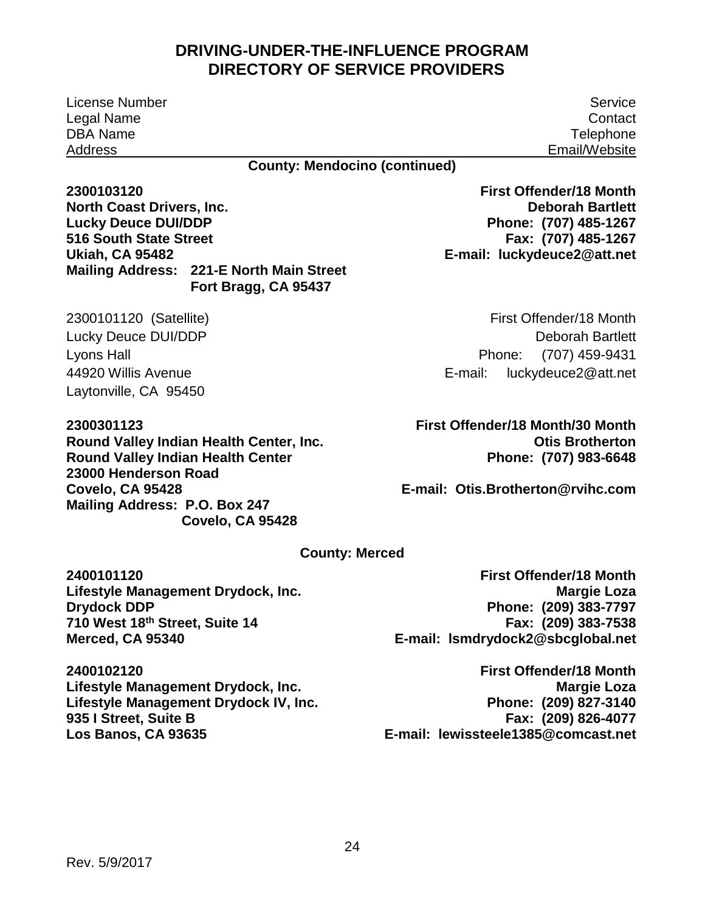# DRIVING-UNDER-THE-INFLUENCE PROGRAM
# DIRECTORY OF SERVICE PROVIDERS

| License Number | Service |
|---|---|
| Legal Name | Contact |
| DBA Name | Telephone |
| Address | Email/Website |

**County: Mendocino (continued)**

**2300103120** — **First Offender/18 Month**
**North Coast Drivers, Inc.** — **Deborah Bartlett**
**Lucky Deuce DUI/DDP** — **Phone: (707) 485-1267**
**516 South State Street** — **Fax: (707) 485-1267**
**Ukiah, CA 95482** — **E-mail: luckydeuce2@att.net**
**Mailing Address: 221-E North Main Street**
**Fort Bragg, CA 95437**

2300101120 (Satellite) — First Offender/18 Month
Lucky Deuce DUI/DDP — Deborah Bartlett
Lyons Hall — Phone: (707) 459-9431
44920 Willis Avenue — E-mail: luckydeuce2@att.net
Laytonville, CA 95450

**2300301123** — **First Offender/18 Month/30 Month**
**Round Valley Indian Health Center, Inc.** — **Otis Brotherton**
**Round Valley Indian Health Center** — **Phone: (707) 983-6648**
**23000 Henderson Road**
**Covelo, CA 95428** — **E-mail: Otis.Brotherton@rvihc.com**
**Mailing Address: P.O. Box 247**
**Covelo, CA 95428**

**County: Merced**

**2400101120** — **First Offender/18 Month**
**Lifestyle Management Drydock, Inc.** — **Margie Loza**
**Drydock DDP** — **Phone: (209) 383-7797**
**710 West 18th Street, Suite 14** — **Fax: (209) 383-7538**
**Merced, CA 95340** — **E-mail: lsmdrydock2@sbcglobal.net**

**2400102120** — **First Offender/18 Month**
**Lifestyle Management Drydock, Inc.** — **Margie Loza**
**Lifestyle Management Drydock IV, Inc.** — **Phone: (209) 827-3140**
**935 I Street, Suite B** — **Fax: (209) 826-4077**
**Los Banos, CA 93635** — **E-mail: lewissteele1385@comcast.net**

Rev. 5/9/2017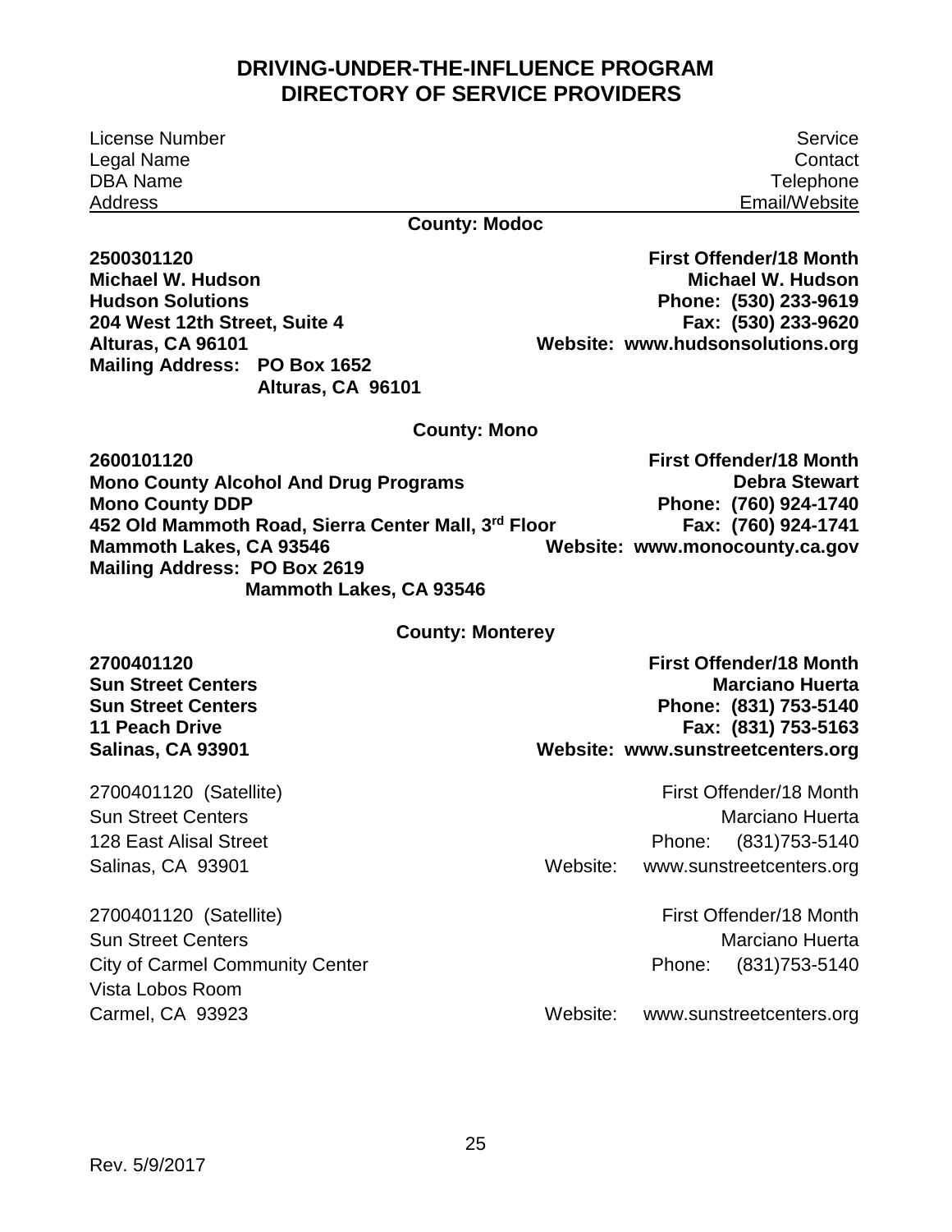# DRIVING-UNDER-THE-INFLUENCE PROGRAM
# DIRECTORY OF SERVICE PROVIDERS

| License Number<br>Legal Name<br>DBA Name<br>Address | Service<br>Contact<br>Telephone<br>Email/Website |
|---|---|

### County: Modoc

**2500301120**
**Michael W. Hudson**
**Hudson Solutions**
**204 West 12th Street, Suite 4**
**Alturas, CA 96101**
**Mailing Address: PO Box 1652**
**Alturas, CA 96101**

**First Offender/18 Month**
**Michael W. Hudson**
**Phone: (530) 233-9619**
**Fax: (530) 233-9620**
**Website: www.hudsonsolutions.org**

### County: Mono

**2600101120**
**Mono County Alcohol And Drug Programs**
**Mono County DDP**
**452 Old Mammoth Road, Sierra Center Mall, 3rd Floor**
**Mammoth Lakes, CA 93546**
**Mailing Address: PO Box 2619**
**Mammoth Lakes, CA 93546**

**First Offender/18 Month**
**Debra Stewart**
**Phone: (760) 924-1740**
**Fax: (760) 924-1741**
**Website: www.monocounty.ca.gov**

### County: Monterey

**2700401120**
**Sun Street Centers**
**Sun Street Centers**
**11 Peach Drive**
**Salinas, CA 93901**

**First Offender/18 Month**
**Marciano Huerta**
**Phone: (831) 753-5140**
**Fax: (831) 753-5163**
**Website: www.sunstreetcenters.org**

2700401120 (Satellite)
Sun Street Centers
128 East Alisal Street
Salinas, CA 93901

First Offender/18 Month
Marciano Huerta
Phone: (831)753-5140
Website: www.sunstreetcenters.org

2700401120 (Satellite)
Sun Street Centers
City of Carmel Community Center
Vista Lobos Room
Carmel, CA 93923

First Offender/18 Month
Marciano Huerta
Phone: (831)753-5140
Website: www.sunstreetcenters.org

Rev. 5/9/2017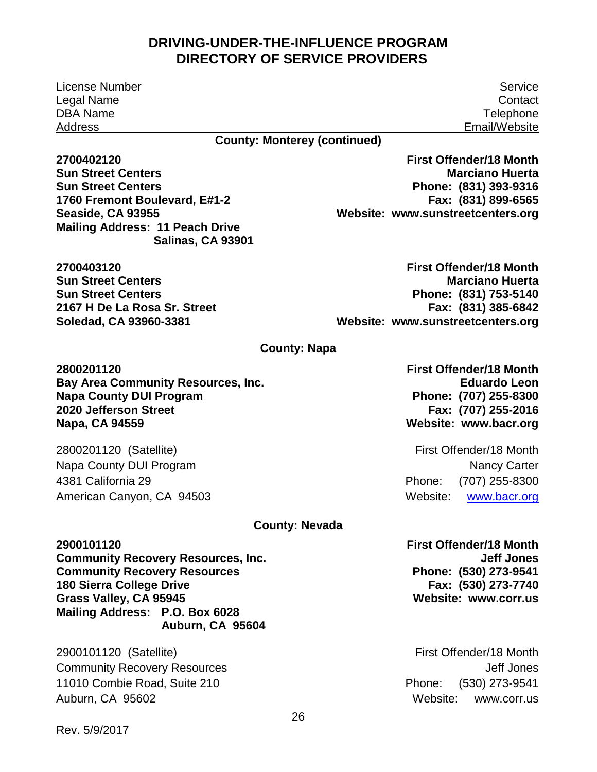# DRIVING-UNDER-THE-INFLUENCE PROGRAM
# DIRECTORY OF SERVICE PROVIDERS

| License Number<br>Legal Name<br>DBA Name<br>Address | Service<br>Contact<br>Telephone<br>Email/Website |
|---|---|

## County: Monterey (continued)

**2700402120**
**Sun Street Centers**
**Sun Street Centers**
**1760 Fremont Boulevard, E#1-2**
**Seaside, CA 93955**
**Mailing Address: 11 Peach Drive**
**Salinas, CA 93901**

**First Offender/18 Month**
**Marciano Huerta**
**Phone: (831) 393-9316**
**Fax: (831) 899-6565**
**Website: www.sunstreetcenters.org**

**2700403120**
**Sun Street Centers**
**Sun Street Centers**
**2167 H De La Rosa Sr. Street**
**Soledad, CA 93960-3381**

**First Offender/18 Month**
**Marciano Huerta**
**Phone: (831) 753-5140**
**Fax: (831) 385-6842**
**Website: www.sunstreetcenters.org**

## County: Napa

**2800201120**
**Bay Area Community Resources, Inc.**
**Napa County DUI Program**
**2020 Jefferson Street**
**Napa, CA 94559**

**First Offender/18 Month**
**Eduardo Leon**
**Phone: (707) 255-8300**
**Fax: (707) 255-2016**
**Website: www.bacr.org**

2800201120 (Satellite)
Napa County DUI Program
4381 California 29
American Canyon, CA 94503

First Offender/18 Month
Nancy Carter
Phone: (707) 255-8300
Website: www.bacr.org

## County: Nevada

**2900101120**
**Community Recovery Resources, Inc.**
**Community Recovery Resources**
**180 Sierra College Drive**
**Grass Valley, CA 95945**
**Mailing Address: P.O. Box 6028**
**Auburn, CA 95604**

**First Offender/18 Month**
**Jeff Jones**
**Phone: (530) 273-9541**
**Fax: (530) 273-7740**
**Website: www.corr.us**

2900101120 (Satellite)
Community Recovery Resources
11010 Combie Road, Suite 210
Auburn, CA 95602

First Offender/18 Month
Jeff Jones
Phone: (530) 273-9541
Website: www.corr.us

Rev. 5/9/2017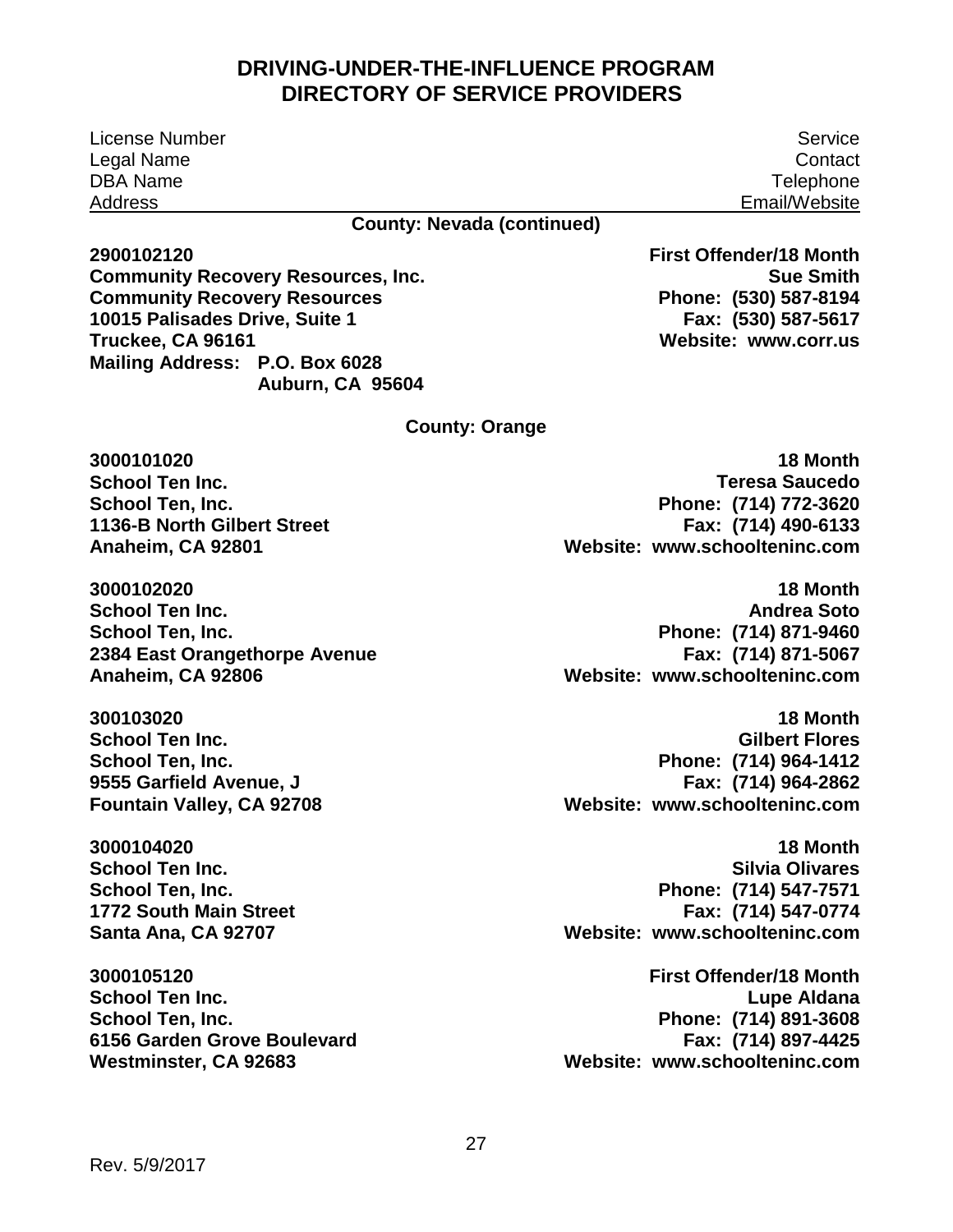## DRIVING-UNDER-THE-INFLUENCE PROGRAM
## DIRECTORY OF SERVICE PROVIDERS

| License Number<br>Legal Name<br>DBA Name<br>Address | Service<br>Contact<br>Telephone<br>Email/Website |
|---|---|

**County: Nevada (continued)**

| | |
|---|---|
| **2900102120**<br>**Community Recovery Resources, Inc.**<br>**Community Recovery Resources**<br>**10015 Palisades Drive, Suite 1**<br>**Truckee, CA 96161**<br>**Mailing Address: P.O. Box 6028**<br>**Auburn, CA 95604** | **First Offender/18 Month**<br>**Sue Smith**<br>**Phone: (530) 587-8194**<br>**Fax: (530) 587-5617**<br>**Website: www.corr.us** |

**County: Orange**

| | |
|---|---|
| **3000101020**<br>**School Ten Inc.**<br>**School Ten, Inc.**<br>**1136-B North Gilbert Street**<br>**Anaheim, CA 92801** | **18 Month**<br>**Teresa Saucedo**<br>**Phone: (714) 772-3620**<br>**Fax: (714) 490-6133**<br>**Website: www.schoolteninc.com** |
| **3000102020**<br>**School Ten Inc.**<br>**School Ten, Inc.**<br>**2384 East Orangethorpe Avenue**<br>**Anaheim, CA 92806** | **18 Month**<br>**Andrea Soto**<br>**Phone: (714) 871-9460**<br>**Fax: (714) 871-5067**<br>**Website: www.schoolteninc.com** |
| **300103020**<br>**School Ten Inc.**<br>**School Ten, Inc.**<br>**9555 Garfield Avenue, J**<br>**Fountain Valley, CA 92708** | **18 Month**<br>**Gilbert Flores**<br>**Phone: (714) 964-1412**<br>**Fax: (714) 964-2862**<br>**Website: www.schoolteninc.com** |
| **3000104020**<br>**School Ten Inc.**<br>**School Ten, Inc.**<br>**1772 South Main Street**<br>**Santa Ana, CA 92707** | **18 Month**<br>**Silvia Olivares**<br>**Phone: (714) 547-7571**<br>**Fax: (714) 547-0774**<br>**Website: www.schoolteninc.com** |
| **3000105120**<br>**School Ten Inc.**<br>**School Ten, Inc.**<br>**6156 Garden Grove Boulevard**<br>**Westminster, CA 92683** | **First Offender/18 Month**<br>**Lupe Aldana**<br>**Phone: (714) 891-3608**<br>**Fax: (714) 897-4425**<br>**Website: www.schoolteninc.com** |

Rev. 5/9/2017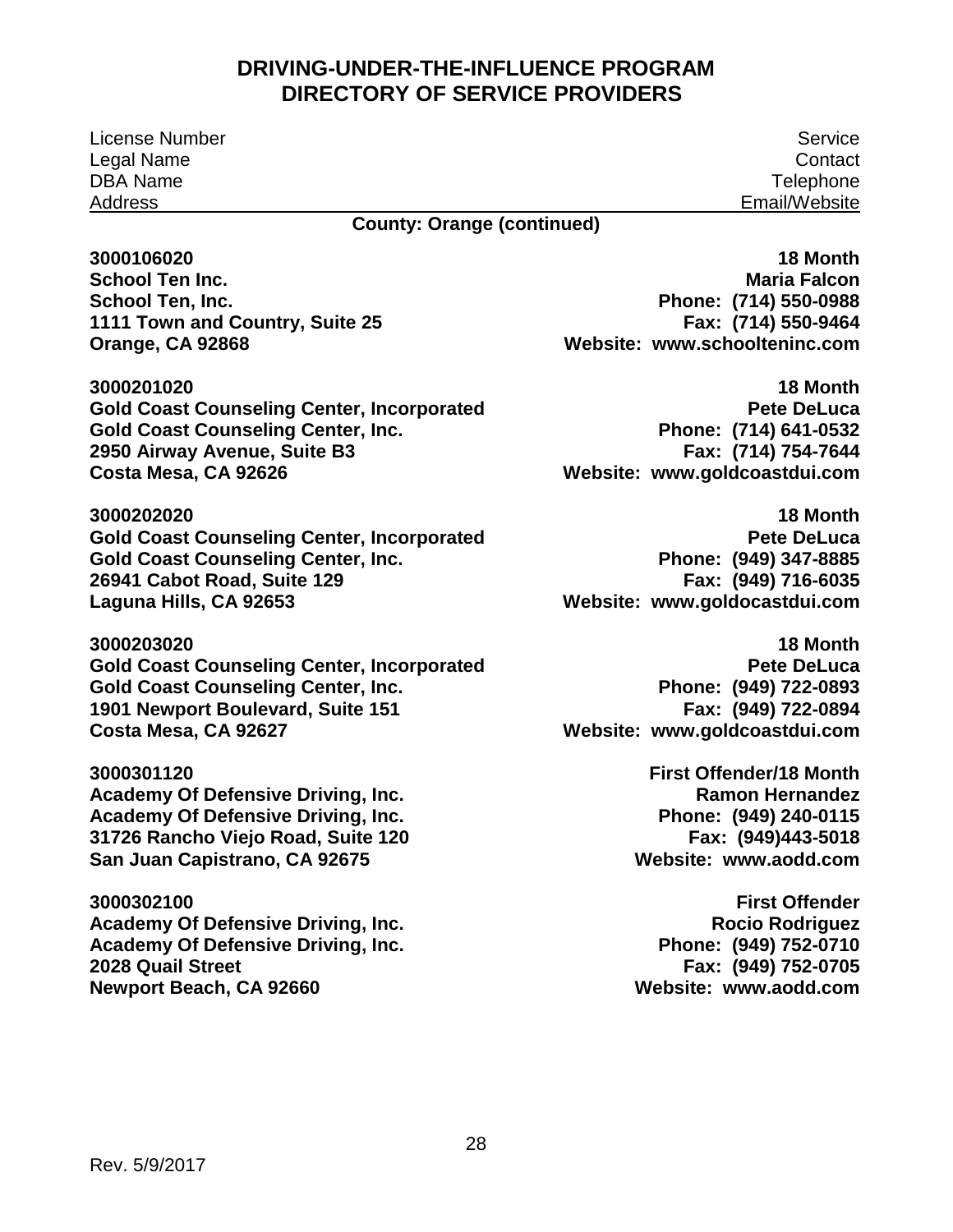## DRIVING-UNDER-THE-INFLUENCE PROGRAM
## DIRECTORY OF SERVICE PROVIDERS

| License Number<br>Legal Name<br>DBA Name<br>Address | Service<br>Contact<br>Telephone<br>Email/Website |
|---|---|

**County: Orange (continued)**

| License Number / Legal Name / DBA Name / Address | Service / Contact / Telephone / Email/Website |
|---|---|
| **3000106020**<br>**School Ten Inc.**<br>**School Ten, Inc.**<br>**1111 Town and Country, Suite 25**<br>**Orange, CA 92868** | **18 Month**<br>**Maria Falcon**<br>**Phone: (714) 550-0988**<br>**Fax: (714) 550-9464**<br>**Website: www.schoolteninc.com** |
| **3000201020**<br>**Gold Coast Counseling Center, Incorporated**<br>**Gold Coast Counseling Center, Inc.**<br>**2950 Airway Avenue, Suite B3**<br>**Costa Mesa, CA 92626** | **18 Month**<br>**Pete DeLuca**<br>**Phone: (714) 641-0532**<br>**Fax: (714) 754-7644**<br>**Website: www.goldcoastdui.com** |
| **3000202020**<br>**Gold Coast Counseling Center, Incorporated**<br>**Gold Coast Counseling Center, Inc.**<br>**26941 Cabot Road, Suite 129**<br>**Laguna Hills, CA 92653** | **18 Month**<br>**Pete DeLuca**<br>**Phone: (949) 347-8885**<br>**Fax: (949) 716-6035**<br>**Website: www.goldocastdui.com** |
| **3000203020**<br>**Gold Coast Counseling Center, Incorporated**<br>**Gold Coast Counseling Center, Inc.**<br>**1901 Newport Boulevard, Suite 151**<br>**Costa Mesa, CA 92627** | **18 Month**<br>**Pete DeLuca**<br>**Phone: (949) 722-0893**<br>**Fax: (949) 722-0894**<br>**Website: www.goldcoastdui.com** |
| **3000301120**<br>**Academy Of Defensive Driving, Inc.**<br>**Academy Of Defensive Driving, Inc.**<br>**31726 Rancho Viejo Road, Suite 120**<br>**San Juan Capistrano, CA 92675** | **First Offender/18 Month**<br>**Ramon Hernandez**<br>**Phone: (949) 240-0115**<br>**Fax: (949)443-5018**<br>**Website: www.aodd.com** |
| **3000302100**<br>**Academy Of Defensive Driving, Inc.**<br>**Academy Of Defensive Driving, Inc.**<br>**2028 Quail Street**<br>**Newport Beach, CA 92660** | **First Offender**<br>**Rocio Rodriguez**<br>**Phone: (949) 752-0710**<br>**Fax: (949) 752-0705**<br>**Website: www.aodd.com** |

Rev. 5/9/2017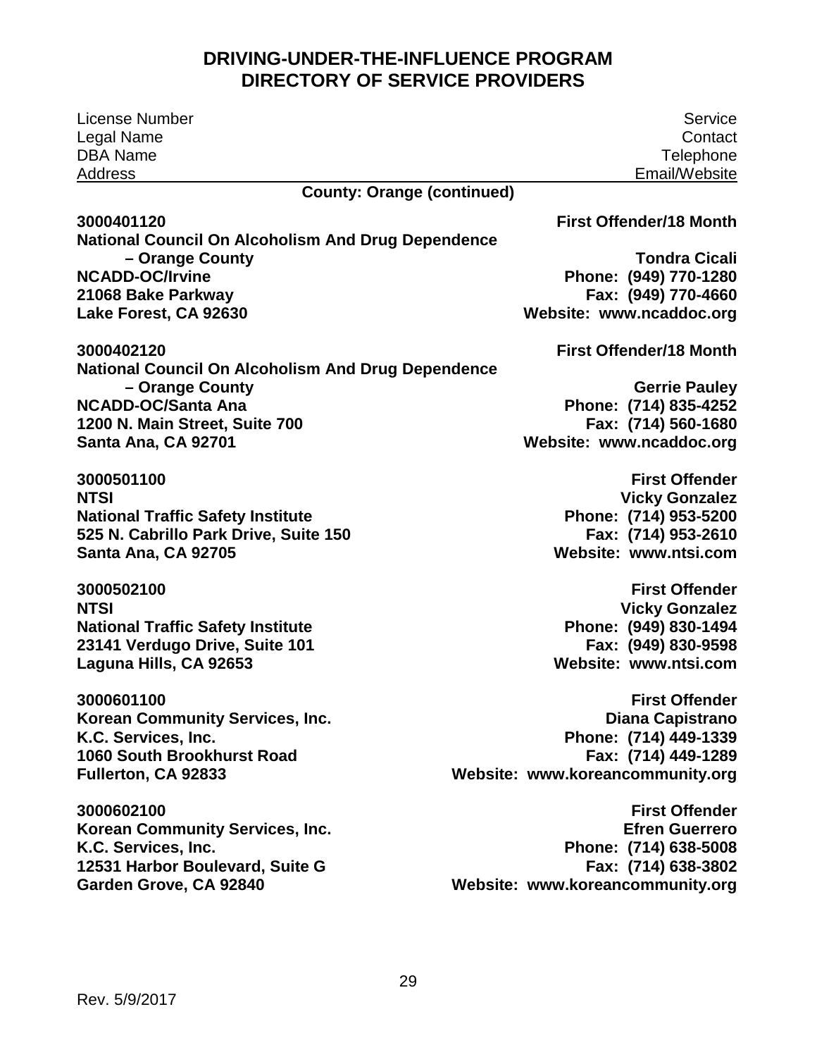# DRIVING-UNDER-THE-INFLUENCE PROGRAM
# DIRECTORY OF SERVICE PROVIDERS

| License Number<br>Legal Name<br>DBA Name<br>Address | Service<br>Contact<br>Telephone<br>Email/Website |
|---|---|

**County: Orange (continued)**

| | |
|---|---|
| **3000401120**<br>**National Council On Alcoholism And Drug Dependence – Orange County**<br>**NCADD-OC/Irvine**<br>**21068 Bake Parkway**<br>**Lake Forest, CA 92630** | **First Offender/18 Month**<br>**Tondra Cicali**<br>**Phone: (949) 770-1280**<br>**Fax: (949) 770-4660**<br>**Website: www.ncaddoc.org** |
| **3000402120**<br>**National Council On Alcoholism And Drug Dependence – Orange County**<br>**NCADD-OC/Santa Ana**<br>**1200 N. Main Street, Suite 700**<br>**Santa Ana, CA 92701** | **First Offender/18 Month**<br>**Gerrie Pauley**<br>**Phone: (714) 835-4252**<br>**Fax: (714) 560-1680**<br>**Website: www.ncaddoc.org** |
| **3000501100**<br>**NTSI**<br>**National Traffic Safety Institute**<br>**525 N. Cabrillo Park Drive, Suite 150**<br>**Santa Ana, CA 92705** | **First Offender**<br>**Vicky Gonzalez**<br>**Phone: (714) 953-5200**<br>**Fax: (714) 953-2610**<br>**Website: www.ntsi.com** |
| **3000502100**<br>**NTSI**<br>**National Traffic Safety Institute**<br>**23141 Verdugo Drive, Suite 101**<br>**Laguna Hills, CA 92653** | **First Offender**<br>**Vicky Gonzalez**<br>**Phone: (949) 830-1494**<br>**Fax: (949) 830-9598**<br>**Website: www.ntsi.com** |
| **3000601100**<br>**Korean Community Services, Inc.**<br>**K.C. Services, Inc.**<br>**1060 South Brookhurst Road**<br>**Fullerton, CA 92833** | **First Offender**<br>**Diana Capistrano**<br>**Phone: (714) 449-1339**<br>**Fax: (714) 449-1289**<br>**Website: www.koreancommunity.org** |
| **3000602100**<br>**Korean Community Services, Inc.**<br>**K.C. Services, Inc.**<br>**12531 Harbor Boulevard, Suite G**<br>**Garden Grove, CA 92840** | **First Offender**<br>**Efren Guerrero**<br>**Phone: (714) 638-5008**<br>**Fax: (714) 638-3802**<br>**Website: www.koreancommunity.org** |

Rev. 5/9/2017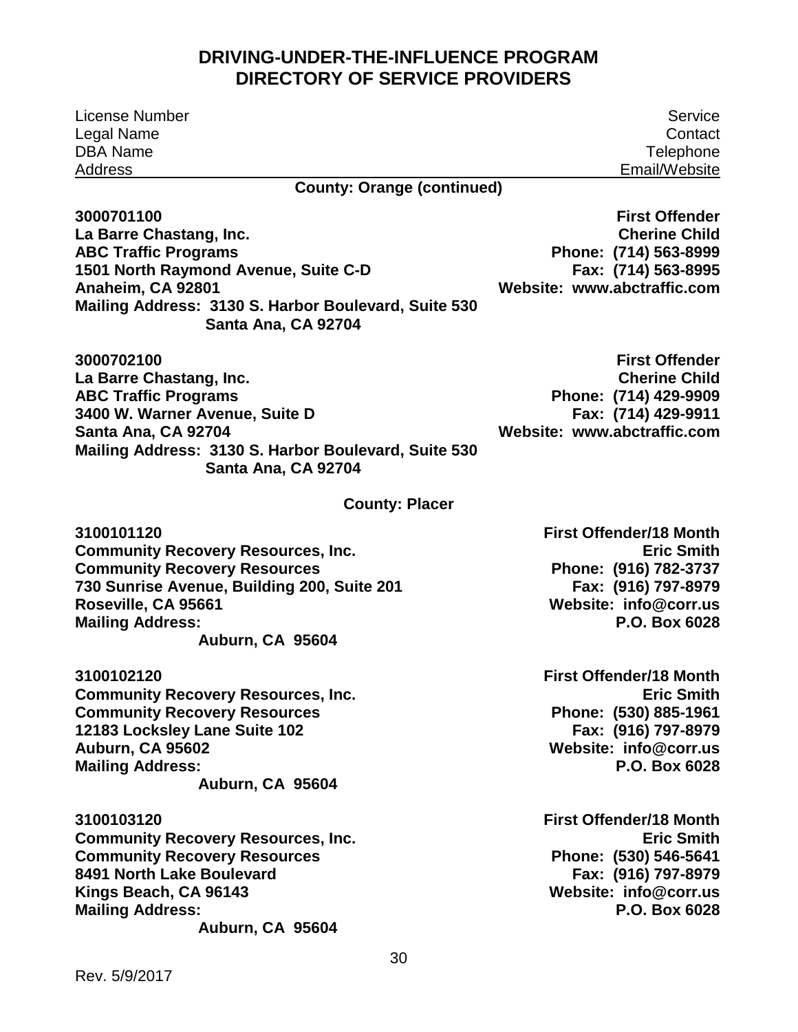## DRIVING-UNDER-THE-INFLUENCE PROGRAM
## DIRECTORY OF SERVICE PROVIDERS

| License Number<br>Legal Name<br>DBA Name<br>Address | Service<br>Contact<br>Telephone<br>Email/Website |
|---|---|

**County: Orange (continued)**

| | |
|---|---|
| **3000701100**<br>**La Barre Chastang, Inc.**<br>**ABC Traffic Programs**<br>**1501 North Raymond Avenue, Suite C-D**<br>**Anaheim, CA 92801**<br>**Mailing Address: 3130 S. Harbor Boulevard, Suite 530**<br>**Santa Ana, CA 92704** | **First Offender**<br>**Cherine Child**<br>**Phone: (714) 563-8999**<br>**Fax: (714) 563-8995**<br>**Website: www.abctraffic.com** |
| **3000702100**<br>**La Barre Chastang, Inc.**<br>**ABC Traffic Programs**<br>**3400 W. Warner Avenue, Suite D**<br>**Santa Ana, CA 92704**<br>**Mailing Address: 3130 S. Harbor Boulevard, Suite 530**<br>**Santa Ana, CA 92704** | **First Offender**<br>**Cherine Child**<br>**Phone: (714) 429-9909**<br>**Fax: (714) 429-9911**<br>**Website: www.abctraffic.com** |

**County: Placer**

| | |
|---|---|
| **3100101120**<br>**Community Recovery Resources, Inc.**<br>**Community Recovery Resources**<br>**730 Sunrise Avenue, Building 200, Suite 201**<br>**Roseville, CA 95661**<br>**Mailing Address: P.O. Box 6028**<br>**Auburn, CA 95604** | **First Offender/18 Month**<br>**Eric Smith**<br>**Phone: (916) 782-3737**<br>**Fax: (916) 797-8979**<br>**Website: info@corr.us** |
| **3100102120**<br>**Community Recovery Resources, Inc.**<br>**Community Recovery Resources**<br>**12183 Locksley Lane Suite 102**<br>**Auburn, CA 95602**<br>**Mailing Address: P.O. Box 6028**<br>**Auburn, CA 95604** | **First Offender/18 Month**<br>**Eric Smith**<br>**Phone: (530) 885-1961**<br>**Fax: (916) 797-8979**<br>**Website: info@corr.us** |
| **3100103120**<br>**Community Recovery Resources, Inc.**<br>**Community Recovery Resources**<br>**8491 North Lake Boulevard**<br>**Kings Beach, CA 96143**<br>**Mailing Address: P.O. Box 6028**<br>**Auburn, CA 95604** | **First Offender/18 Month**<br>**Eric Smith**<br>**Phone: (530) 546-5641**<br>**Fax: (916) 797-8979**<br>**Website: info@corr.us** |

Rev. 5/9/2017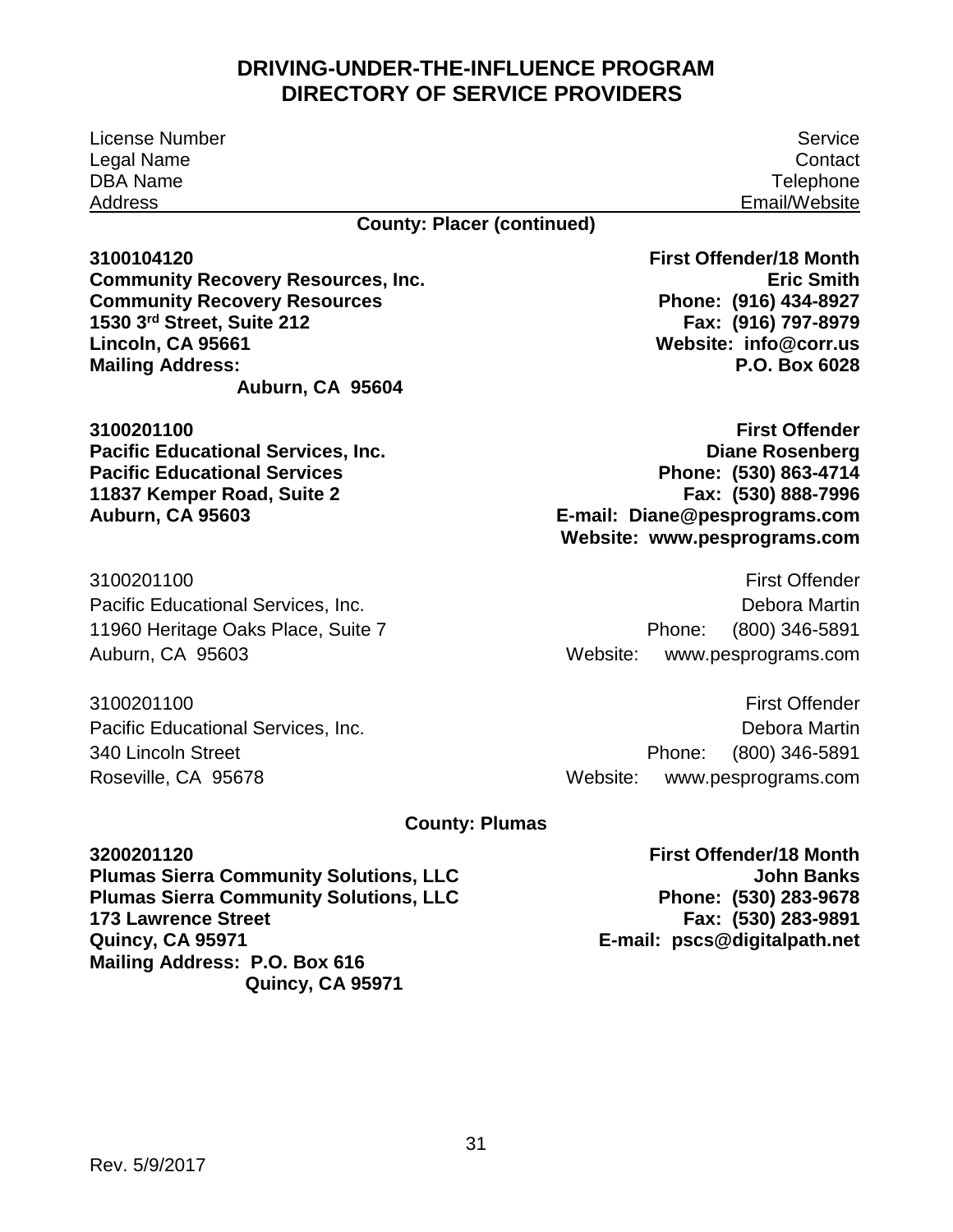# DRIVING-UNDER-THE-INFLUENCE PROGRAM
# DIRECTORY OF SERVICE PROVIDERS

| License Number<br>Legal Name<br>DBA Name<br>Address | Service<br>Contact<br>Telephone<br>Email/Website |
|---|---|

### County: Placer (continued)

**3100104120**
**Community Recovery Resources, Inc.**
**Community Recovery Resources**
**1530 3rd Street, Suite 212**
**Lincoln, CA 95661**
**Mailing Address: P.O. Box 6028**
**Auburn, CA 95604**

**First Offender/18 Month**
**Eric Smith**
**Phone: (916) 434-8927**
**Fax: (916) 797-8979**
**Website: info@corr.us**

**3100201100**
**Pacific Educational Services, Inc.**
**Pacific Educational Services**
**11837 Kemper Road, Suite 2**
**Auburn, CA 95603**

**First Offender**
**Diane Rosenberg**
**Phone: (530) 863-4714**
**Fax: (530) 888-7996**
**E-mail: Diane@pesprograms.com**
**Website: www.pesprograms.com**

3100201100
Pacific Educational Services, Inc.
11960 Heritage Oaks Place, Suite 7
Auburn, CA 95603

First Offender
Debora Martin
Phone: (800) 346-5891
Website: www.pesprograms.com

3100201100
Pacific Educational Services, Inc.
340 Lincoln Street
Roseville, CA 95678

First Offender
Debora Martin
Phone: (800) 346-5891
Website: www.pesprograms.com

### County: Plumas

**3200201120**
**Plumas Sierra Community Solutions, LLC**
**Plumas Sierra Community Solutions, LLC**
**173 Lawrence Street**
**Quincy, CA 95971**
**Mailing Address: P.O. Box 616**
**Quincy, CA 95971**

**First Offender/18 Month**
**John Banks**
**Phone: (530) 283-9678**
**Fax: (530) 283-9891**
**E-mail: pscs@digitalpath.net**

Rev. 5/9/2017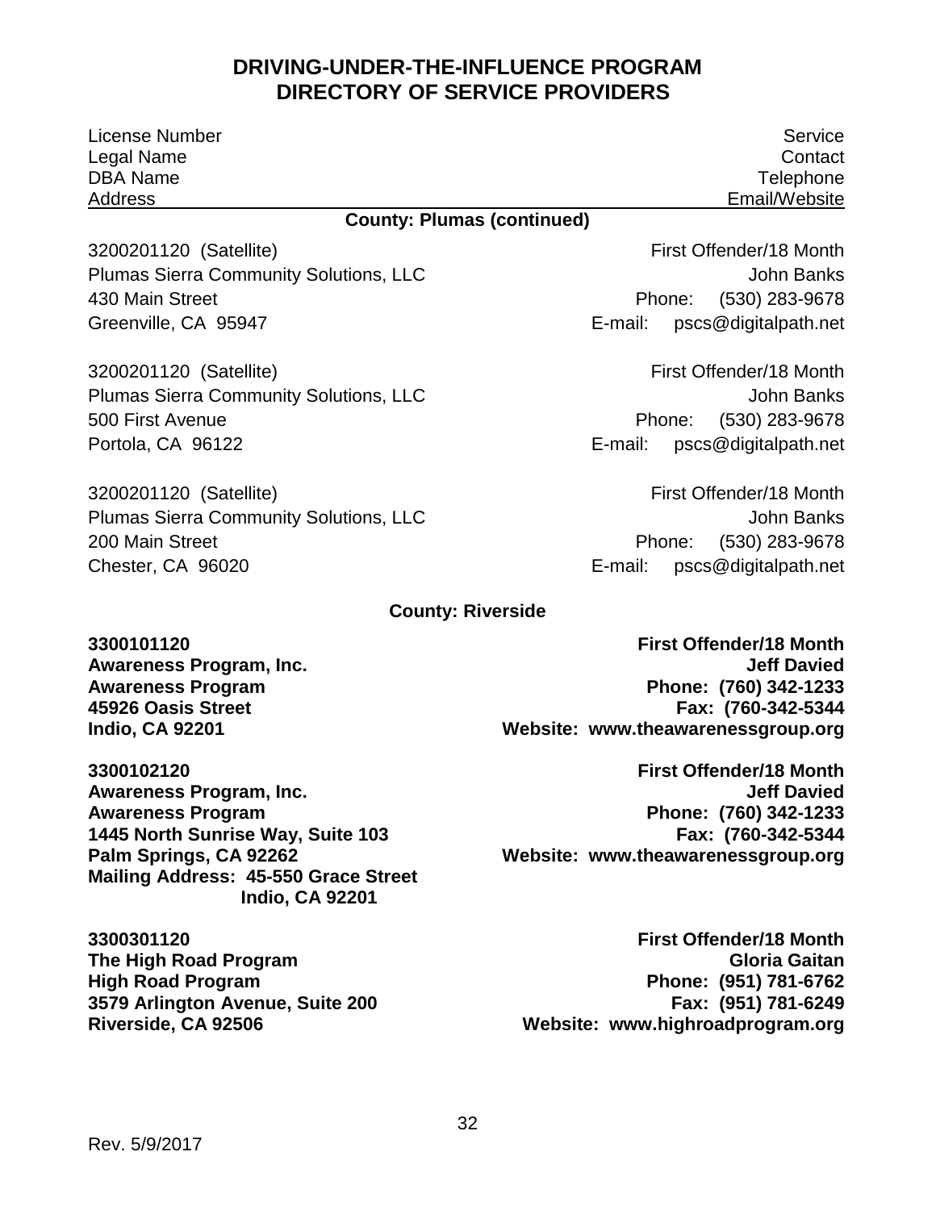# DRIVING-UNDER-THE-INFLUENCE PROGRAM
# DIRECTORY OF SERVICE PROVIDERS

| License Number<br>Legal Name<br>DBA Name<br>Address | Service<br>Contact<br>Telephone<br>Email/Website |
|---|---|

### County: Plumas (continued)

3200201120 (Satellite)
Plumas Sierra Community Solutions, LLC
430 Main Street
Greenville, CA 95947

First Offender/18 Month
John Banks
Phone: (530) 283-9678
E-mail: pscs@digitalpath.net

3200201120 (Satellite)
Plumas Sierra Community Solutions, LLC
500 First Avenue
Portola, CA 96122

First Offender/18 Month
John Banks
Phone: (530) 283-9678
E-mail: pscs@digitalpath.net

3200201120 (Satellite)
Plumas Sierra Community Solutions, LLC
200 Main Street
Chester, CA 96020

First Offender/18 Month
John Banks
Phone: (530) 283-9678
E-mail: pscs@digitalpath.net

### County: Riverside

**3300101120**
**Awareness Program, Inc.**
**Awareness Program**
**45926 Oasis Street**
**Indio, CA 92201**

**First Offender/18 Month**
**Jeff Davied**
**Phone: (760) 342-1233**
**Fax: (760-342-5344**
**Website: www.theawarenessgroup.org**

**3300102120**
**Awareness Program, Inc.**
**Awareness Program**
**1445 North Sunrise Way, Suite 103**
**Palm Springs, CA 92262**
**Mailing Address: 45-550 Grace Street**
**Indio, CA 92201**

**First Offender/18 Month**
**Jeff Davied**
**Phone: (760) 342-1233**
**Fax: (760-342-5344**
**Website: www.theawarenessgroup.org**

**3300301120**
**The High Road Program**
**High Road Program**
**3579 Arlington Avenue, Suite 200**
**Riverside, CA 92506**

**First Offender/18 Month**
**Gloria Gaitan**
**Phone: (951) 781-6762**
**Fax: (951) 781-6249**
**Website: www.highroadprogram.org**

Rev. 5/9/2017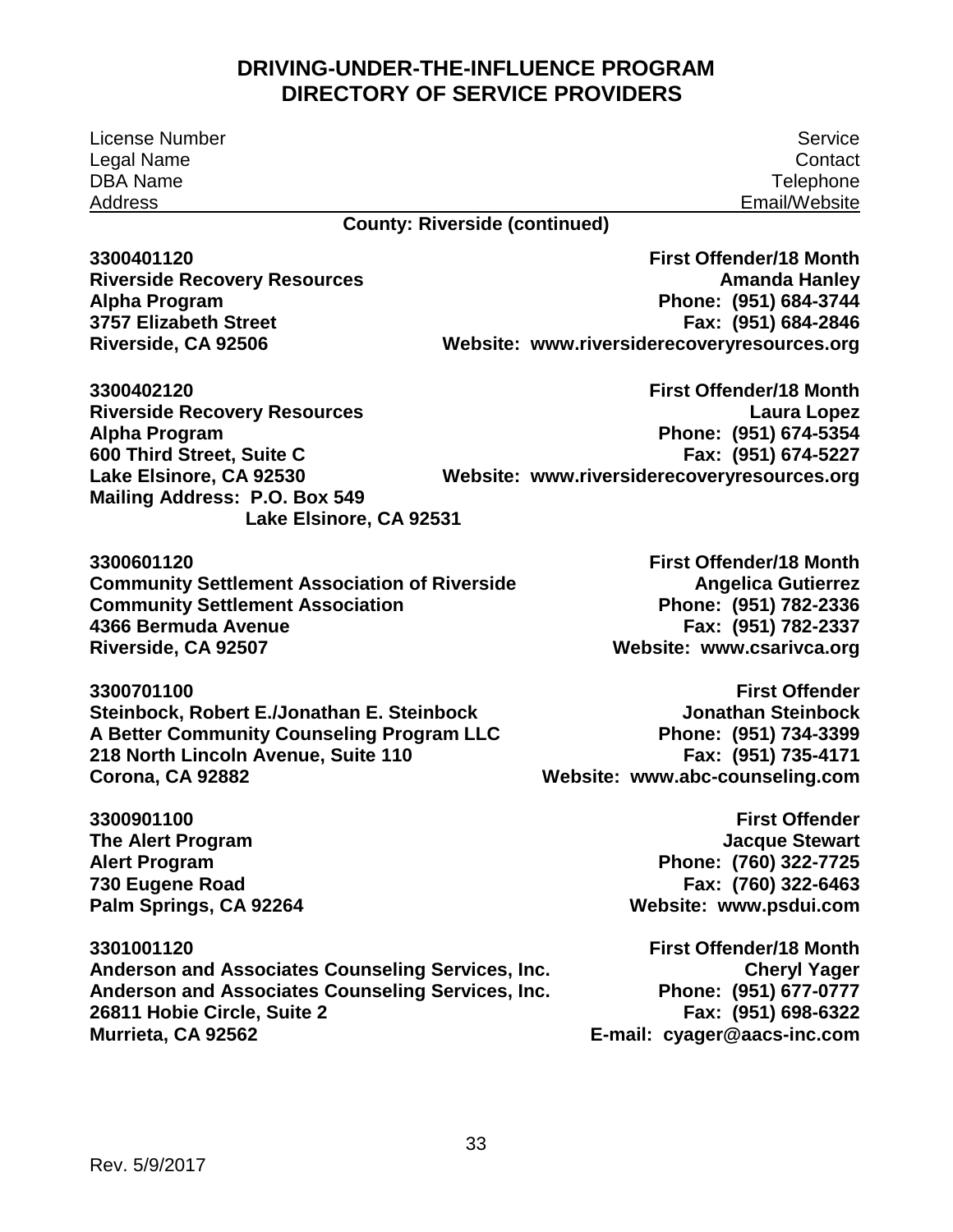# DRIVING-UNDER-THE-INFLUENCE PROGRAM
# DIRECTORY OF SERVICE PROVIDERS

| License Number<br>Legal Name<br>DBA Name<br>Address | Service<br>Contact<br>Telephone<br>Email/Website |
|---|---|

**County: Riverside (continued)**

| | |
|---|---|
| **3300401120**<br>**Riverside Recovery Resources**<br>**Alpha Program**<br>**3757 Elizabeth Street**<br>**Riverside, CA 92506** | **First Offender/18 Month**<br>**Amanda Hanley**<br>**Phone: (951) 684-3744**<br>**Fax: (951) 684-2846**<br>**Website: www.riversiderecoveryresources.org** |
| **3300402120**<br>**Riverside Recovery Resources**<br>**Alpha Program**<br>**600 Third Street, Suite C**<br>**Lake Elsinore, CA 92530**<br>**Mailing Address: P.O. Box 549**<br>**Lake Elsinore, CA 92531** | **First Offender/18 Month**<br>**Laura Lopez**<br>**Phone: (951) 674-5354**<br>**Fax: (951) 674-5227**<br>**Website: www.riversiderecoveryresources.org** |
| **3300601120**<br>**Community Settlement Association of Riverside**<br>**Community Settlement Association**<br>**4366 Bermuda Avenue**<br>**Riverside, CA 92507** | **First Offender/18 Month**<br>**Angelica Gutierrez**<br>**Phone: (951) 782-2336**<br>**Fax: (951) 782-2337**<br>**Website: www.csarivca.org** |
| **3300701100**<br>**Steinbock, Robert E./Jonathan E. Steinbock**<br>**A Better Community Counseling Program LLC**<br>**218 North Lincoln Avenue, Suite 110**<br>**Corona, CA 92882** | **First Offender**<br>**Jonathan Steinbock**<br>**Phone: (951) 734-3399**<br>**Fax: (951) 735-4171**<br>**Website: www.abc-counseling.com** |
| **3300901100**<br>**The Alert Program**<br>**Alert Program**<br>**730 Eugene Road**<br>**Palm Springs, CA 92264** | **First Offender**<br>**Jacque Stewart**<br>**Phone: (760) 322-7725**<br>**Fax: (760) 322-6463**<br>**Website: www.psdui.com** |
| **3301001120**<br>**Anderson and Associates Counseling Services, Inc.**<br>**Anderson and Associates Counseling Services, Inc.**<br>**26811 Hobie Circle, Suite 2**<br>**Murrieta, CA 92562** | **First Offender/18 Month**<br>**Cheryl Yager**<br>**Phone: (951) 677-0777**<br>**Fax: (951) 698-6322**<br>**E-mail: cyager@aacs-inc.com** |

Rev. 5/9/2017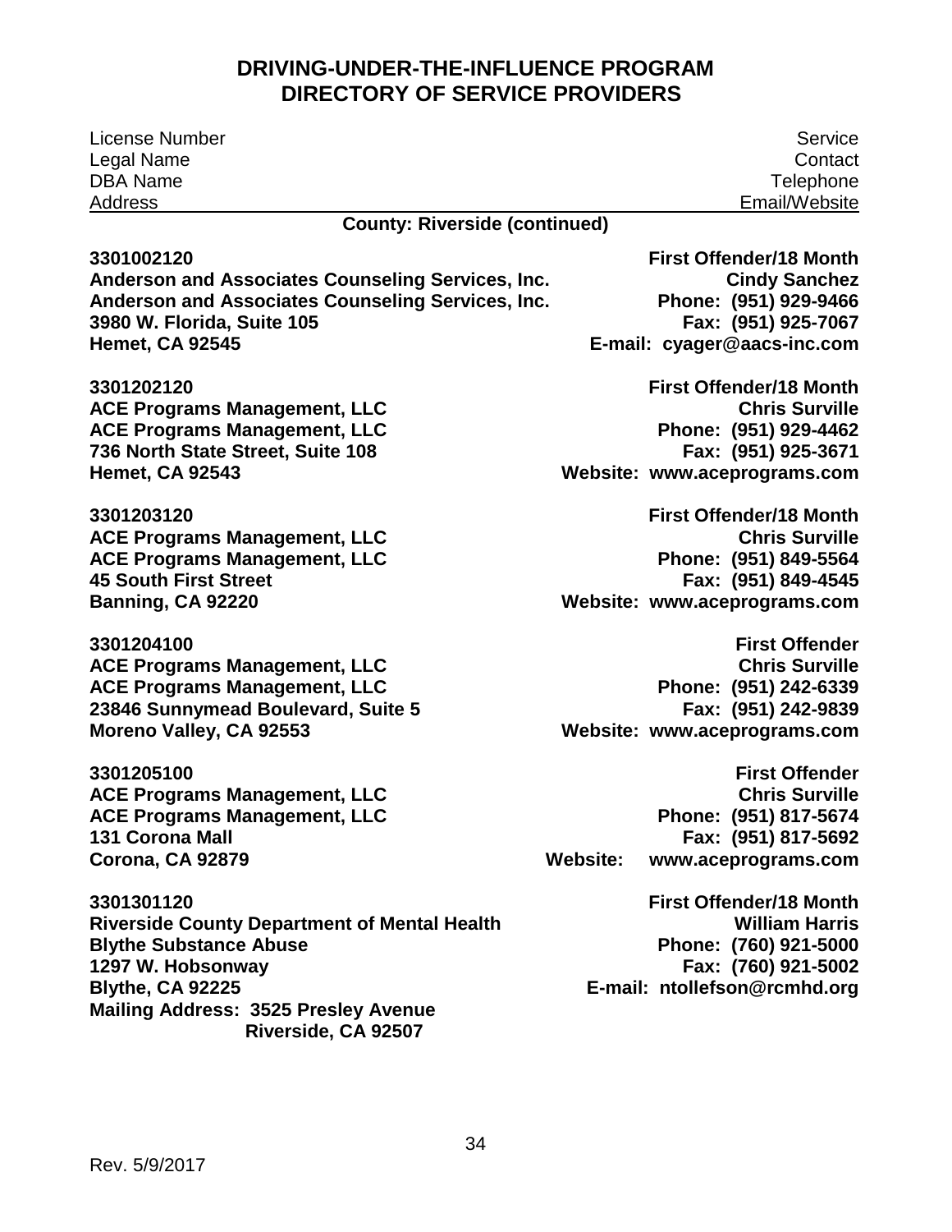# DRIVING-UNDER-THE-INFLUENCE PROGRAM
# DIRECTORY OF SERVICE PROVIDERS

| License Number | Service |
|---|---|
| Legal Name | Contact |
| DBA Name | Telephone |
| Address | Email/Website |

**County: Riverside (continued)**

| | |
|---|---|
| **3301002120** | **First Offender/18 Month** |
| **Anderson and Associates Counseling Services, Inc.** | **Cindy Sanchez** |
| **Anderson and Associates Counseling Services, Inc.** | **Phone: (951) 929-9466** |
| **3980 W. Florida, Suite 105** | **Fax: (951) 925-7067** |
| **Hemet, CA 92545** | **E-mail: cyager@aacs-inc.com** |

| | |
|---|---|
| **3301202120** | **First Offender/18 Month** |
| **ACE Programs Management, LLC** | **Chris Surville** |
| **ACE Programs Management, LLC** | **Phone: (951) 929-4462** |
| **736 North State Street, Suite 108** | **Fax: (951) 925-3671** |
| **Hemet, CA 92543** | **Website: www.aceprograms.com** |

| | |
|---|---|
| **3301203120** | **First Offender/18 Month** |
| **ACE Programs Management, LLC** | **Chris Surville** |
| **ACE Programs Management, LLC** | **Phone: (951) 849-5564** |
| **45 South First Street** | **Fax: (951) 849-4545** |
| **Banning, CA 92220** | **Website: www.aceprograms.com** |

| | |
|---|---|
| **3301204100** | **First Offender** |
| **ACE Programs Management, LLC** | **Chris Surville** |
| **ACE Programs Management, LLC** | **Phone: (951) 242-6339** |
| **23846 Sunnymead Boulevard, Suite 5** | **Fax: (951) 242-9839** |
| **Moreno Valley, CA 92553** | **Website: www.aceprograms.com** |

| | |
|---|---|
| **3301205100** | **First Offender** |
| **ACE Programs Management, LLC** | **Chris Surville** |
| **ACE Programs Management, LLC** | **Phone: (951) 817-5674** |
| **131 Corona Mall** | **Fax: (951) 817-5692** |
| **Corona, CA 92879** | **Website: www.aceprograms.com** |

| | |
|---|---|
| **3301301120** | **First Offender/18 Month** |
| **Riverside County Department of Mental Health** | **William Harris** |
| **Blythe Substance Abuse** | **Phone: (760) 921-5000** |
| **1297 W. Hobsonway** | **Fax: (760) 921-5002** |
| **Blythe, CA 92225** | **E-mail: ntollefson@rcmhd.org** |
| **Mailing Address: 3525 Presley Avenue** | |
| **Riverside, CA 92507** | |

Rev. 5/9/2017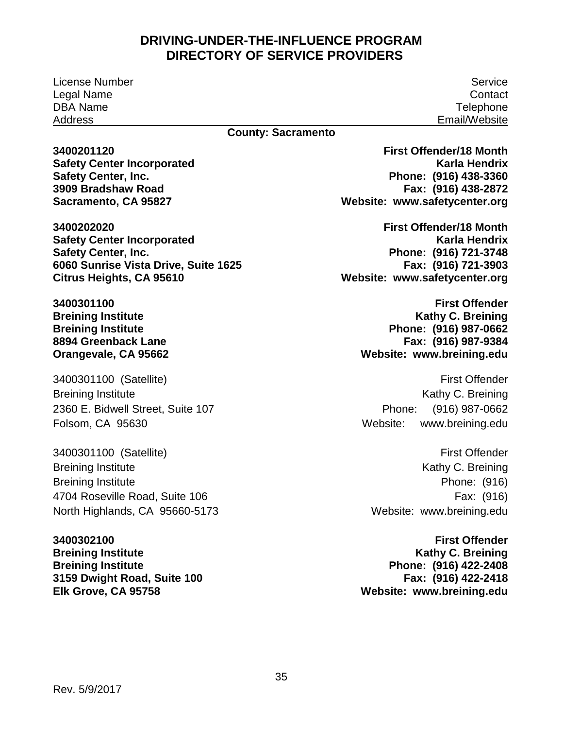# DRIVING-UNDER-THE-INFLUENCE PROGRAM
# DIRECTORY OF SERVICE PROVIDERS

| License Number<br>Legal Name<br>DBA Name<br>Address | Service<br>Contact<br>Telephone<br>Email/Website |
|---|---|

**County: Sacramento**

**3400201120**
**Safety Center Incorporated**
**Safety Center, Inc.**
**3909 Bradshaw Road**
**Sacramento, CA 95827**

**First Offender/18 Month**
**Karla Hendrix**
**Phone: (916) 438-3360**
**Fax: (916) 438-2872**
**Website: www.safetycenter.org**

**3400202020**
**Safety Center Incorporated**
**Safety Center, Inc.**
**6060 Sunrise Vista Drive, Suite 1625**
**Citrus Heights, CA 95610**

**First Offender/18 Month**
**Karla Hendrix**
**Phone: (916) 721-3748**
**Fax: (916) 721-3903**
**Website: www.safetycenter.org**

**3400301100**
**Breining Institute**
**Breining Institute**
**8894 Greenback Lane**
**Orangevale, CA 95662**

**First Offender**
**Kathy C. Breining**
**Phone: (916) 987-0662**
**Fax: (916) 987-9384**
**Website: www.breining.edu**

3400301100 (Satellite)
Breining Institute
2360 E. Bidwell Street, Suite 107
Folsom, CA 95630

First Offender
Kathy C. Breining
Phone: (916) 987-0662
Website: www.breining.edu

3400301100 (Satellite)
Breining Institute
Breining Institute
4704 Roseville Road, Suite 106
North Highlands, CA 95660-5173

First Offender
Kathy C. Breining
Phone: (916)
Fax: (916)
Website: www.breining.edu

**3400302100**
**Breining Institute**
**Breining Institute**
**3159 Dwight Road, Suite 100**
**Elk Grove, CA 95758**

**First Offender**
**Kathy C. Breining**
**Phone: (916) 422-2408**
**Fax: (916) 422-2418**
**Website: www.breining.edu**

Rev. 5/9/2017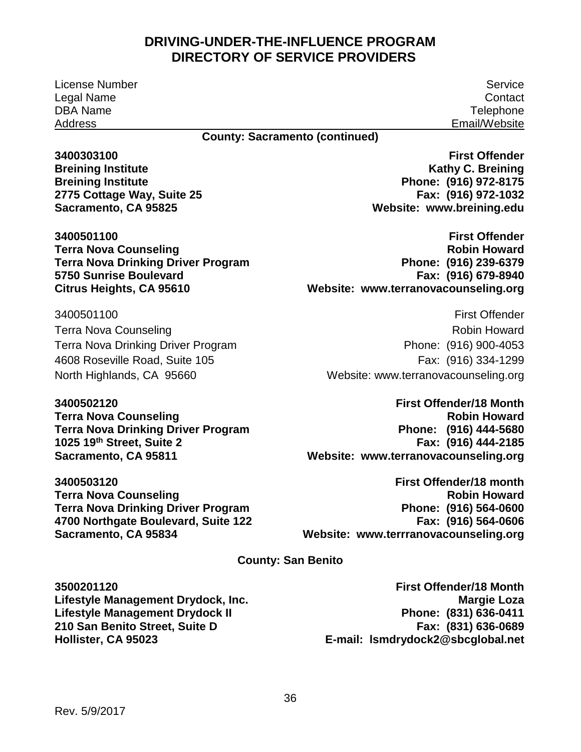# DRIVING-UNDER-THE-INFLUENCE PROGRAM
# DIRECTORY OF SERVICE PROVIDERS

| License Number<br>Legal Name<br>DBA Name<br>Address | Service<br>Contact<br>Telephone<br>Email/Website |
|---|---|

**County: Sacramento (continued)**

| | |
|---|---|
| **3400303100**<br>**Breining Institute**<br>**Breining Institute**<br>**2775 Cottage Way, Suite 25**<br>**Sacramento, CA 95825** | **First Offender**<br>**Kathy C. Breining**<br>**Phone: (916) 972-8175**<br>**Fax: (916) 972-1032**<br>**Website: www.breining.edu** |
| **3400501100**<br>**Terra Nova Counseling**<br>**Terra Nova Drinking Driver Program**<br>**5750 Sunrise Boulevard**<br>**Citrus Heights, CA 95610** | **First Offender**<br>**Robin Howard**<br>**Phone: (916) 239-6379**<br>**Fax: (916) 679-8940**<br>**Website: www.terranovacounseling.org** |
| 3400501100<br>Terra Nova Counseling<br>Terra Nova Drinking Driver Program<br>4608 Roseville Road, Suite 105<br>North Highlands, CA 95660 | First Offender<br>Robin Howard<br>Phone: (916) 900-4053<br>Fax: (916) 334-1299<br>Website: www.terranovacounseling.org |
| **3400502120**<br>**Terra Nova Counseling**<br>**Terra Nova Drinking Driver Program**<br>**1025 19th Street, Suite 2**<br>**Sacramento, CA 95811** | **First Offender/18 Month**<br>**Robin Howard**<br>**Phone: (916) 444-5680**<br>**Fax: (916) 444-2185**<br>**Website: www.terranovacounseling.org** |
| **3400503120**<br>**Terra Nova Counseling**<br>**Terra Nova Drinking Driver Program**<br>**4700 Northgate Boulevard, Suite 122**<br>**Sacramento, CA 95834** | **First Offender/18 month**<br>**Robin Howard**<br>**Phone: (916) 564-0600**<br>**Fax: (916) 564-0606**<br>**Website: www.terrranovacounseling.org** |

**County: San Benito**

| | |
|---|---|
| **3500201120**<br>**Lifestyle Management Drydock, Inc.**<br>**Lifestyle Management Drydock II**<br>**210 San Benito Street, Suite D**<br>**Hollister, CA 95023** | **First Offender/18 Month**<br>**Margie Loza**<br>**Phone: (831) 636-0411**<br>**Fax: (831) 636-0689**<br>**E-mail: lsmdrydock2@sbcglobal.net** |

Rev. 5/9/2017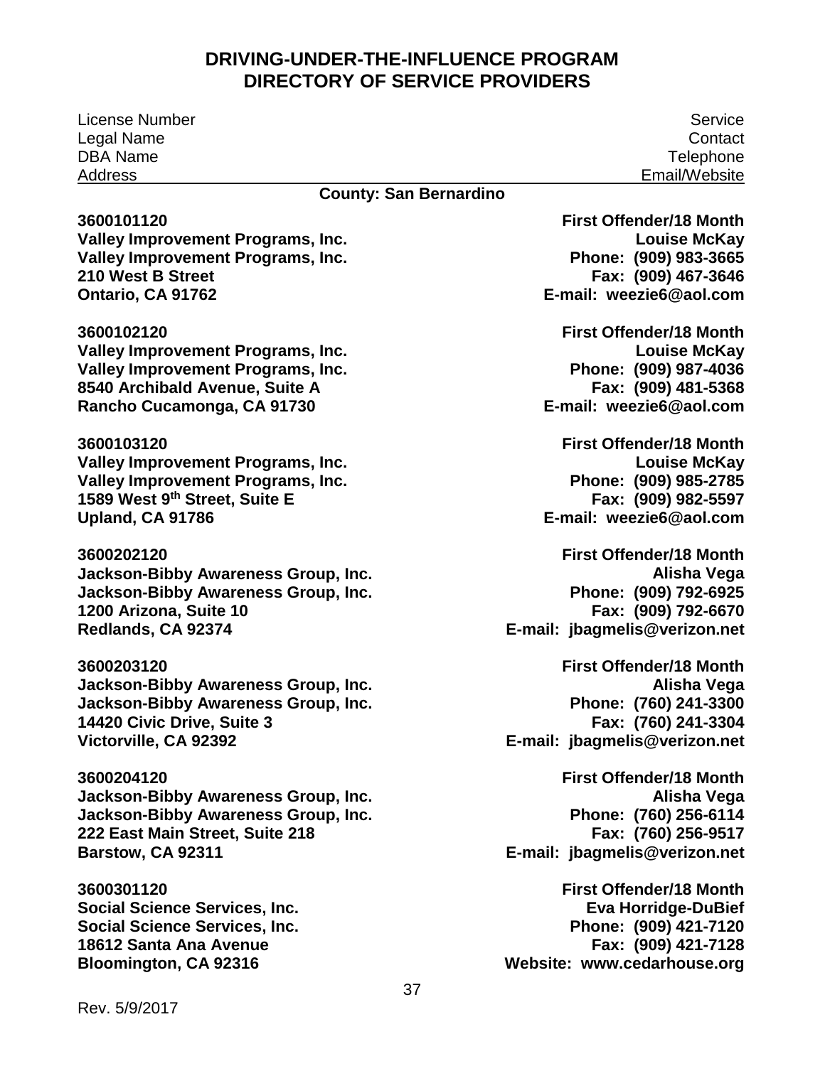# DRIVING-UNDER-THE-INFLUENCE PROGRAM
# DIRECTORY OF SERVICE PROVIDERS

| License Number<br>Legal Name<br>DBA Name<br>Address | Service<br>Contact<br>Telephone<br>Email/Website |
| --- | --- |

**County: San Bernardino**

| | |
| --- | --- |
| **3600101120**<br>**Valley Improvement Programs, Inc.**<br>**Valley Improvement Programs, Inc.**<br>**210 West B Street**<br>**Ontario, CA 91762** | **First Offender/18 Month**<br>**Louise McKay**<br>**Phone: (909) 983-3665**<br>**Fax: (909) 467-3646**<br>**E-mail: weezie6@aol.com** |
| **3600102120**<br>**Valley Improvement Programs, Inc.**<br>**Valley Improvement Programs, Inc.**<br>**8540 Archibald Avenue, Suite A**<br>**Rancho Cucamonga, CA 91730** | **First Offender/18 Month**<br>**Louise McKay**<br>**Phone: (909) 987-4036**<br>**Fax: (909) 481-5368**<br>**E-mail: weezie6@aol.com** |
| **3600103120**<br>**Valley Improvement Programs, Inc.**<br>**Valley Improvement Programs, Inc.**<br>**1589 West 9th Street, Suite E**<br>**Upland, CA 91786** | **First Offender/18 Month**<br>**Louise McKay**<br>**Phone: (909) 985-2785**<br>**Fax: (909) 982-5597**<br>**E-mail: weezie6@aol.com** |
| **3600202120**<br>**Jackson-Bibby Awareness Group, Inc.**<br>**Jackson-Bibby Awareness Group, Inc.**<br>**1200 Arizona, Suite 10**<br>**Redlands, CA 92374** | **First Offender/18 Month**<br>**Alisha Vega**<br>**Phone: (909) 792-6925**<br>**Fax: (909) 792-6670**<br>**E-mail: jbagmelis@verizon.net** |
| **3600203120**<br>**Jackson-Bibby Awareness Group, Inc.**<br>**Jackson-Bibby Awareness Group, Inc.**<br>**14420 Civic Drive, Suite 3**<br>**Victorville, CA 92392** | **First Offender/18 Month**<br>**Alisha Vega**<br>**Phone: (760) 241-3300**<br>**Fax: (760) 241-3304**<br>**E-mail: jbagmelis@verizon.net** |
| **3600204120**<br>**Jackson-Bibby Awareness Group, Inc.**<br>**Jackson-Bibby Awareness Group, Inc.**<br>**222 East Main Street, Suite 218**<br>**Barstow, CA 92311** | **First Offender/18 Month**<br>**Alisha Vega**<br>**Phone: (760) 256-6114**<br>**Fax: (760) 256-9517**<br>**E-mail: jbagmelis@verizon.net** |
| **3600301120**<br>**Social Science Services, Inc.**<br>**Social Science Services, Inc.**<br>**18612 Santa Ana Avenue**<br>**Bloomington, CA 92316** | **First Offender/18 Month**<br>**Eva Horridge-DuBief**<br>**Phone: (909) 421-7120**<br>**Fax: (909) 421-7128**<br>**Website: www.cedarhouse.org** |

Rev. 5/9/2017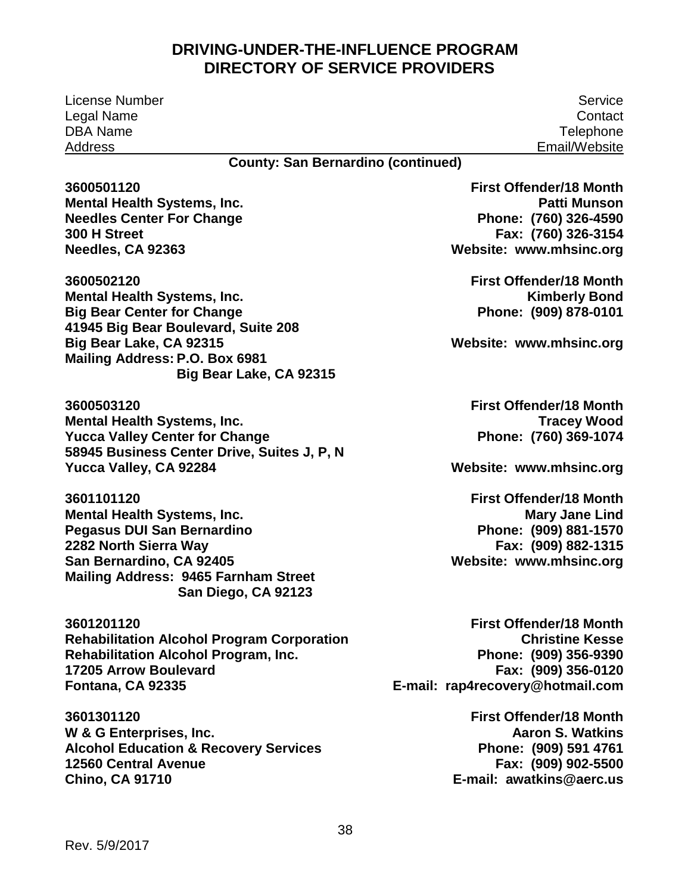# DRIVING-UNDER-THE-INFLUENCE PROGRAM
# DIRECTORY OF SERVICE PROVIDERS

| License Number<br>Legal Name<br>DBA Name<br>Address | Service<br>Contact<br>Telephone<br>Email/Website |
|---|---|

**County: San Bernardino (continued)**

| | |
|---|---|
| **3600501120**<br>**Mental Health Systems, Inc.**<br>**Needles Center For Change**<br>**300 H Street**<br>**Needles, CA 92363** | **First Offender/18 Month**<br>**Patti Munson**<br>**Phone: (760) 326-4590**<br>**Fax: (760) 326-3154**<br>**Website: www.mhsinc.org** |
| **3600502120**<br>**Mental Health Systems, Inc.**<br>**Big Bear Center for Change**<br>**41945 Big Bear Boulevard, Suite 208**<br>**Big Bear Lake, CA 92315**<br>**Mailing Address: P.O. Box 6981**<br>**Big Bear Lake, CA 92315** | **First Offender/18 Month**<br>**Kimberly Bond**<br>**Phone: (909) 878-0101**<br>**Website: www.mhsinc.org** |
| **3600503120**<br>**Mental Health Systems, Inc.**<br>**Yucca Valley Center for Change**<br>**58945 Business Center Drive, Suites J, P, N**<br>**Yucca Valley, CA 92284** | **First Offender/18 Month**<br>**Tracey Wood**<br>**Phone: (760) 369-1074**<br>**Website: www.mhsinc.org** |
| **3601101120**<br>**Mental Health Systems, Inc.**<br>**Pegasus DUI San Bernardino**<br>**2282 North Sierra Way**<br>**San Bernardino, CA 92405**<br>**Mailing Address: 9465 Farnham Street**<br>**San Diego, CA 92123** | **First Offender/18 Month**<br>**Mary Jane Lind**<br>**Phone: (909) 881-1570**<br>**Fax: (909) 882-1315**<br>**Website: www.mhsinc.org** |
| **3601201120**<br>**Rehabilitation Alcohol Program Corporation**<br>**Rehabilitation Alcohol Program, Inc.**<br>**17205 Arrow Boulevard**<br>**Fontana, CA 92335** | **First Offender/18 Month**<br>**Christine Kesse**<br>**Phone: (909) 356-9390**<br>**Fax: (909) 356-0120**<br>**E-mail: rap4recovery@hotmail.com** |
| **3601301120**<br>**W & G Enterprises, Inc.**<br>**Alcohol Education & Recovery Services**<br>**12560 Central Avenue**<br>**Chino, CA 91710** | **First Offender/18 Month**<br>**Aaron S. Watkins**<br>**Phone: (909) 591 4761**<br>**Fax: (909) 902-5500**<br>**E-mail: awatkins@aerc.us** |

Rev. 5/9/2017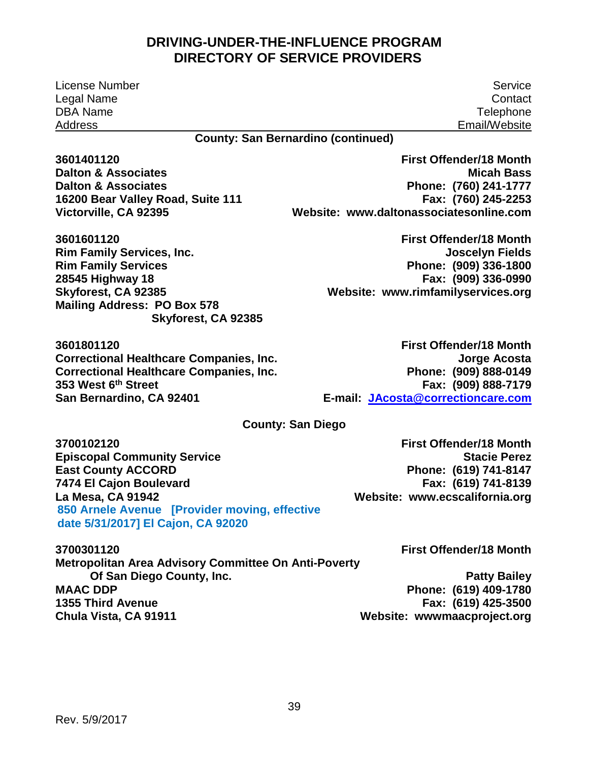# DRIVING-UNDER-THE-INFLUENCE PROGRAM
# DIRECTORY OF SERVICE PROVIDERS

| License Number<br>Legal Name<br>DBA Name<br>Address | Service<br>Contact<br>Telephone<br>Email/Website |
|---|---|

**County: San Bernardino (continued)**

| | |
|---|---|
| **3601401120**<br>**Dalton & Associates**<br>**Dalton & Associates**<br>**16200 Bear Valley Road, Suite 111**<br>**Victorville, CA 92395** | **First Offender/18 Month**<br>**Micah Bass**<br>**Phone: (760) 241-1777**<br>**Fax: (760) 245-2253**<br>**Website: www.daltonassociatesonline.com** |
| **3601601120**<br>**Rim Family Services, Inc.**<br>**Rim Family Services**<br>**28545 Highway 18**<br>**Skyforest, CA 92385**<br>**Mailing Address: PO Box 578**<br>**Skyforest, CA 92385** | **First Offender/18 Month**<br>**Joscelyn Fields**<br>**Phone: (909) 336-1800**<br>**Fax: (909) 336-0990**<br>**Website: www.rimfamilyservices.org** |
| **3601801120**<br>**Correctional Healthcare Companies, Inc.**<br>**Correctional Healthcare Companies, Inc.**<br>**353 West 6th Street**<br>**San Bernardino, CA 92401** | **First Offender/18 Month**<br>**Jorge Acosta**<br>**Phone: (909) 888-0149**<br>**Fax: (909) 888-7179**<br>**E-mail: JAcosta@correctioncare.com** |

**County: San Diego**

| | |
|---|---|
| **3700102120**<br>**Episcopal Community Service**<br>**East County ACCORD**<br>**7474 El Cajon Boulevard**<br>**La Mesa, CA 91942**<br>**850 Arnele Avenue [Provider moving, effective date 5/31/2017] El Cajon, CA 92020** | **First Offender/18 Month**<br>**Stacie Perez**<br>**Phone: (619) 741-8147**<br>**Fax: (619) 741-8139**<br>**Website: www.ecscalifornia.org** |
| **3700301120**<br>**Metropolitan Area Advisory Committee On Anti-Poverty Of San Diego County, Inc.**<br>**MAAC DDP**<br>**1355 Third Avenue**<br>**Chula Vista, CA 91911** | **First Offender/18 Month**<br>**Patty Bailey**<br>**Phone: (619) 409-1780**<br>**Fax: (619) 425-3500**<br>**Website: wwwmaacproject.org** |

Rev. 5/9/2017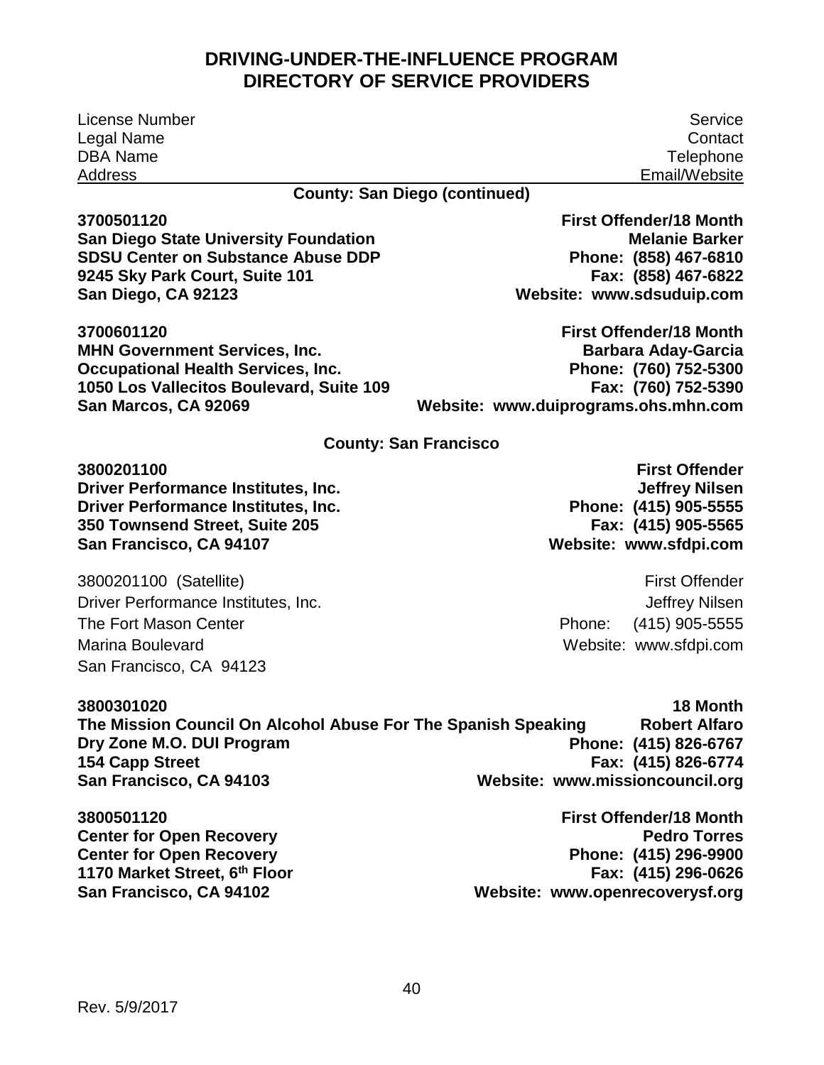## DRIVING-UNDER-THE-INFLUENCE PROGRAM
## DIRECTORY OF SERVICE PROVIDERS

| License Number<br>Legal Name<br>DBA Name<br>Address | Service<br>Contact<br>Telephone<br>Email/Website |
|---|---|

**County: San Diego (continued)**

| | |
|---|---|
| **3700501120**<br>**San Diego State University Foundation**<br>**SDSU Center on Substance Abuse DDP**<br>**9245 Sky Park Court, Suite 101**<br>**San Diego, CA 92123** | **First Offender/18 Month**<br>**Melanie Barker**<br>**Phone: (858) 467-6810**<br>**Fax: (858) 467-6822**<br>**Website: www.sdsuduip.com** |
| **3700601120**<br>**MHN Government Services, Inc.**<br>**Occupational Health Services, Inc.**<br>**1050 Los Vallecitos Boulevard, Suite 109**<br>**San Marcos, CA 92069** | **First Offender/18 Month**<br>**Barbara Aday-Garcia**<br>**Phone: (760) 752-5300**<br>**Fax: (760) 752-5390**<br>**Website: www.duiprograms.ohs.mhn.com** |

**County: San Francisco**

| | |
|---|---|
| **3800201100**<br>**Driver Performance Institutes, Inc.**<br>**Driver Performance Institutes, Inc.**<br>**350 Townsend Street, Suite 205**<br>**San Francisco, CA 94107** | **First Offender**<br>**Jeffrey Nilsen**<br>**Phone: (415) 905-5555**<br>**Fax: (415) 905-5565**<br>**Website: www.sfdpi.com** |
| 3800201100 (Satellite)<br>Driver Performance Institutes, Inc.<br>The Fort Mason Center<br>Marina Boulevard<br>San Francisco, CA 94123 | First Offender<br>Jeffrey Nilsen<br>Phone: (415) 905-5555<br>Website: www.sfdpi.com |
| **3800301020**<br>**The Mission Council On Alcohol Abuse For The Spanish Speaking**<br>**Dry Zone M.O. DUI Program**<br>**154 Capp Street**<br>**San Francisco, CA 94103** | **18 Month**<br>**Robert Alfaro**<br>**Phone: (415) 826-6767**<br>**Fax: (415) 826-6774**<br>**Website: www.missioncouncil.org** |
| **3800501120**<br>**Center for Open Recovery**<br>**Center for Open Recovery**<br>**1170 Market Street, 6th Floor**<br>**San Francisco, CA 94102** | **First Offender/18 Month**<br>**Pedro Torres**<br>**Phone: (415) 296-9900**<br>**Fax: (415) 296-0626**<br>**Website: www.openrecoverysf.org** |

Rev. 5/9/2017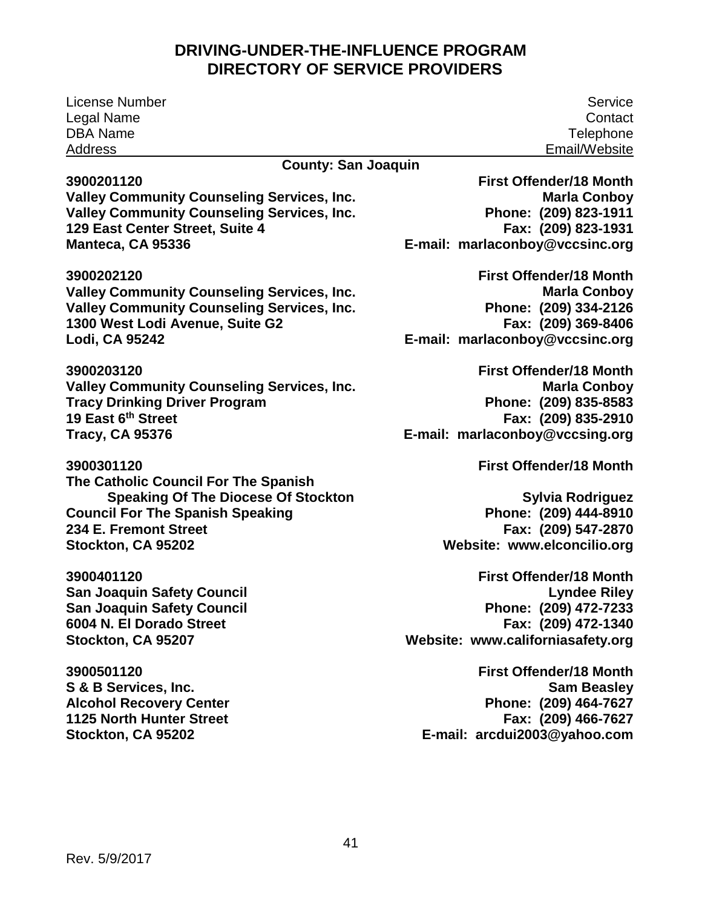# DRIVING-UNDER-THE-INFLUENCE PROGRAM
# DIRECTORY OF SERVICE PROVIDERS

| License Number<br>Legal Name<br>DBA Name<br>Address | Service<br>Contact<br>Telephone<br>Email/Website |
|---|---|

**County: San Joaquin**

| | |
|---|---|
| **3900201120**<br>**Valley Community Counseling Services, Inc.**<br>**Valley Community Counseling Services, Inc.**<br>**129 East Center Street, Suite 4**<br>**Manteca, CA 95336** | **First Offender/18 Month**<br>**Marla Conboy**<br>**Phone: (209) 823-1911**<br>**Fax: (209) 823-1931**<br>**E-mail: marlaconboy@vccsinc.org** |
| **3900202120**<br>**Valley Community Counseling Services, Inc.**<br>**Valley Community Counseling Services, Inc.**<br>**1300 West Lodi Avenue, Suite G2**<br>**Lodi, CA 95242** | **First Offender/18 Month**<br>**Marla Conboy**<br>**Phone: (209) 334-2126**<br>**Fax: (209) 369-8406**<br>**E-mail: marlaconboy@vccsinc.org** |
| **3900203120**<br>**Valley Community Counseling Services, Inc.**<br>**Tracy Drinking Driver Program**<br>**19 East 6th Street**<br>**Tracy, CA 95376** | **First Offender/18 Month**<br>**Marla Conboy**<br>**Phone: (209) 835-8583**<br>**Fax: (209) 835-2910**<br>**E-mail: marlaconboy@vccsing.org** |
| **3900301120**<br>**The Catholic Council For The Spanish Speaking Of The Diocese Of Stockton**<br>**Council For The Spanish Speaking**<br>**234 E. Fremont Street**<br>**Stockton, CA 95202** | **First Offender/18 Month**<br>**Sylvia Rodriguez**<br>**Phone: (209) 444-8910**<br>**Fax: (209) 547-2870**<br>**Website: www.elconcilio.org** |
| **3900401120**<br>**San Joaquin Safety Council**<br>**San Joaquin Safety Council**<br>**6004 N. El Dorado Street**<br>**Stockton, CA 95207** | **First Offender/18 Month**<br>**Lyndee Riley**<br>**Phone: (209) 472-7233**<br>**Fax: (209) 472-1340**<br>**Website: www.californiasafety.org** |
| **3900501120**<br>**S & B Services, Inc.**<br>**Alcohol Recovery Center**<br>**1125 North Hunter Street**<br>**Stockton, CA 95202** | **First Offender/18 Month**<br>**Sam Beasley**<br>**Phone: (209) 464-7627**<br>**Fax: (209) 466-7627**<br>**E-mail: arcdui2003@yahoo.com** |

Rev. 5/9/2017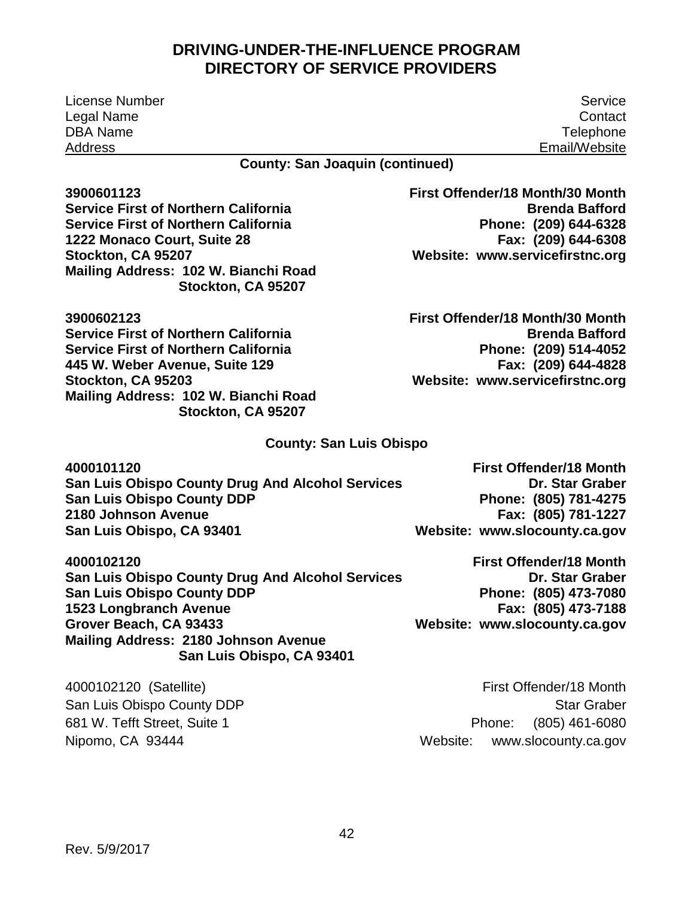# DRIVING-UNDER-THE-INFLUENCE PROGRAM
# DIRECTORY OF SERVICE PROVIDERS

| License Number<br>Legal Name<br>DBA Name<br>Address | Service<br>Contact<br>Telephone<br>Email/Website |
|---|---|

**County: San Joaquin (continued)**

| | |
|---|---|
| **3900601123**<br>**Service First of Northern California**<br>**Service First of Northern California**<br>**1222 Monaco Court, Suite 28**<br>**Stockton, CA 95207**<br>**Mailing Address: 102 W. Bianchi Road**<br>**Stockton, CA 95207** | **First Offender/18 Month/30 Month**<br>**Brenda Bafford**<br>**Phone: (209) 644-6328**<br>**Fax: (209) 644-6308**<br>**Website: www.servicefirstnc.org** |
| **3900602123**<br>**Service First of Northern California**<br>**Service First of Northern California**<br>**445 W. Weber Avenue, Suite 129**<br>**Stockton, CA 95203**<br>**Mailing Address: 102 W. Bianchi Road**<br>**Stockton, CA 95207** | **First Offender/18 Month/30 Month**<br>**Brenda Bafford**<br>**Phone: (209) 514-4052**<br>**Fax: (209) 644-4828**<br>**Website: www.servicefirstnc.org** |

**County: San Luis Obispo**

| | |
|---|---|
| **4000101120**<br>**San Luis Obispo County Drug And Alcohol Services**<br>**San Luis Obispo County DDP**<br>**2180 Johnson Avenue**<br>**San Luis Obispo, CA 93401** | **First Offender/18 Month**<br>**Dr. Star Graber**<br>**Phone: (805) 781-4275**<br>**Fax: (805) 781-1227**<br>**Website: www.slocounty.ca.gov** |
| **4000102120**<br>**San Luis Obispo County Drug And Alcohol Services**<br>**San Luis Obispo County DDP**<br>**1523 Longbranch Avenue**<br>**Grover Beach, CA 93433**<br>**Mailing Address: 2180 Johnson Avenue**<br>**San Luis Obispo, CA 93401** | **First Offender/18 Month**<br>**Dr. Star Graber**<br>**Phone: (805) 473-7080**<br>**Fax: (805) 473-7188**<br>**Website: www.slocounty.ca.gov** |
| 4000102120 (Satellite)<br>San Luis Obispo County DDP<br>681 W. Tefft Street, Suite 1<br>Nipomo, CA 93444 | First Offender/18 Month<br>Star Graber<br>Phone: (805) 461-6080<br>Website: www.slocounty.ca.gov |

Rev. 5/9/2017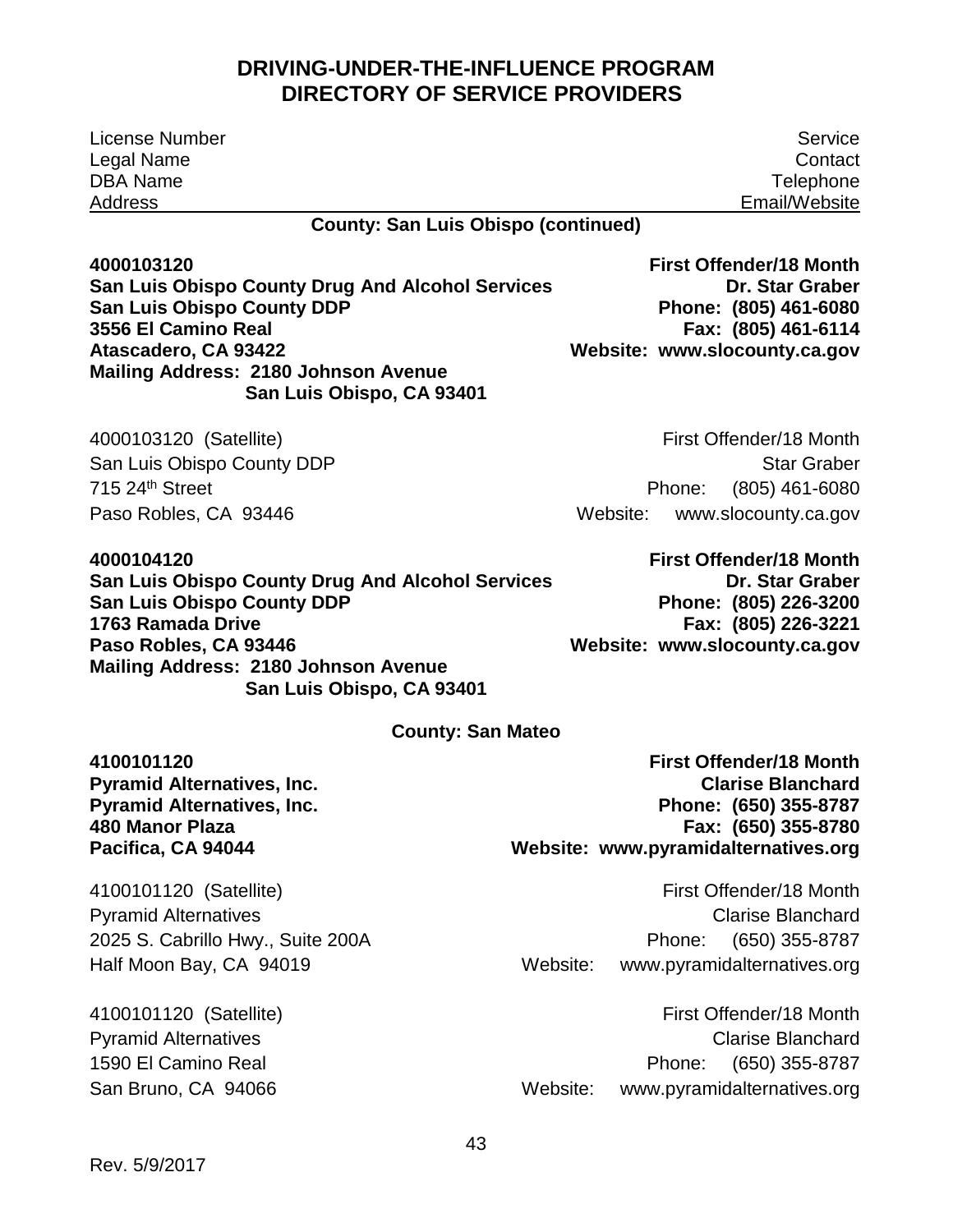## DRIVING-UNDER-THE-INFLUENCE PROGRAM
## DIRECTORY OF SERVICE PROVIDERS

| License Number | Service |
|---|---|
| Legal Name | Contact |
| DBA Name | Telephone |
| Address | Email/Website |

### County: San Luis Obispo (continued)

**4000103120** — **First Offender/18 Month**
**San Luis Obispo County Drug And Alcohol Services** — **Dr. Star Graber**
**San Luis Obispo County DDP** — **Phone: (805) 461-6080**
**3556 El Camino Real** — **Fax: (805) 461-6114**
**Atascadero, CA 93422** — **Website: www.slocounty.ca.gov**
**Mailing Address: 2180 Johnson Avenue**
**San Luis Obispo, CA 93401**

4000103120 (Satellite) — First Offender/18 Month
San Luis Obispo County DDP — Star Graber
715 24th Street — Phone: (805) 461-6080
Paso Robles, CA 93446 — Website: www.slocounty.ca.gov

**4000104120** — **First Offender/18 Month**
**San Luis Obispo County Drug And Alcohol Services** — **Dr. Star Graber**
**San Luis Obispo County DDP** — **Phone: (805) 226-3200**
**1763 Ramada Drive** — **Fax: (805) 226-3221**
**Paso Robles, CA 93446** — **Website: www.slocounty.ca.gov**
**Mailing Address: 2180 Johnson Avenue**
**San Luis Obispo, CA 93401**

### County: San Mateo

**4100101120** — **First Offender/18 Month**
**Pyramid Alternatives, Inc.** — **Clarise Blanchard**
**Pyramid Alternatives, Inc.** — **Phone: (650) 355-8787**
**480 Manor Plaza** — **Fax: (650) 355-8780**
**Pacifica, CA 94044** — **Website: www.pyramidalternatives.org**

4100101120 (Satellite) — First Offender/18 Month
Pyramid Alternatives — Clarise Blanchard
2025 S. Cabrillo Hwy., Suite 200A — Phone: (650) 355-8787
Half Moon Bay, CA 94019 — Website: www.pyramidalternatives.org

4100101120 (Satellite) — First Offender/18 Month
Pyramid Alternatives — Clarise Blanchard
1590 El Camino Real — Phone: (650) 355-8787
San Bruno, CA 94066 — Website: www.pyramidalternatives.org

Rev. 5/9/2017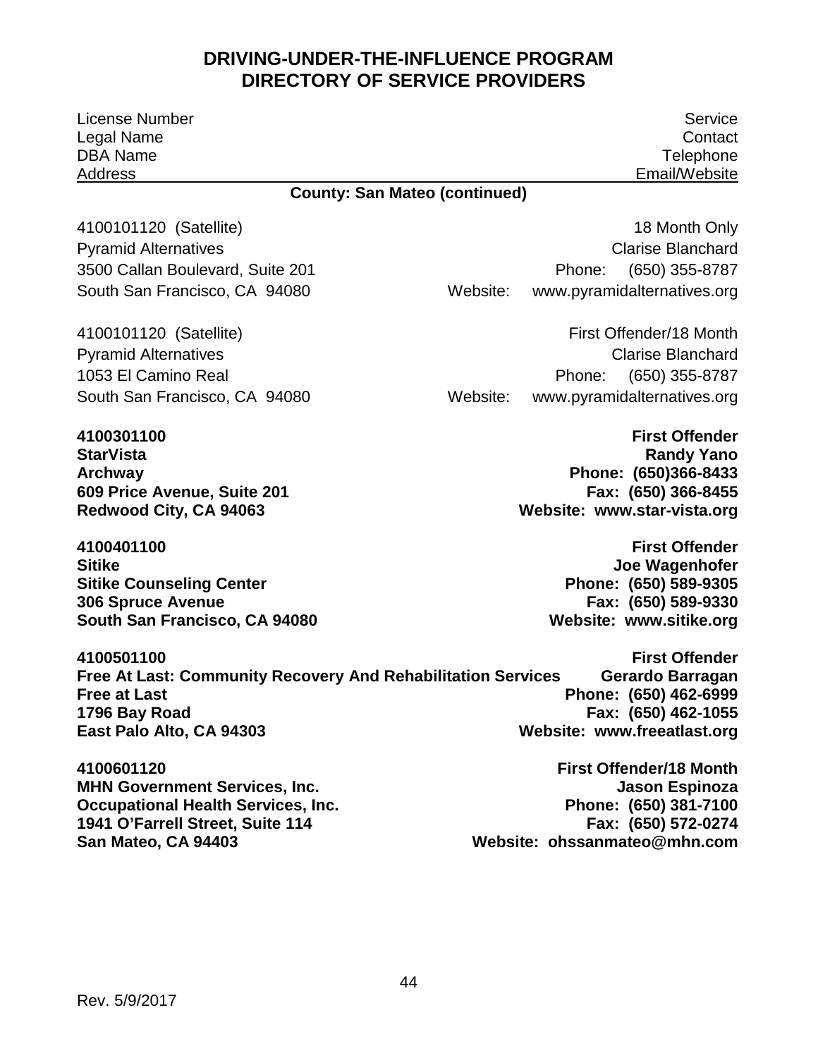# DRIVING-UNDER-THE-INFLUENCE PROGRAM
# DIRECTORY OF SERVICE PROVIDERS

| License Number<br>Legal Name<br>DBA Name<br>Address | Service<br>Contact<br>Telephone<br>Email/Website |
|---|---|

**County: San Mateo (continued)**

4100101120 (Satellite)
Pyramid Alternatives
3500 Callan Boulevard, Suite 201
South San Francisco, CA 94080

18 Month Only
Clarise Blanchard
Phone: (650) 355-8787
Website: www.pyramidalternatives.org

4100101120 (Satellite)
Pyramid Alternatives
1053 El Camino Real
South San Francisco, CA 94080

First Offender/18 Month
Clarise Blanchard
Phone: (650) 355-8787
Website: www.pyramidalternatives.org

**4100301100**
**StarVista**
**Archway**
**609 Price Avenue, Suite 201**
**Redwood City, CA 94063**

**First Offender**
**Randy Yano**
**Phone: (650)366-8433**
**Fax: (650) 366-8455**
**Website: www.star-vista.org**

**4100401100**
**Sitike**
**Sitike Counseling Center**
**306 Spruce Avenue**
**South San Francisco, CA 94080**

**First Offender**
**Joe Wagenhofer**
**Phone: (650) 589-9305**
**Fax: (650) 589-9330**
**Website: www.sitike.org**

**4100501100**
**Free At Last: Community Recovery And Rehabilitation Services**
**Free at Last**
**1796 Bay Road**
**East Palo Alto, CA 94303**

**First Offender**
**Gerardo Barragan**
**Phone: (650) 462-6999**
**Fax: (650) 462-1055**
**Website: www.freeatlast.org**

**4100601120**
**MHN Government Services, Inc.**
**Occupational Health Services, Inc.**
**1941 O'Farrell Street, Suite 114**
**San Mateo, CA 94403**

**First Offender/18 Month**
**Jason Espinoza**
**Phone: (650) 381-7100**
**Fax: (650) 572-0274**
**Website: ohssanmateo@mhn.com**

Rev. 5/9/2017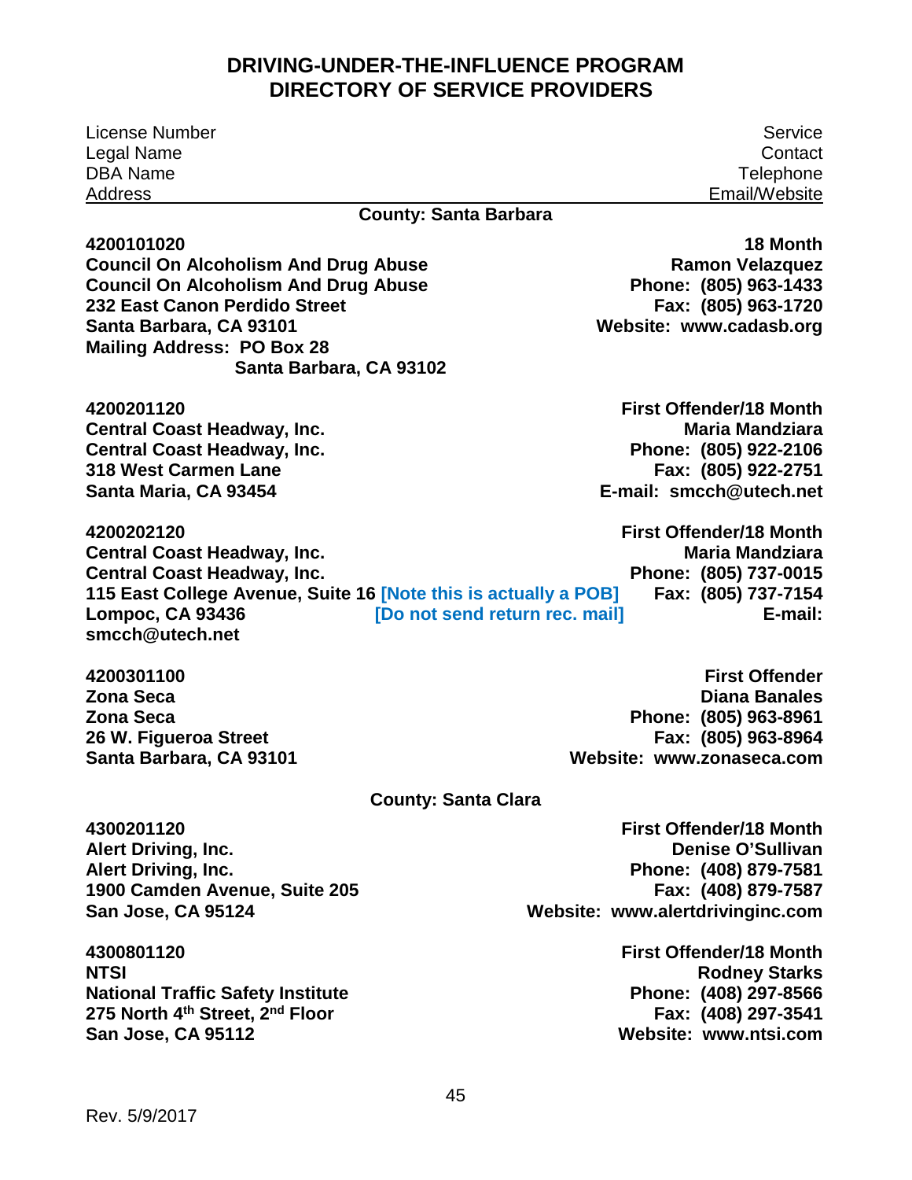# DRIVING-UNDER-THE-INFLUENCE PROGRAM
# DIRECTORY OF SERVICE PROVIDERS

License Number
Legal Name
DBA Name
Address

Service
Contact
Telephone
Email/Website

## County: Santa Barbara

**4200101020**
**Council On Alcoholism And Drug Abuse**
**Council On Alcoholism And Drug Abuse**
**232 East Canon Perdido Street**
**Santa Barbara, CA 93101**
**Mailing Address: PO Box 28**
**Santa Barbara, CA 93102**

**18 Month**
**Ramon Velazquez**
**Phone: (805) 963-1433**
**Fax: (805) 963-1720**
**Website: www.cadasb.org**

**4200201120**
**Central Coast Headway, Inc.**
**Central Coast Headway, Inc.**
**318 West Carmen Lane**
**Santa Maria, CA 93454**

**First Offender/18 Month**
**Maria Mandziara**
**Phone: (805) 922-2106**
**Fax: (805) 922-2751**
**E-mail: smcch@utech.net**

**4200202120**
**Central Coast Headway, Inc.**
**Central Coast Headway, Inc.**
**115 East College Avenue, Suite 16 [Note this is actually a POB]**
**Lompoc, CA 93436 [Do not send return rec. mail]**

**First Offender/18 Month**
**Maria Mandziara**
**Phone: (805) 737-0015**
**Fax: (805) 737-7154**
**E-mail: smcch@utech.net**

**4200301100**
**Zona Seca**
**Zona Seca**
**26 W. Figueroa Street**
**Santa Barbara, CA 93101**

**First Offender**
**Diana Banales**
**Phone: (805) 963-8961**
**Fax: (805) 963-8964**
**Website: www.zonaseca.com**

## County: Santa Clara

**4300201120**
**Alert Driving, Inc.**
**Alert Driving, Inc.**
**1900 Camden Avenue, Suite 205**
**San Jose, CA 95124**

**First Offender/18 Month**
**Denise O'Sullivan**
**Phone: (408) 879-7581**
**Fax: (408) 879-7587**
**Website: www.alertdrivinginc.com**

**4300801120**
**NTSI**
**National Traffic Safety Institute**
**275 North 4th Street, 2nd Floor**
**San Jose, CA 95112**

**First Offender/18 Month**
**Rodney Starks**
**Phone: (408) 297-8566**
**Fax: (408) 297-3541**
**Website: www.ntsi.com**

Rev. 5/9/2017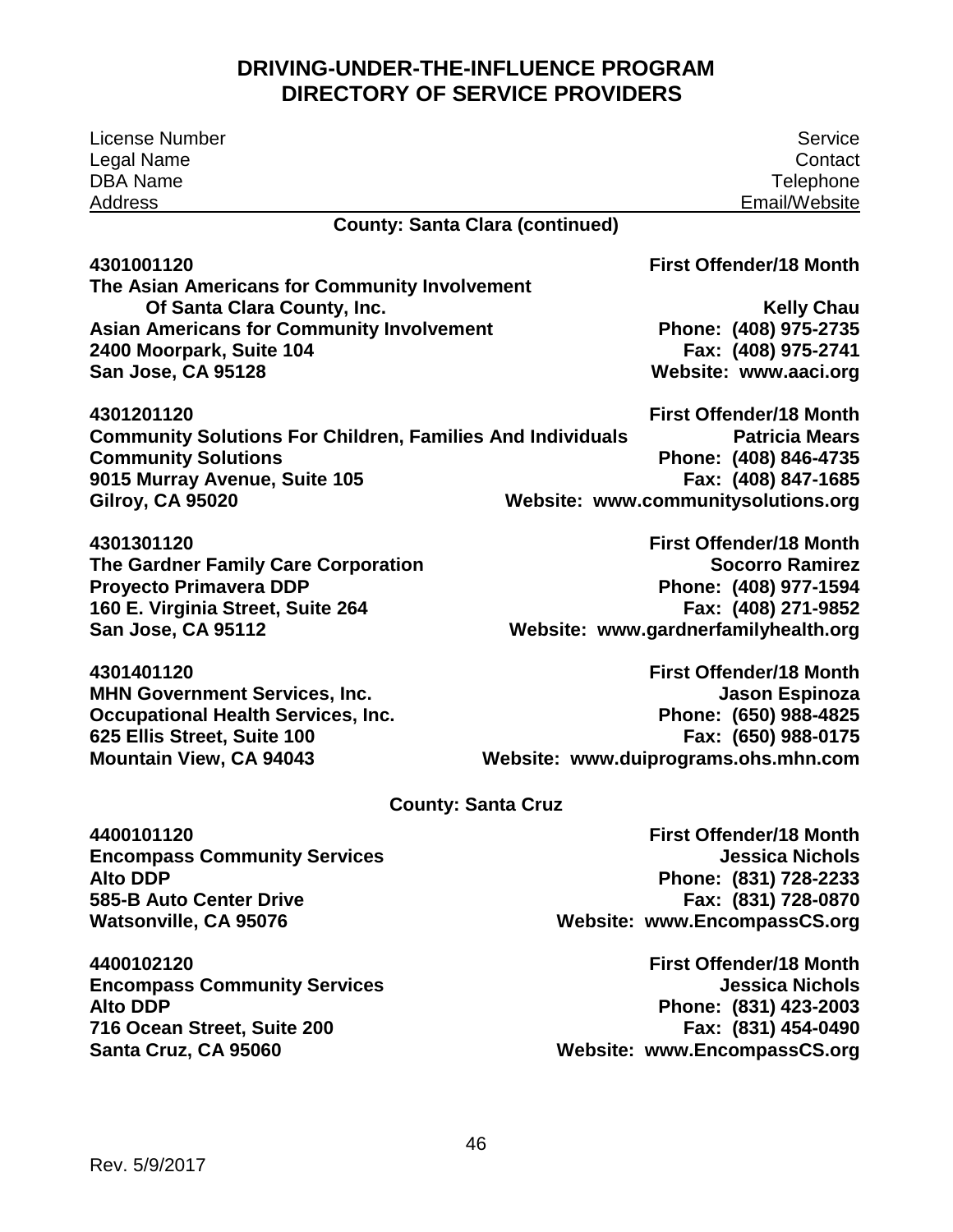# DRIVING-UNDER-THE-INFLUENCE PROGRAM
# DIRECTORY OF SERVICE PROVIDERS

| License Number / Legal Name / DBA Name / Address | Service / Contact / Telephone / Email/Website |
|---|---|

### County: Santa Clara (continued)

**4301001120**
**The Asian Americans for Community Involvement Of Santa Clara County, Inc.**
**Asian Americans for Community Involvement**
**2400 Moorpark, Suite 104**
**San Jose, CA 95128**

**First Offender/18 Month**
**Kelly Chau**
**Phone: (408) 975-2735**
**Fax: (408) 975-2741**
**Website: www.aaci.org**

**4301201120**
**Community Solutions For Children, Families And Individuals**
**Community Solutions**
**9015 Murray Avenue, Suite 105**
**Gilroy, CA 95020**

**First Offender/18 Month**
**Patricia Mears**
**Phone: (408) 846-4735**
**Fax: (408) 847-1685**
**Website: www.communitysolutions.org**

**4301301120**
**The Gardner Family Care Corporation**
**Proyecto Primavera DDP**
**160 E. Virginia Street, Suite 264**
**San Jose, CA 95112**

**First Offender/18 Month**
**Socorro Ramirez**
**Phone: (408) 977-1594**
**Fax: (408) 271-9852**
**Website: www.gardnerfamilyhealth.org**

**4301401120**
**MHN Government Services, Inc.**
**Occupational Health Services, Inc.**
**625 Ellis Street, Suite 100**
**Mountain View, CA 94043**

**First Offender/18 Month**
**Jason Espinoza**
**Phone: (650) 988-4825**
**Fax: (650) 988-0175**
**Website: www.duiprograms.ohs.mhn.com**

### County: Santa Cruz

**4400101120**
**Encompass Community Services**
**Alto DDP**
**585-B Auto Center Drive**
**Watsonville, CA 95076**

**First Offender/18 Month**
**Jessica Nichols**
**Phone: (831) 728-2233**
**Fax: (831) 728-0870**
**Website: www.EncompassCS.org**

**4400102120**
**Encompass Community Services**
**Alto DDP**
**716 Ocean Street, Suite 200**
**Santa Cruz, CA 95060**

**First Offender/18 Month**
**Jessica Nichols**
**Phone: (831) 423-2003**
**Fax: (831) 454-0490**
**Website: www.EncompassCS.org**

Rev. 5/9/2017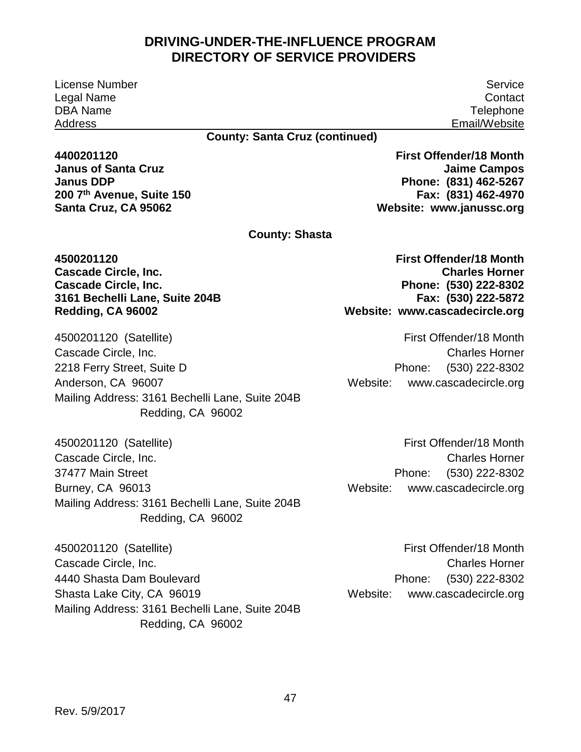# DRIVING-UNDER-THE-INFLUENCE PROGRAM
# DIRECTORY OF SERVICE PROVIDERS

| License Number<br>Legal Name<br>DBA Name<br>Address | Service<br>Contact<br>Telephone<br>Email/Website |
|---|---|

**County: Santa Cruz (continued)**

**4400201120**
**Janus of Santa Cruz**
**Janus DDP**
**200 7th Avenue, Suite 150**
**Santa Cruz, CA 95062**

**First Offender/18 Month**
**Jaime Campos**
**Phone: (831) 462-5267**
**Fax: (831) 462-4970**
**Website: www.janussc.org**

**County: Shasta**

**4500201120**
**Cascade Circle, Inc.**
**Cascade Circle, Inc.**
**3161 Bechelli Lane, Suite 204B**
**Redding, CA 96002**

**First Offender/18 Month**
**Charles Horner**
**Phone: (530) 222-8302**
**Fax: (530) 222-5872**
**Website: www.cascadecircle.org**

4500201120 (Satellite)
Cascade Circle, Inc.
2218 Ferry Street, Suite D
Anderson, CA 96007
Mailing Address: 3161 Bechelli Lane, Suite 204B
Redding, CA 96002

First Offender/18 Month
Charles Horner
Phone: (530) 222-8302
Website: www.cascadecircle.org

4500201120 (Satellite)
Cascade Circle, Inc.
37477 Main Street
Burney, CA 96013
Mailing Address: 3161 Bechelli Lane, Suite 204B
Redding, CA 96002

First Offender/18 Month
Charles Horner
Phone: (530) 222-8302
Website: www.cascadecircle.org

4500201120 (Satellite)
Cascade Circle, Inc.
4440 Shasta Dam Boulevard
Shasta Lake City, CA 96019
Mailing Address: 3161 Bechelli Lane, Suite 204B
Redding, CA 96002

First Offender/18 Month
Charles Horner
Phone: (530) 222-8302
Website: www.cascadecircle.org

Rev. 5/9/2017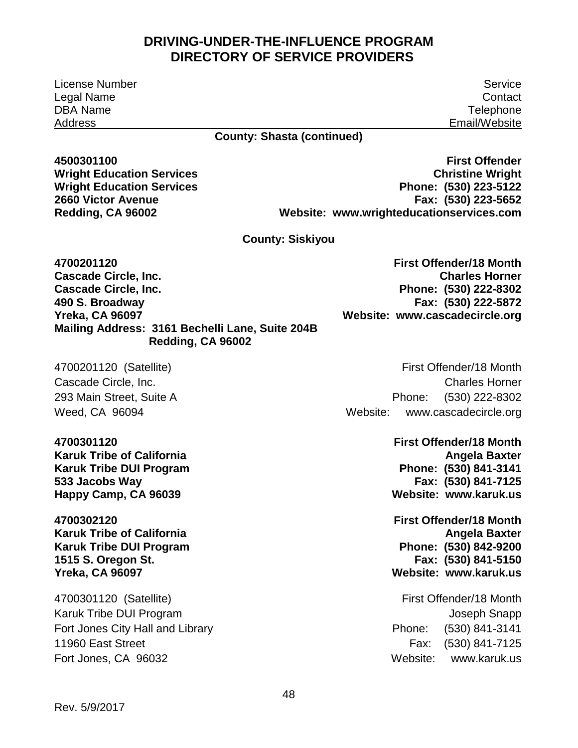# DRIVING-UNDER-THE-INFLUENCE PROGRAM
# DIRECTORY OF SERVICE PROVIDERS

| License Number | Service |
| --- | --- |
| Legal Name | Contact |
| DBA Name | Telephone |
| Address | Email/Website |

**County: Shasta (continued)**

**4500301100** — **First Offender**
**Wright Education Services** — **Christine Wright**
**Wright Education Services** — **Phone: (530) 223-5122**
**2660 Victor Avenue** — **Fax: (530) 223-5652**
**Redding, CA 96002** — **Website: www.wrighteducationservices.com**

**County: Siskiyou**

**4700201120** — **First Offender/18 Month**
**Cascade Circle, Inc.** — **Charles Horner**
**Cascade Circle, Inc.** — **Phone: (530) 222-8302**
**490 S. Broadway** — **Fax: (530) 222-5872**
**Yreka, CA 96097** — **Website: www.cascadecircle.org**
**Mailing Address: 3161 Bechelli Lane, Suite 204B**
**Redding, CA 96002**

4700201120 (Satellite) — First Offender/18 Month
Cascade Circle, Inc. — Charles Horner
293 Main Street, Suite A — Phone: (530) 222-8302
Weed, CA 96094 — Website: www.cascadecircle.org

**4700301120** — **First Offender/18 Month**
**Karuk Tribe of California** — **Angela Baxter**
**Karuk Tribe DUI Program** — **Phone: (530) 841-3141**
**533 Jacobs Way** — **Fax: (530) 841-7125**
**Happy Camp, CA 96039** — **Website: www.karuk.us**

**4700302120** — **First Offender/18 Month**
**Karuk Tribe of California** — **Angela Baxter**
**Karuk Tribe DUI Program** — **Phone: (530) 842-9200**
**1515 S. Oregon St.** — **Fax: (530) 841-5150**
**Yreka, CA 96097** — **Website: www.karuk.us**

4700301120 (Satellite) — First Offender/18 Month
Karuk Tribe DUI Program — Joseph Snapp
Fort Jones City Hall and Library — Phone: (530) 841-3141
11960 East Street — Fax: (530) 841-7125
Fort Jones, CA 96032 — Website: www.karuk.us

Rev. 5/9/2017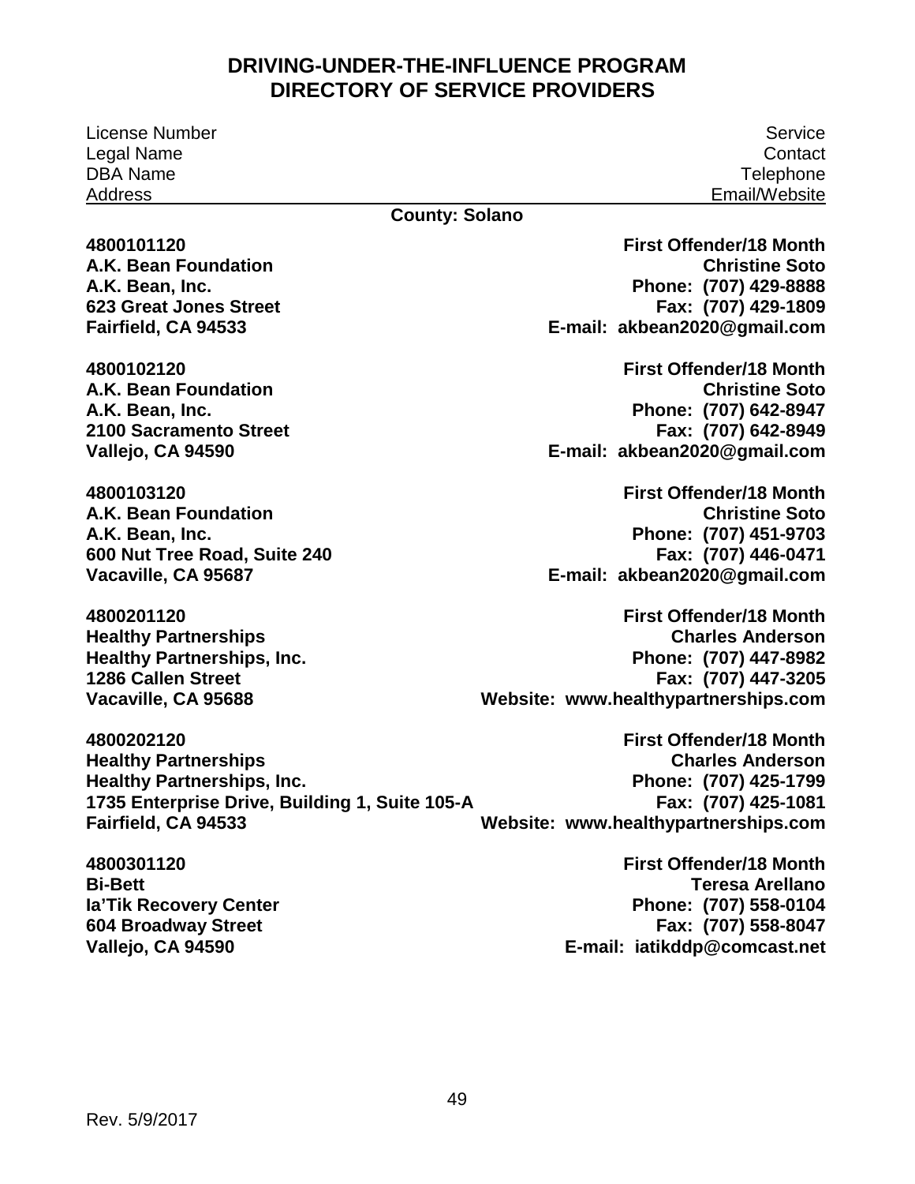## DRIVING-UNDER-THE-INFLUENCE PROGRAM
## DIRECTORY OF SERVICE PROVIDERS

| License Number<br>Legal Name<br>DBA Name<br>Address | Service<br>Contact<br>Telephone<br>Email/Website |
|---|---|

**County: Solano**

| | |
|---|---|
| **4800101120**<br>**A.K. Bean Foundation**<br>**A.K. Bean, Inc.**<br>**623 Great Jones Street**<br>**Fairfield, CA 94533** | **First Offender/18 Month**<br>**Christine Soto**<br>**Phone: (707) 429-8888**<br>**Fax: (707) 429-1809**<br>**E-mail: akbean2020@gmail.com** |
| **4800102120**<br>**A.K. Bean Foundation**<br>**A.K. Bean, Inc.**<br>**2100 Sacramento Street**<br>**Vallejo, CA 94590** | **First Offender/18 Month**<br>**Christine Soto**<br>**Phone: (707) 642-8947**<br>**Fax: (707) 642-8949**<br>**E-mail: akbean2020@gmail.com** |
| **4800103120**<br>**A.K. Bean Foundation**<br>**A.K. Bean, Inc.**<br>**600 Nut Tree Road, Suite 240**<br>**Vacaville, CA 95687** | **First Offender/18 Month**<br>**Christine Soto**<br>**Phone: (707) 451-9703**<br>**Fax: (707) 446-0471**<br>**E-mail: akbean2020@gmail.com** |
| **4800201120**<br>**Healthy Partnerships**<br>**Healthy Partnerships, Inc.**<br>**1286 Callen Street**<br>**Vacaville, CA 95688** | **First Offender/18 Month**<br>**Charles Anderson**<br>**Phone: (707) 447-8982**<br>**Fax: (707) 447-3205**<br>**Website: www.healthypartnerships.com** |
| **4800202120**<br>**Healthy Partnerships**<br>**Healthy Partnerships, Inc.**<br>**1735 Enterprise Drive, Building 1, Suite 105-A**<br>**Fairfield, CA 94533** | **First Offender/18 Month**<br>**Charles Anderson**<br>**Phone: (707) 425-1799**<br>**Fax: (707) 425-1081**<br>**Website: www.healthypartnerships.com** |
| **4800301120**<br>**Bi-Bett**<br>**Ia'Tik Recovery Center**<br>**604 Broadway Street**<br>**Vallejo, CA 94590** | **First Offender/18 Month**<br>**Teresa Arellano**<br>**Phone: (707) 558-0104**<br>**Fax: (707) 558-8047**<br>**E-mail: iatikddp@comcast.net** |

Rev. 5/9/2017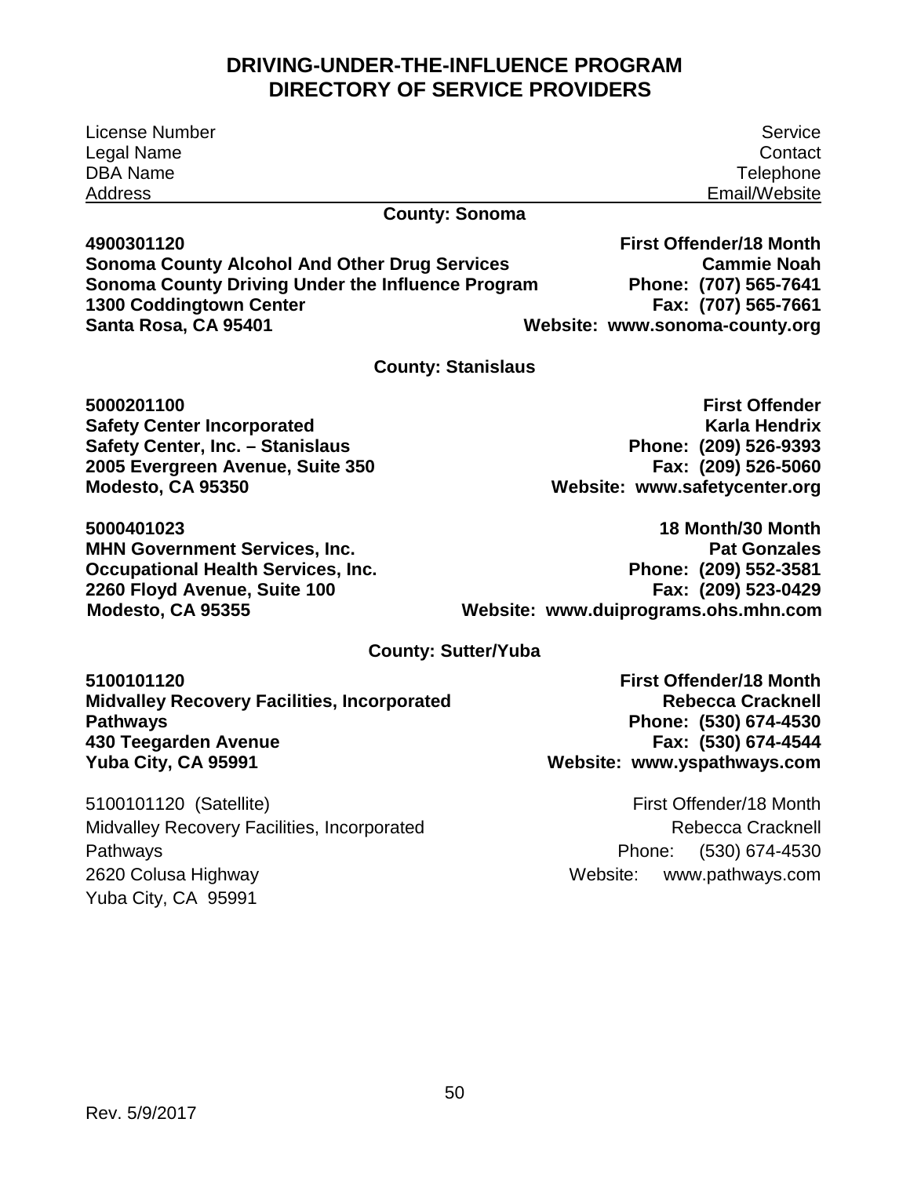# DRIVING-UNDER-THE-INFLUENCE PROGRAM
# DIRECTORY OF SERVICE PROVIDERS

| License Number / Legal Name / DBA Name / Address | Service / Contact / Telephone / Email/Website |
|---|---|

## County: Sonoma

**4900301120**
**Sonoma County Alcohol And Other Drug Services**
**Sonoma County Driving Under the Influence Program**
**1300 Coddingtown Center**
**Santa Rosa, CA 95401**

**First Offender/18 Month**
**Cammie Noah**
**Phone: (707) 565-7641**
**Fax: (707) 565-7661**
**Website: www.sonoma-county.org**

## County: Stanislaus

**5000201100**
**Safety Center Incorporated**
**Safety Center, Inc. – Stanislaus**
**2005 Evergreen Avenue, Suite 350**
**Modesto, CA 95350**

**First Offender**
**Karla Hendrix**
**Phone: (209) 526-9393**
**Fax: (209) 526-5060**
**Website: www.safetycenter.org**

**5000401023**
**MHN Government Services, Inc.**
**Occupational Health Services, Inc.**
**2260 Floyd Avenue, Suite 100**
**Modesto, CA 95355**

**18 Month/30 Month**
**Pat Gonzales**
**Phone: (209) 552-3581**
**Fax: (209) 523-0429**
**Website: www.duiprograms.ohs.mhn.com**

## County: Sutter/Yuba

**5100101120**
**Midvalley Recovery Facilities, Incorporated**
**Pathways**
**430 Teegarden Avenue**
**Yuba City, CA 95991**

**First Offender/18 Month**
**Rebecca Cracknell**
**Phone: (530) 674-4530**
**Fax: (530) 674-4544**
**Website: www.yspathways.com**

5100101120 (Satellite)
Midvalley Recovery Facilities, Incorporated
Pathways
2620 Colusa Highway
Yuba City, CA 95991

First Offender/18 Month
Rebecca Cracknell
Phone: (530) 674-4530
Website: www.pathways.com

Rev. 5/9/2017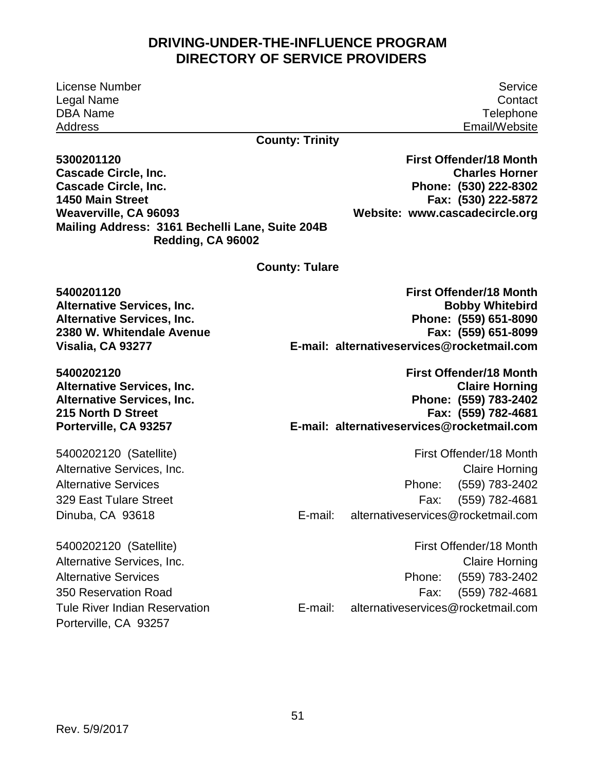# DRIVING-UNDER-THE-INFLUENCE PROGRAM
# DIRECTORY OF SERVICE PROVIDERS

| License Number | Service |
|---|---|
| Legal Name | Contact |
| DBA Name | Telephone |
| Address | Email/Website |

**County: Trinity**

**5300201120**
**Cascade Circle, Inc.**
**Cascade Circle, Inc.**
**1450 Main Street**
**Weaverville, CA 96093**
**Mailing Address: 3161 Bechelli Lane, Suite 204B**
**Redding, CA 96002**

**First Offender/18 Month**
**Charles Horner**
**Phone: (530) 222-8302**
**Fax: (530) 222-5872**
**Website: www.cascadecircle.org**

**County: Tulare**

**5400201120**
**Alternative Services, Inc.**
**Alternative Services, Inc.**
**2380 W. Whitendale Avenue**
**Visalia, CA 93277**

**First Offender/18 Month**
**Bobby Whitebird**
**Phone: (559) 651-8090**
**Fax: (559) 651-8099**
**E-mail: alternativeservices@rocketmail.com**

**5400202120**
**Alternative Services, Inc.**
**Alternative Services, Inc.**
**215 North D Street**
**Porterville, CA 93257**

**First Offender/18 Month**
**Claire Horning**
**Phone: (559) 783-2402**
**Fax: (559) 782-4681**
**E-mail: alternativeservices@rocketmail.com**

5400202120 (Satellite)
Alternative Services, Inc.
Alternative Services
329 East Tulare Street
Dinuba, CA 93618

First Offender/18 Month
Claire Horning
Phone: (559) 783-2402
Fax: (559) 782-4681
E-mail: alternativeservices@rocketmail.com

5400202120 (Satellite)
Alternative Services, Inc.
Alternative Services
350 Reservation Road
Tule River Indian Reservation
Porterville, CA 93257

First Offender/18 Month
Claire Horning
Phone: (559) 783-2402
Fax: (559) 782-4681
E-mail: alternativeservices@rocketmail.com

Rev. 5/9/2017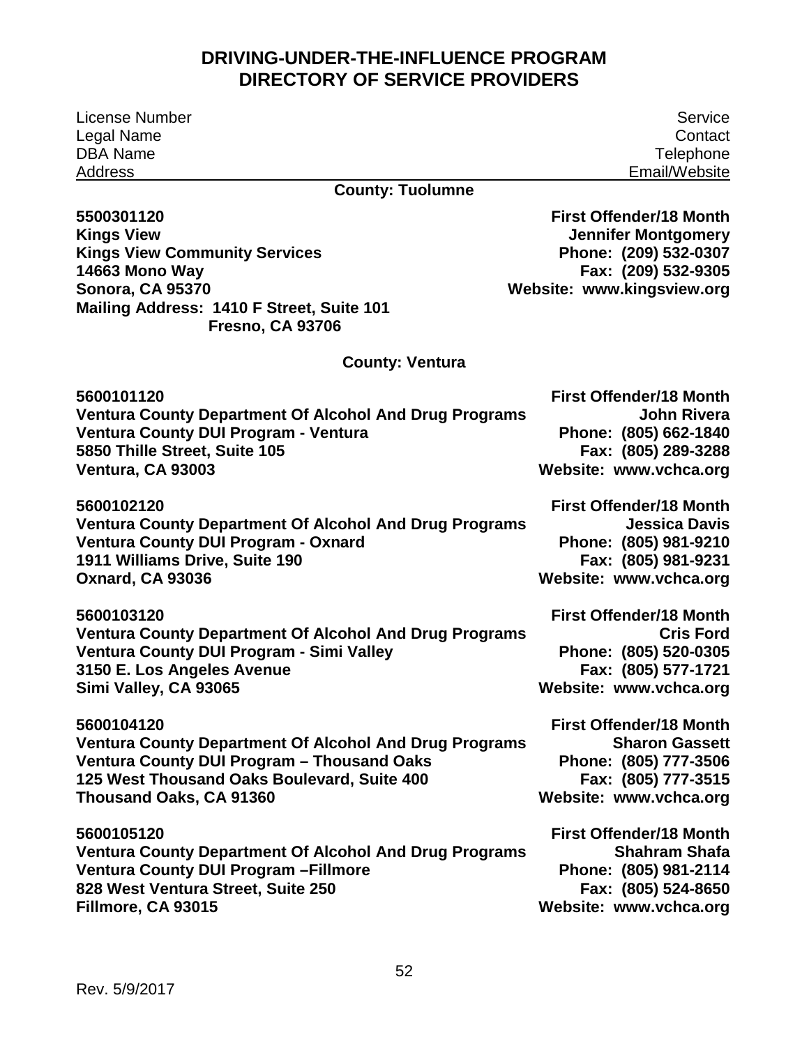# DRIVING-UNDER-THE-INFLUENCE PROGRAM
# DIRECTORY OF SERVICE PROVIDERS

| License Number<br>Legal Name<br>DBA Name<br>Address | Service<br>Contact<br>Telephone<br>Email/Website |
|---|---|

## County: Tuolumne

| | |
|---|---|
| **5500301120**<br>**Kings View**<br>**Kings View Community Services**<br>**14663 Mono Way**<br>**Sonora, CA 95370**<br>**Mailing Address: 1410 F Street, Suite 101**<br>**Fresno, CA 93706** | **First Offender/18 Month**<br>**Jennifer Montgomery**<br>**Phone: (209) 532-0307**<br>**Fax: (209) 532-9305**<br>**Website: www.kingsview.org** |

## County: Ventura

| | |
|---|---|
| **5600101120**<br>**Ventura County Department Of Alcohol And Drug Programs**<br>**Ventura County DUI Program - Ventura**<br>**5850 Thille Street, Suite 105**<br>**Ventura, CA 93003** | **First Offender/18 Month**<br>**John Rivera**<br>**Phone: (805) 662-1840**<br>**Fax: (805) 289-3288**<br>**Website: www.vchca.org** |
| **5600102120**<br>**Ventura County Department Of Alcohol And Drug Programs**<br>**Ventura County DUI Program - Oxnard**<br>**1911 Williams Drive, Suite 190**<br>**Oxnard, CA 93036** | **First Offender/18 Month**<br>**Jessica Davis**<br>**Phone: (805) 981-9210**<br>**Fax: (805) 981-9231**<br>**Website: www.vchca.org** |
| **5600103120**<br>**Ventura County Department Of Alcohol And Drug Programs**<br>**Ventura County DUI Program - Simi Valley**<br>**3150 E. Los Angeles Avenue**<br>**Simi Valley, CA 93065** | **First Offender/18 Month**<br>**Cris Ford**<br>**Phone: (805) 520-0305**<br>**Fax: (805) 577-1721**<br>**Website: www.vchca.org** |
| **5600104120**<br>**Ventura County Department Of Alcohol And Drug Programs**<br>**Ventura County DUI Program – Thousand Oaks**<br>**125 West Thousand Oaks Boulevard, Suite 400**<br>**Thousand Oaks, CA 91360** | **First Offender/18 Month**<br>**Sharon Gassett**<br>**Phone: (805) 777-3506**<br>**Fax: (805) 777-3515**<br>**Website: www.vchca.org** |
| **5600105120**<br>**Ventura County Department Of Alcohol And Drug Programs**<br>**Ventura County DUI Program –Fillmore**<br>**828 West Ventura Street, Suite 250**<br>**Fillmore, CA 93015** | **First Offender/18 Month**<br>**Shahram Shafa**<br>**Phone: (805) 981-2114**<br>**Fax: (805) 524-8650**<br>**Website: www.vchca.org** |

Rev. 5/9/2017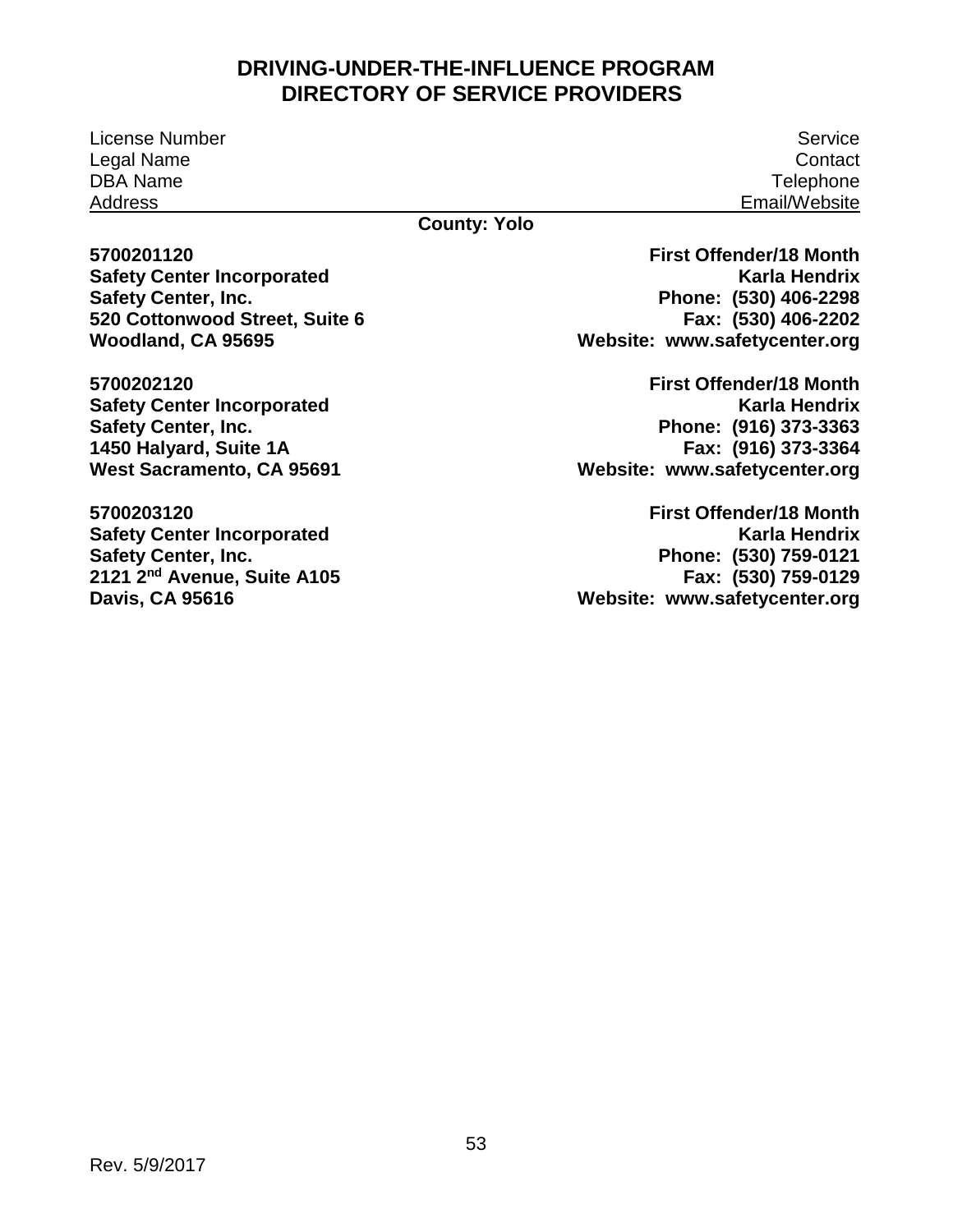# DRIVING-UNDER-THE-INFLUENCE PROGRAM
# DIRECTORY OF SERVICE PROVIDERS

| License Number<br>Legal Name<br>DBA Name<br>Address | Service<br>Contact<br>Telephone<br>Email/Website |
|---|---|

**County: Yolo**

| | |
|---|---|
| **5700201120**<br>**Safety Center Incorporated**<br>**Safety Center, Inc.**<br>**520 Cottonwood Street, Suite 6**<br>**Woodland, CA 95695** | **First Offender/18 Month**<br>**Karla Hendrix**<br>**Phone: (530) 406-2298**<br>**Fax: (530) 406-2202**<br>**Website: www.safetycenter.org** |
| **5700202120**<br>**Safety Center Incorporated**<br>**Safety Center, Inc.**<br>**1450 Halyard, Suite 1A**<br>**West Sacramento, CA 95691** | **First Offender/18 Month**<br>**Karla Hendrix**<br>**Phone: (916) 373-3363**<br>**Fax: (916) 373-3364**<br>**Website: www.safetycenter.org** |
| **5700203120**<br>**Safety Center Incorporated**<br>**Safety Center, Inc.**<br>**2121 2nd Avenue, Suite A105**<br>**Davis, CA 95616** | **First Offender/18 Month**<br>**Karla Hendrix**<br>**Phone: (530) 759-0121**<br>**Fax: (530) 759-0129**<br>**Website: www.safetycenter.org** |

Rev. 5/9/2017